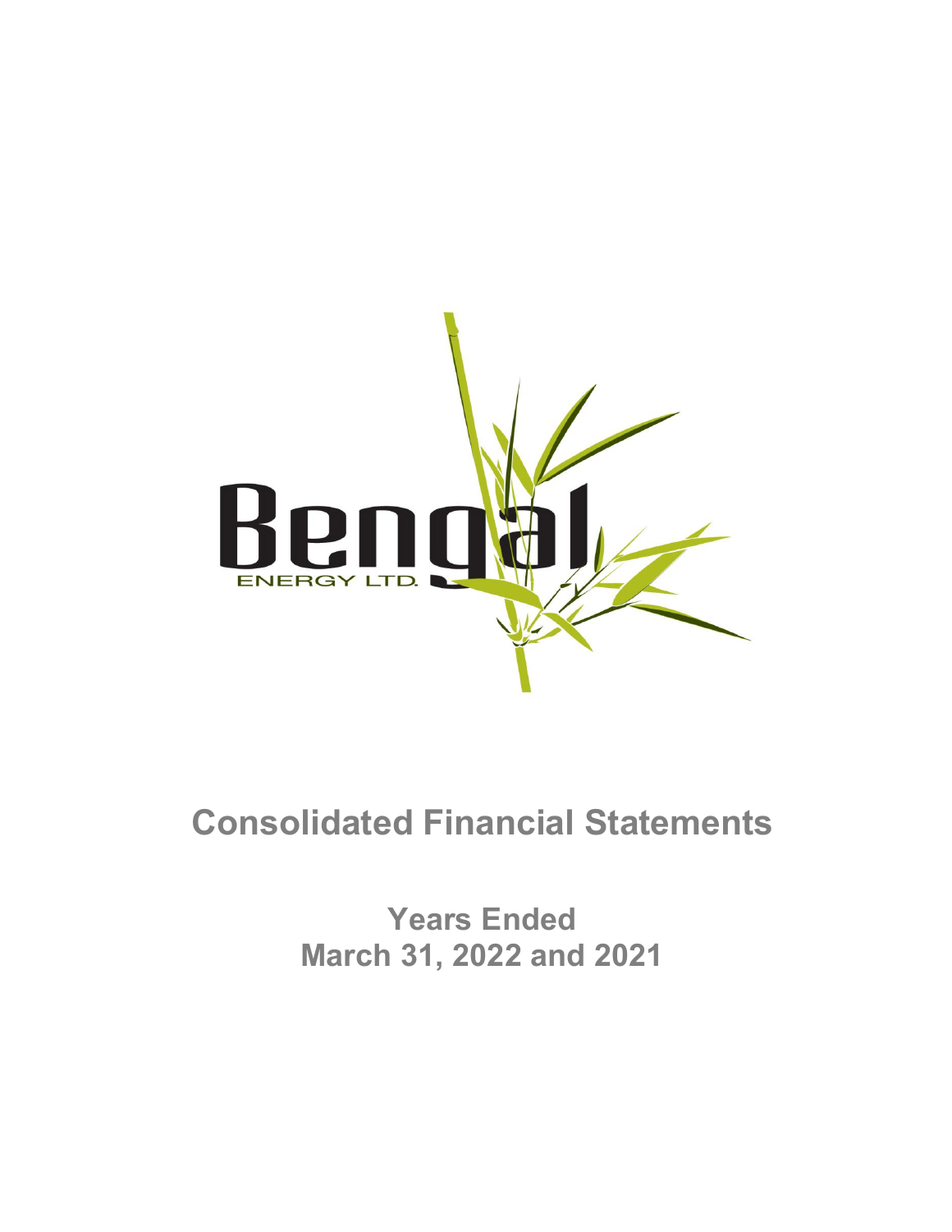Bengal
ENERGY LTD.

# Consolidated Financial Statements

**Years Ended**
**March 31, 2022 and 2021**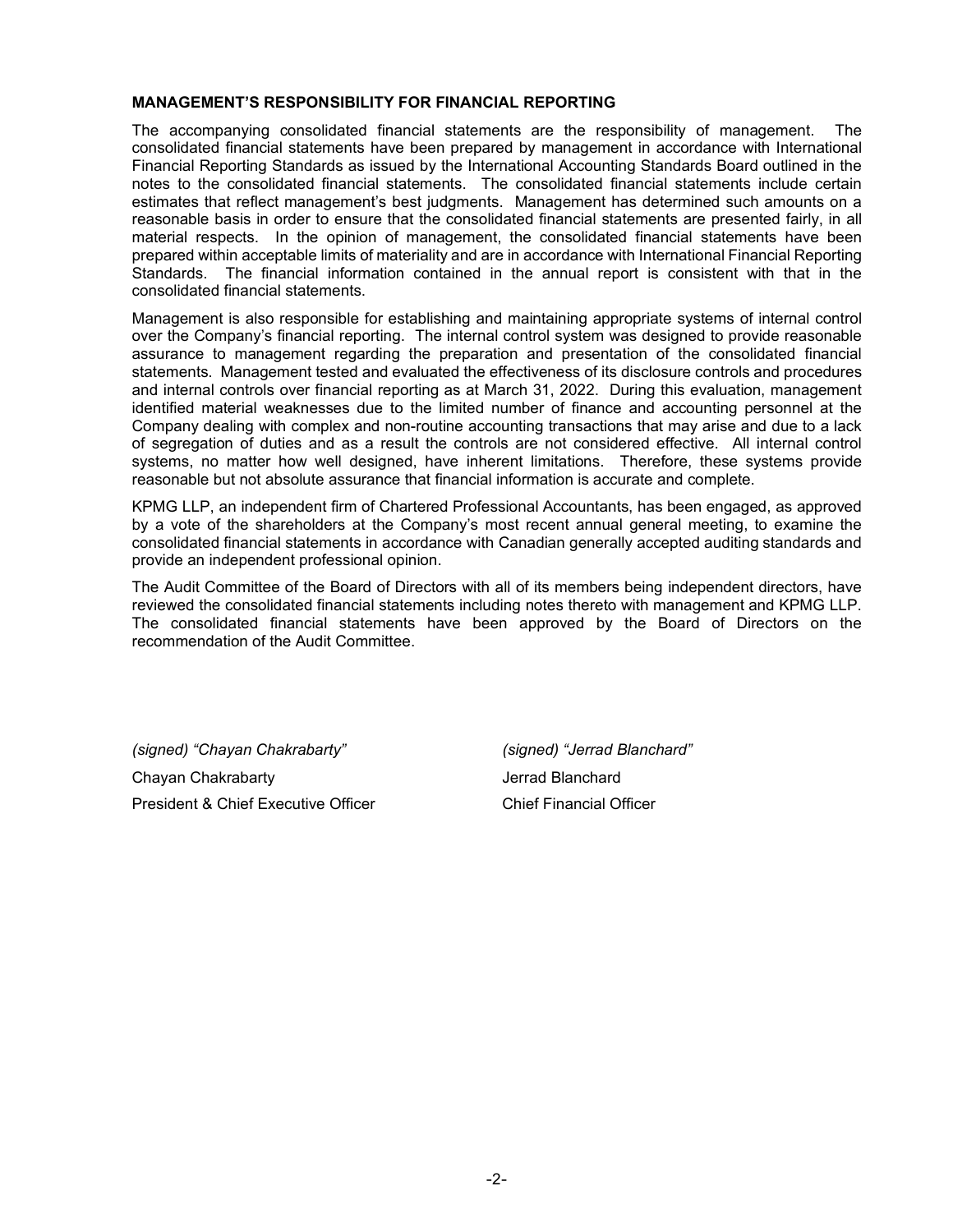## MANAGEMENT'S RESPONSIBILITY FOR FINANCIAL REPORTING

The accompanying consolidated financial statements are the responsibility of management. The consolidated financial statements have been prepared by management in accordance with International Financial Reporting Standards as issued by the International Accounting Standards Board outlined in the notes to the consolidated financial statements. The consolidated financial statements include certain estimates that reflect management's best judgments. Management has determined such amounts on a reasonable basis in order to ensure that the consolidated financial statements are presented fairly, in all material respects. In the opinion of management, the consolidated financial statements have been prepared within acceptable limits of materiality and are in accordance with International Financial Reporting Standards. The financial information contained in the annual report is consistent with that in the consolidated financial statements.

Management is also responsible for establishing and maintaining appropriate systems of internal control over the Company's financial reporting. The internal control system was designed to provide reasonable assurance to management regarding the preparation and presentation of the consolidated financial statements. Management tested and evaluated the effectiveness of its disclosure controls and procedures and internal controls over financial reporting as at March 31, 2022. During this evaluation, management identified material weaknesses due to the limited number of finance and accounting personnel at the Company dealing with complex and non-routine accounting transactions that may arise and due to a lack of segregation of duties and as a result the controls are not considered effective. All internal control systems, no matter how well designed, have inherent limitations. Therefore, these systems provide reasonable but not absolute assurance that financial information is accurate and complete.

KPMG LLP, an independent firm of Chartered Professional Accountants, has been engaged, as approved by a vote of the shareholders at the Company's most recent annual general meeting, to examine the consolidated financial statements in accordance with Canadian generally accepted auditing standards and provide an independent professional opinion.

The Audit Committee of the Board of Directors with all of its members being independent directors, have reviewed the consolidated financial statements including notes thereto with management and KPMG LLP. The consolidated financial statements have been approved by the Board of Directors on the recommendation of the Audit Committee.

*(signed) "Chayan Chakrabarty"*
Chayan Chakrabarty
President & Chief Executive Officer

*(signed) "Jerrad Blanchard"*
Jerrad Blanchard
Chief Financial Officer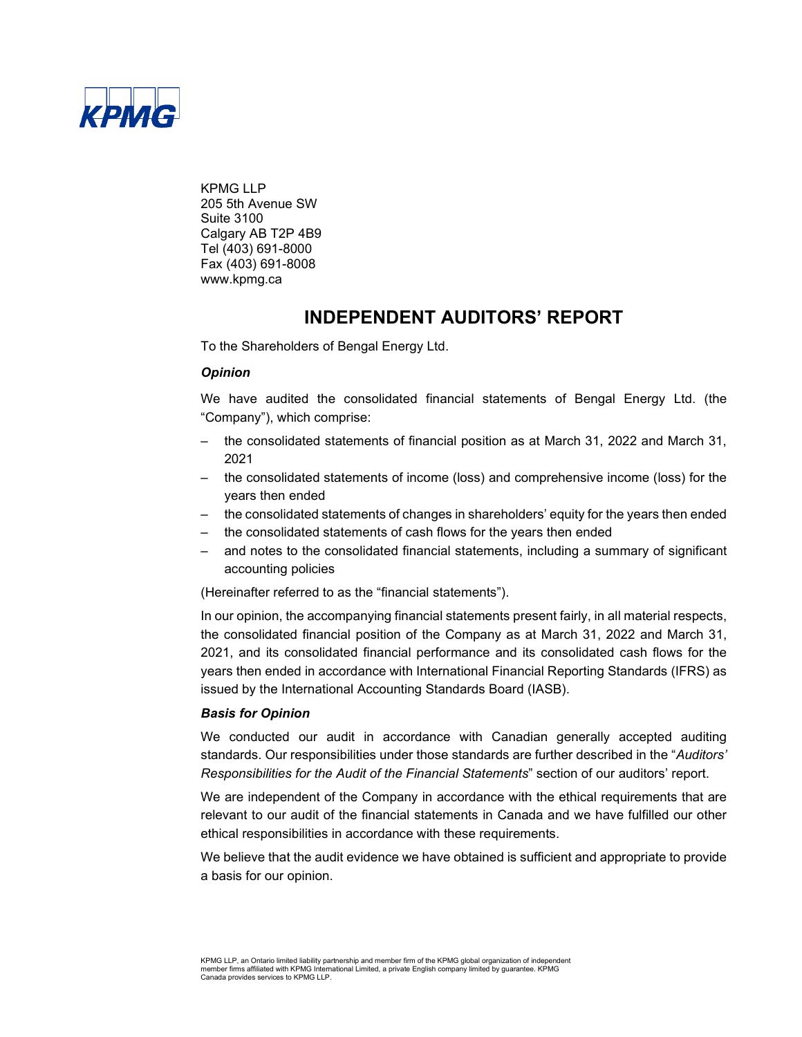KPMG LLP
205 5th Avenue SW
Suite 3100
Calgary AB T2P 4B9
Tel (403) 691-8000
Fax (403) 691-8008
www.kpmg.ca

# INDEPENDENT AUDITORS' REPORT

To the Shareholders of Bengal Energy Ltd.

***Opinion***

We have audited the consolidated financial statements of Bengal Energy Ltd. (the "Company"), which comprise:

- the consolidated statements of financial position as at March 31, 2022 and March 31, 2021
- the consolidated statements of income (loss) and comprehensive income (loss) for the years then ended
- the consolidated statements of changes in shareholders' equity for the years then ended
- the consolidated statements of cash flows for the years then ended
- and notes to the consolidated financial statements, including a summary of significant accounting policies

(Hereinafter referred to as the "financial statements").

In our opinion, the accompanying financial statements present fairly, in all material respects, the consolidated financial position of the Company as at March 31, 2022 and March 31, 2021, and its consolidated financial performance and its consolidated cash flows for the years then ended in accordance with International Financial Reporting Standards (IFRS) as issued by the International Accounting Standards Board (IASB).

***Basis for Opinion***

We conducted our audit in accordance with Canadian generally accepted auditing standards. Our responsibilities under those standards are further described in the "*Auditors' Responsibilities for the Audit of the Financial Statements*" section of our auditors' report.

We are independent of the Company in accordance with the ethical requirements that are relevant to our audit of the financial statements in Canada and we have fulfilled our other ethical responsibilities in accordance with these requirements.

We believe that the audit evidence we have obtained is sufficient and appropriate to provide a basis for our opinion.

KPMG LLP, an Ontario limited liability partnership and member firm of the KPMG global organization of independent member firms affiliated with KPMG International Limited, a private English company limited by guarantee. KPMG Canada provides services to KPMG LLP.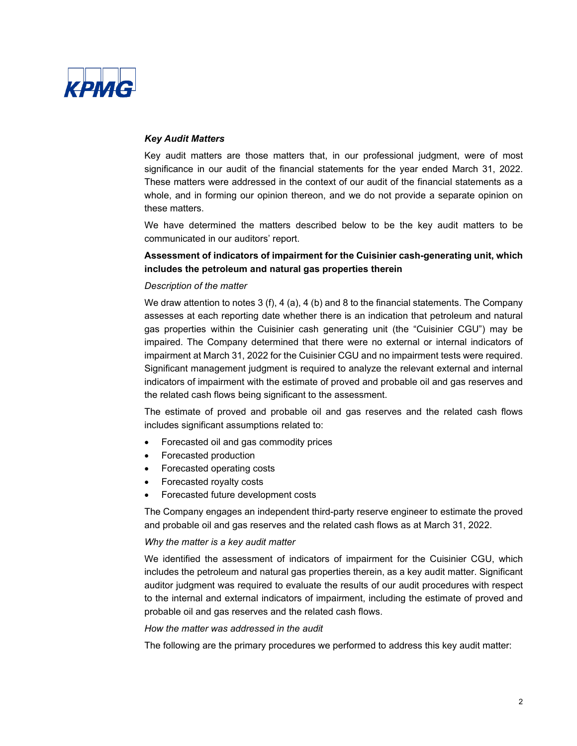### *Key Audit Matters*

Key audit matters are those matters that, in our professional judgment, were of most significance in our audit of the financial statements for the year ended March 31, 2022. These matters were addressed in the context of our audit of the financial statements as a whole, and in forming our opinion thereon, and we do not provide a separate opinion on these matters.

We have determined the matters described below to be the key audit matters to be communicated in our auditors' report.

**Assessment of indicators of impairment for the Cuisinier cash-generating unit, which includes the petroleum and natural gas properties therein**

*Description of the matter*

We draw attention to notes 3 (f), 4 (a), 4 (b) and 8 to the financial statements. The Company assesses at each reporting date whether there is an indication that petroleum and natural gas properties within the Cuisinier cash generating unit (the "Cuisinier CGU") may be impaired. The Company determined that there were no external or internal indicators of impairment at March 31, 2022 for the Cuisinier CGU and no impairment tests were required. Significant management judgment is required to analyze the relevant external and internal indicators of impairment with the estimate of proved and probable oil and gas reserves and the related cash flows being significant to the assessment.

The estimate of proved and probable oil and gas reserves and the related cash flows includes significant assumptions related to:

- Forecasted oil and gas commodity prices
- Forecasted production
- Forecasted operating costs
- Forecasted royalty costs
- Forecasted future development costs

The Company engages an independent third-party reserve engineer to estimate the proved and probable oil and gas reserves and the related cash flows as at March 31, 2022.

*Why the matter is a key audit matter*

We identified the assessment of indicators of impairment for the Cuisinier CGU, which includes the petroleum and natural gas properties therein, as a key audit matter. Significant auditor judgment was required to evaluate the results of our audit procedures with respect to the internal and external indicators of impairment, including the estimate of proved and probable oil and gas reserves and the related cash flows.

*How the matter was addressed in the audit*

The following are the primary procedures we performed to address this key audit matter: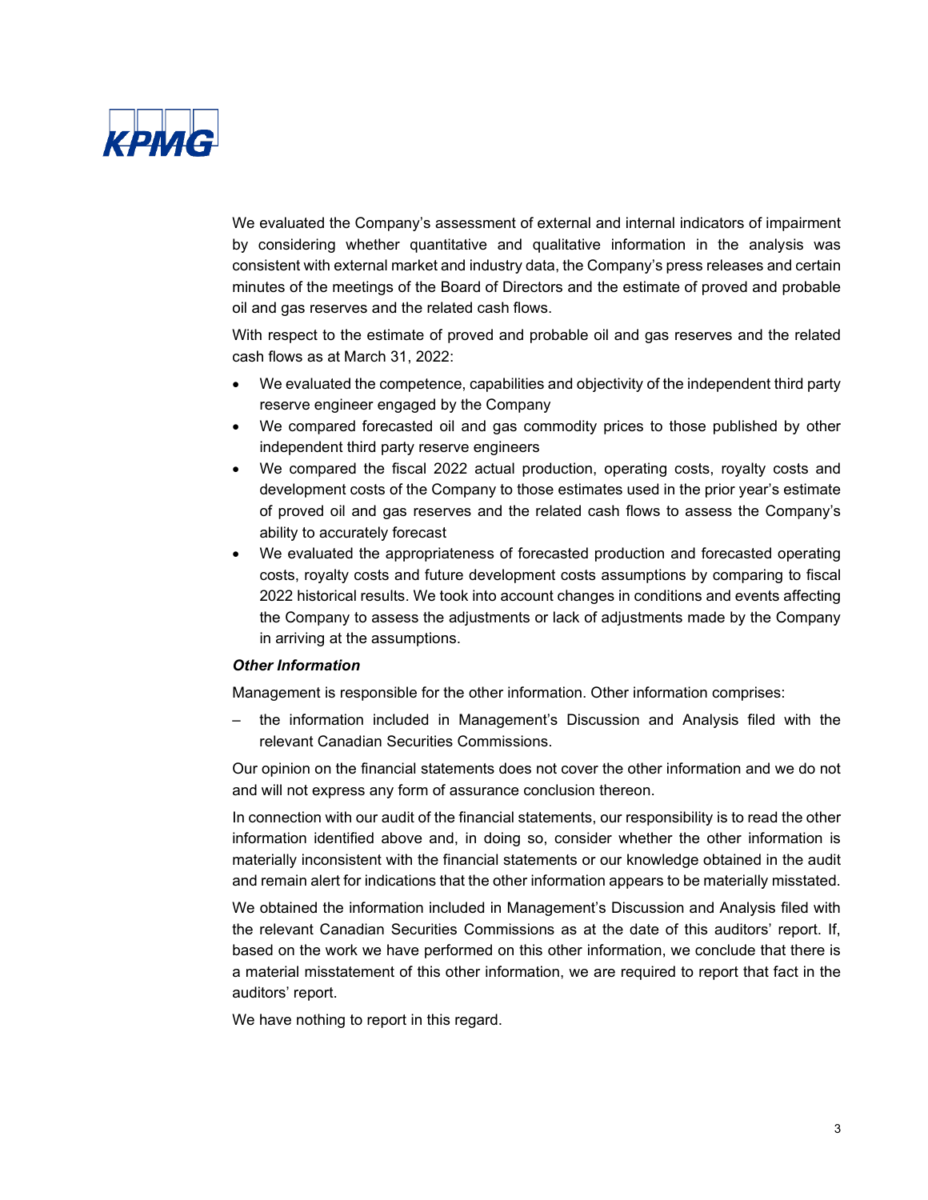We evaluated the Company's assessment of external and internal indicators of impairment by considering whether quantitative and qualitative information in the analysis was consistent with external market and industry data, the Company's press releases and certain minutes of the meetings of the Board of Directors and the estimate of proved and probable oil and gas reserves and the related cash flows.

With respect to the estimate of proved and probable oil and gas reserves and the related cash flows as at March 31, 2022:

- We evaluated the competence, capabilities and objectivity of the independent third party reserve engineer engaged by the Company
- We compared forecasted oil and gas commodity prices to those published by other independent third party reserve engineers
- We compared the fiscal 2022 actual production, operating costs, royalty costs and development costs of the Company to those estimates used in the prior year's estimate of proved oil and gas reserves and the related cash flows to assess the Company's ability to accurately forecast
- We evaluated the appropriateness of forecasted production and forecasted operating costs, royalty costs and future development costs assumptions by comparing to fiscal 2022 historical results. We took into account changes in conditions and events affecting the Company to assess the adjustments or lack of adjustments made by the Company in arriving at the assumptions.

***Other Information***

Management is responsible for the other information. Other information comprises:

– the information included in Management's Discussion and Analysis filed with the relevant Canadian Securities Commissions.

Our opinion on the financial statements does not cover the other information and we do not and will not express any form of assurance conclusion thereon.

In connection with our audit of the financial statements, our responsibility is to read the other information identified above and, in doing so, consider whether the other information is materially inconsistent with the financial statements or our knowledge obtained in the audit and remain alert for indications that the other information appears to be materially misstated.

We obtained the information included in Management's Discussion and Analysis filed with the relevant Canadian Securities Commissions as at the date of this auditors' report. If, based on the work we have performed on this other information, we conclude that there is a material misstatement of this other information, we are required to report that fact in the auditors' report.

We have nothing to report in this regard.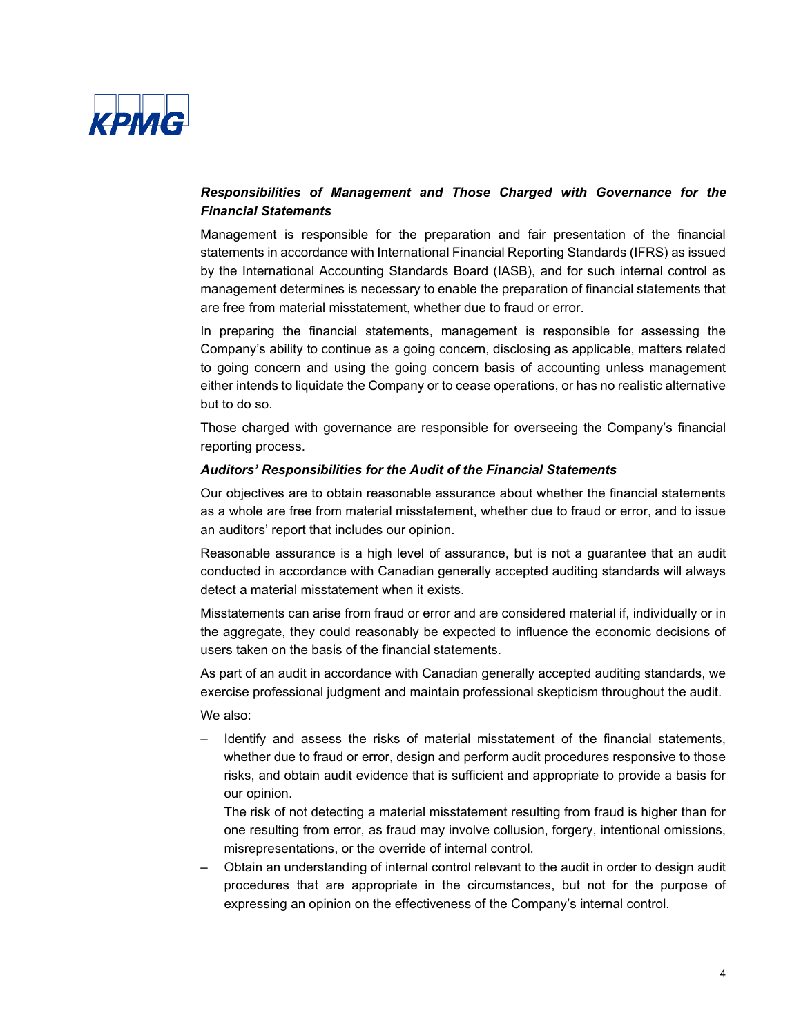***Responsibilities of Management and Those Charged with Governance for the Financial Statements***

Management is responsible for the preparation and fair presentation of the financial statements in accordance with International Financial Reporting Standards (IFRS) as issued by the International Accounting Standards Board (IASB), and for such internal control as management determines is necessary to enable the preparation of financial statements that are free from material misstatement, whether due to fraud or error.

In preparing the financial statements, management is responsible for assessing the Company's ability to continue as a going concern, disclosing as applicable, matters related to going concern and using the going concern basis of accounting unless management either intends to liquidate the Company or to cease operations, or has no realistic alternative but to do so.

Those charged with governance are responsible for overseeing the Company's financial reporting process.

***Auditors' Responsibilities for the Audit of the Financial Statements***

Our objectives are to obtain reasonable assurance about whether the financial statements as a whole are free from material misstatement, whether due to fraud or error, and to issue an auditors' report that includes our opinion.

Reasonable assurance is a high level of assurance, but is not a guarantee that an audit conducted in accordance with Canadian generally accepted auditing standards will always detect a material misstatement when it exists.

Misstatements can arise from fraud or error and are considered material if, individually or in the aggregate, they could reasonably be expected to influence the economic decisions of users taken on the basis of the financial statements.

As part of an audit in accordance with Canadian generally accepted auditing standards, we exercise professional judgment and maintain professional skepticism throughout the audit.

We also:

- Identify and assess the risks of material misstatement of the financial statements, whether due to fraud or error, design and perform audit procedures responsive to those risks, and obtain audit evidence that is sufficient and appropriate to provide a basis for our opinion.

  The risk of not detecting a material misstatement resulting from fraud is higher than for one resulting from error, as fraud may involve collusion, forgery, intentional omissions, misrepresentations, or the override of internal control.
- Obtain an understanding of internal control relevant to the audit in order to design audit procedures that are appropriate in the circumstances, but not for the purpose of expressing an opinion on the effectiveness of the Company's internal control.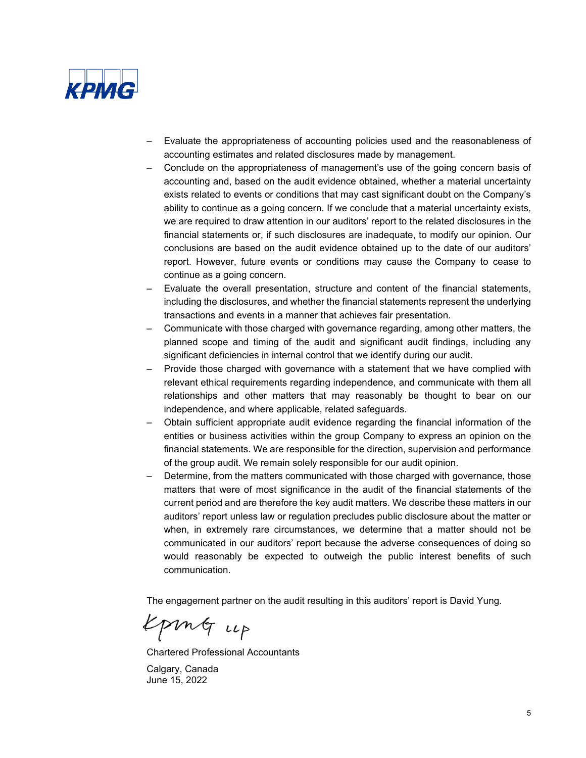- Evaluate the appropriateness of accounting policies used and the reasonableness of accounting estimates and related disclosures made by management.
- Conclude on the appropriateness of management's use of the going concern basis of accounting and, based on the audit evidence obtained, whether a material uncertainty exists related to events or conditions that may cast significant doubt on the Company's ability to continue as a going concern. If we conclude that a material uncertainty exists, we are required to draw attention in our auditors' report to the related disclosures in the financial statements or, if such disclosures are inadequate, to modify our opinion. Our conclusions are based on the audit evidence obtained up to the date of our auditors' report. However, future events or conditions may cause the Company to cease to continue as a going concern.
- Evaluate the overall presentation, structure and content of the financial statements, including the disclosures, and whether the financial statements represent the underlying transactions and events in a manner that achieves fair presentation.
- Communicate with those charged with governance regarding, among other matters, the planned scope and timing of the audit and significant audit findings, including any significant deficiencies in internal control that we identify during our audit.
- Provide those charged with governance with a statement that we have complied with relevant ethical requirements regarding independence, and communicate with them all relationships and other matters that may reasonably be thought to bear on our independence, and where applicable, related safeguards.
- Obtain sufficient appropriate audit evidence regarding the financial information of the entities or business activities within the group Company to express an opinion on the financial statements. We are responsible for the direction, supervision and performance of the group audit. We remain solely responsible for our audit opinion.
- Determine, from the matters communicated with those charged with governance, those matters that were of most significance in the audit of the financial statements of the current period and are therefore the key audit matters. We describe these matters in our auditors' report unless law or regulation precludes public disclosure about the matter or when, in extremely rare circumstances, we determine that a matter should not be communicated in our auditors' report because the adverse consequences of doing so would reasonably be expected to outweigh the public interest benefits of such communication.

The engagement partner on the audit resulting in this auditors' report is David Yung.

KPMG LLP

Chartered Professional Accountants

Calgary, Canada
June 15, 2022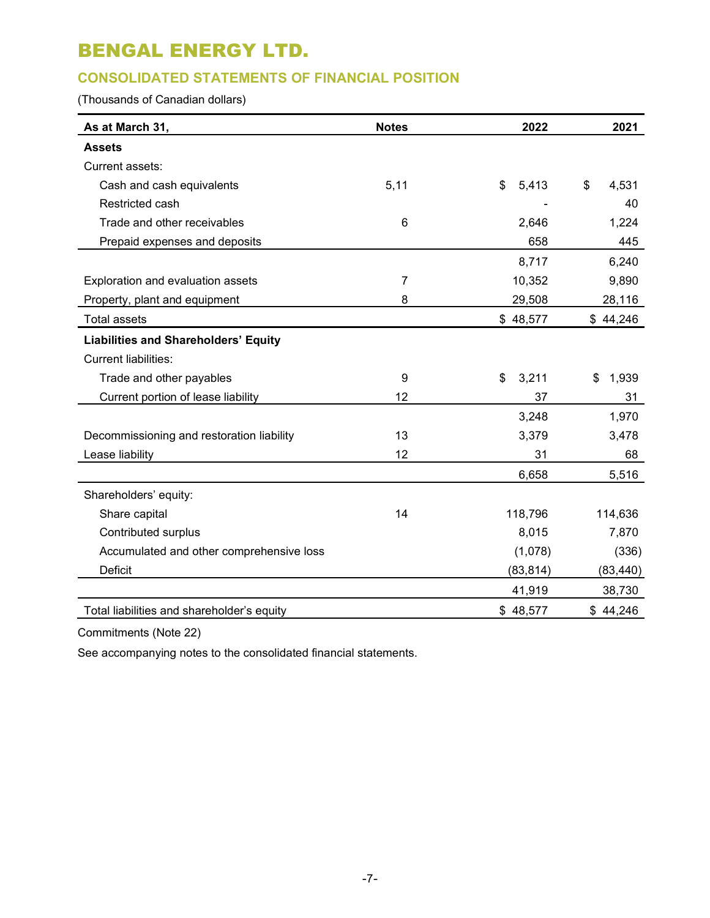# BENGAL ENERGY LTD.

## CONSOLIDATED STATEMENTS OF FINANCIAL POSITION

(Thousands of Canadian dollars)

| As at March 31, | Notes | 2022 | 2021 |
|---|---|---|---|
| **Assets** | | | |
| Current assets: | | | |
| Cash and cash equivalents | 5,11 | $ 5,413 | $ 4,531 |
| Restricted cash | | - | 40 |
| Trade and other receivables | 6 | 2,646 | 1,224 |
| Prepaid expenses and deposits | | 658 | 445 |
| | | 8,717 | 6,240 |
| Exploration and evaluation assets | 7 | 10,352 | 9,890 |
| Property, plant and equipment | 8 | 29,508 | 28,116 |
| Total assets | | $ 48,577 | $ 44,246 |
| **Liabilities and Shareholders' Equity** | | | |
| Current liabilities: | | | |
| Trade and other payables | 9 | $ 3,211 | $ 1,939 |
| Current portion of lease liability | 12 | 37 | 31 |
| | | 3,248 | 1,970 |
| Decommissioning and restoration liability | 13 | 3,379 | 3,478 |
| Lease liability | 12 | 31 | 68 |
| | | 6,658 | 5,516 |
| Shareholders' equity: | | | |
| Share capital | 14 | 118,796 | 114,636 |
| Contributed surplus | | 8,015 | 7,870 |
| Accumulated and other comprehensive loss | | (1,078) | (336) |
| Deficit | | (83,814) | (83,440) |
| | | 41,919 | 38,730 |
| Total liabilities and shareholder's equity | | $ 48,577 | $ 44,246 |

Commitments (Note 22)

See accompanying notes to the consolidated financial statements.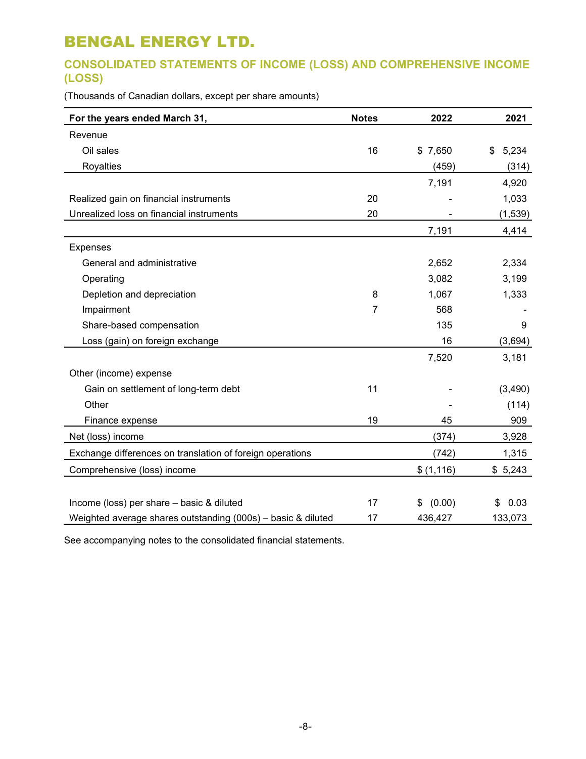# BENGAL ENERGY LTD.

## CONSOLIDATED STATEMENTS OF INCOME (LOSS) AND COMPREHENSIVE INCOME (LOSS)

(Thousands of Canadian dollars, except per share amounts)

| For the years ended March 31, | Notes | 2022 | 2021 |
|---|---|---|---|
| Revenue | | | |
| Oil sales | 16 | $ 7,650 | $ 5,234 |
| Royalties | | (459) | (314) |
| | | 7,191 | 4,920 |
| Realized gain on financial instruments | 20 | - | 1,033 |
| Unrealized loss on financial instruments | 20 | - | (1,539) |
| | | 7,191 | 4,414 |
| Expenses | | | |
| General and administrative | | 2,652 | 2,334 |
| Operating | | 3,082 | 3,199 |
| Depletion and depreciation | 8 | 1,067 | 1,333 |
| Impairment | 7 | 568 | - |
| Share-based compensation | | 135 | 9 |
| Loss (gain) on foreign exchange | | 16 | (3,694) |
| | | 7,520 | 3,181 |
| Other (income) expense | | | |
| Gain on settlement of long-term debt | 11 | - | (3,490) |
| Other | | - | (114) |
| Finance expense | 19 | 45 | 909 |
| Net (loss) income | | (374) | 3,928 |
| Exchange differences on translation of foreign operations | | (742) | 1,315 |
| Comprehensive (loss) income | | $ (1,116) | $ 5,243 |
| | | | |
| Income (loss) per share – basic & diluted | 17 | $ (0.00) | $ 0.03 |
| Weighted average shares outstanding (000s) – basic & diluted | 17 | 436,427 | 133,073 |

See accompanying notes to the consolidated financial statements.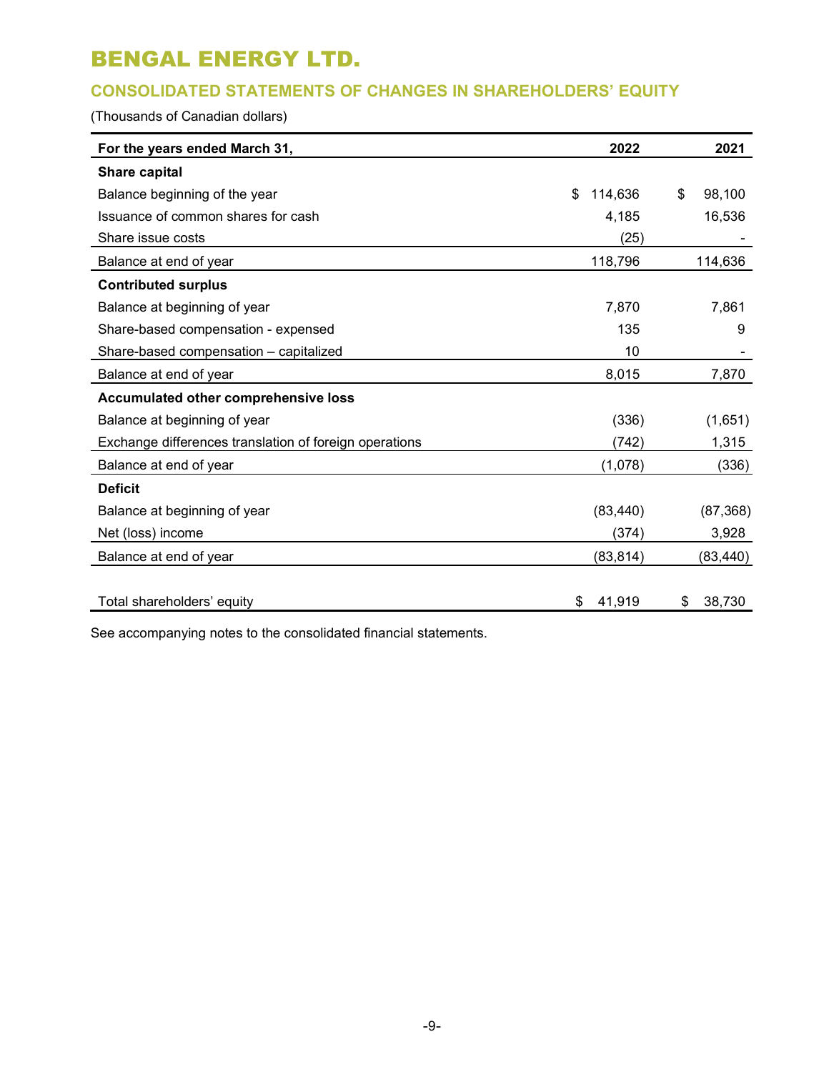# BENGAL ENERGY LTD.

## CONSOLIDATED STATEMENTS OF CHANGES IN SHAREHOLDERS' EQUITY

(Thousands of Canadian dollars)

| For the years ended March 31, | 2022 | 2021 |
|---|---|---|
| **Share capital** | | |
| Balance beginning of the year | $ 114,636 | $ 98,100 |
| Issuance of common shares for cash | 4,185 | 16,536 |
| Share issue costs | (25) | - |
| Balance at end of year | 118,796 | 114,636 |
| **Contributed surplus** | | |
| Balance at beginning of year | 7,870 | 7,861 |
| Share-based compensation - expensed | 135 | 9 |
| Share-based compensation – capitalized | 10 | - |
| Balance at end of year | 8,015 | 7,870 |
| **Accumulated other comprehensive loss** | | |
| Balance at beginning of year | (336) | (1,651) |
| Exchange differences translation of foreign operations | (742) | 1,315 |
| Balance at end of year | (1,078) | (336) |
| **Deficit** | | |
| Balance at beginning of year | (83,440) | (87,368) |
| Net (loss) income | (374) | 3,928 |
| Balance at end of year | (83,814) | (83,440) |
| Total shareholders' equity | $ 41,919 | $ 38,730 |

See accompanying notes to the consolidated financial statements.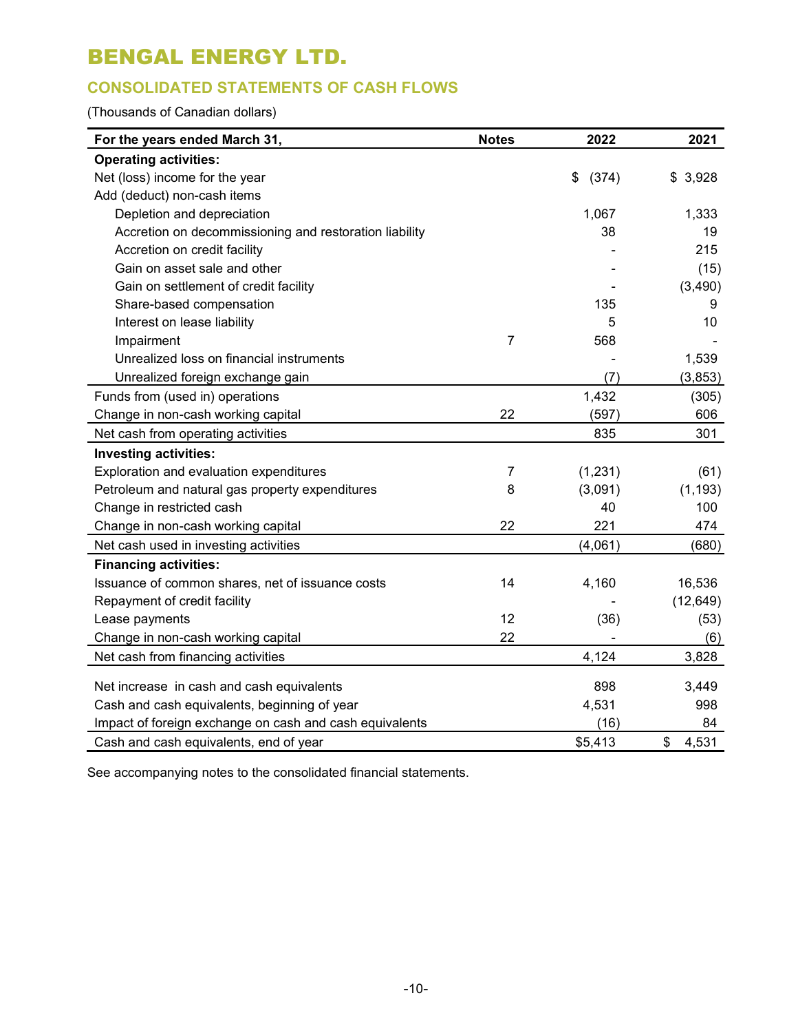# BENGAL ENERGY LTD.

## CONSOLIDATED STATEMENTS OF CASH FLOWS

(Thousands of Canadian dollars)

| For the years ended March 31, | Notes | 2022 | 2021 |
|---|---|---|---|
| **Operating activities:** | | | |
| Net (loss) income for the year | | $ (374) | $ 3,928 |
| Add (deduct) non-cash items | | | |
| Depletion and depreciation | | 1,067 | 1,333 |
| Accretion on decommissioning and restoration liability | | 38 | 19 |
| Accretion on credit facility | | - | 215 |
| Gain on asset sale and other | | - | (15) |
| Gain on settlement of credit facility | | - | (3,490) |
| Share-based compensation | | 135 | 9 |
| Interest on lease liability | | 5 | 10 |
| Impairment | 7 | 568 | - |
| Unrealized loss on financial instruments | | - | 1,539 |
| Unrealized foreign exchange gain | | (7) | (3,853) |
| Funds from (used in) operations | | 1,432 | (305) |
| Change in non-cash working capital | 22 | (597) | 606 |
| Net cash from operating activities | | 835 | 301 |
| **Investing activities:** | | | |
| Exploration and evaluation expenditures | 7 | (1,231) | (61) |
| Petroleum and natural gas property expenditures | 8 | (3,091) | (1,193) |
| Change in restricted cash | | 40 | 100 |
| Change in non-cash working capital | 22 | 221 | 474 |
| Net cash used in investing activities | | (4,061) | (680) |
| **Financing activities:** | | | |
| Issuance of common shares, net of issuance costs | 14 | 4,160 | 16,536 |
| Repayment of credit facility | | - | (12,649) |
| Lease payments | 12 | (36) | (53) |
| Change in non-cash working capital | 22 | - | (6) |
| Net cash from financing activities | | 4,124 | 3,828 |
| Net increase in cash and cash equivalents | | 898 | 3,449 |
| Cash and cash equivalents, beginning of year | | 4,531 | 998 |
| Impact of foreign exchange on cash and cash equivalents | | (16) | 84 |
| Cash and cash equivalents, end of year | | $5,413 | $ 4,531 |

See accompanying notes to the consolidated financial statements.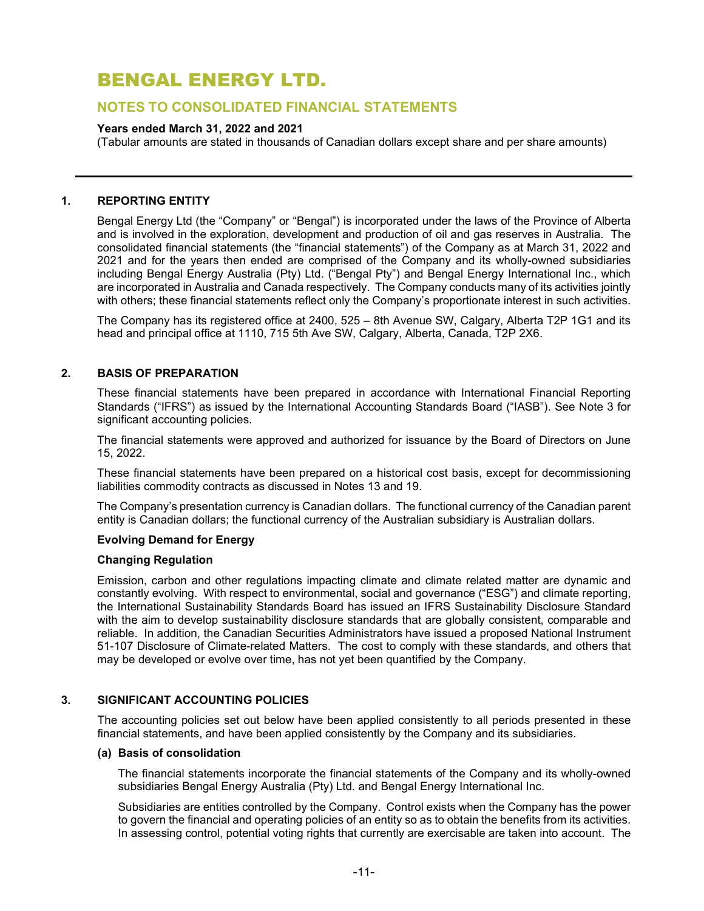# BENGAL ENERGY LTD.

## NOTES TO CONSOLIDATED FINANCIAL STATEMENTS

**Years ended March 31, 2022 and 2021**

(Tabular amounts are stated in thousands of Canadian dollars except share and per share amounts)

---

### 1. REPORTING ENTITY

Bengal Energy Ltd (the "Company" or "Bengal") is incorporated under the laws of the Province of Alberta and is involved in the exploration, development and production of oil and gas reserves in Australia. The consolidated financial statements (the "financial statements") of the Company as at March 31, 2022 and 2021 and for the years then ended are comprised of the Company and its wholly-owned subsidiaries including Bengal Energy Australia (Pty) Ltd. ("Bengal Pty") and Bengal Energy International Inc., which are incorporated in Australia and Canada respectively. The Company conducts many of its activities jointly with others; these financial statements reflect only the Company's proportionate interest in such activities.

The Company has its registered office at 2400, 525 – 8th Avenue SW, Calgary, Alberta T2P 1G1 and its head and principal office at 1110, 715 5th Ave SW, Calgary, Alberta, Canada, T2P 2X6.

### 2. BASIS OF PREPARATION

These financial statements have been prepared in accordance with International Financial Reporting Standards ("IFRS") as issued by the International Accounting Standards Board ("IASB"). See Note 3 for significant accounting policies.

The financial statements were approved and authorized for issuance by the Board of Directors on June 15, 2022.

These financial statements have been prepared on a historical cost basis, except for decommissioning liabilities commodity contracts as discussed in Notes 13 and 19.

The Company's presentation currency is Canadian dollars. The functional currency of the Canadian parent entity is Canadian dollars; the functional currency of the Australian subsidiary is Australian dollars.

**Evolving Demand for Energy**

**Changing Regulation**

Emission, carbon and other regulations impacting climate and climate related matter are dynamic and constantly evolving. With respect to environmental, social and governance ("ESG") and climate reporting, the International Sustainability Standards Board has issued an IFRS Sustainability Disclosure Standard with the aim to develop sustainability disclosure standards that are globally consistent, comparable and reliable. In addition, the Canadian Securities Administrators have issued a proposed National Instrument 51-107 Disclosure of Climate-related Matters. The cost to comply with these standards, and others that may be developed or evolve over time, has not yet been quantified by the Company.

### 3. SIGNIFICANT ACCOUNTING POLICIES

The accounting policies set out below have been applied consistently to all periods presented in these financial statements, and have been applied consistently by the Company and its subsidiaries.

**(a) Basis of consolidation**

The financial statements incorporate the financial statements of the Company and its wholly-owned subsidiaries Bengal Energy Australia (Pty) Ltd. and Bengal Energy International Inc.

Subsidiaries are entities controlled by the Company. Control exists when the Company has the power to govern the financial and operating policies of an entity so as to obtain the benefits from its activities. In assessing control, potential voting rights that currently are exercisable are taken into account. The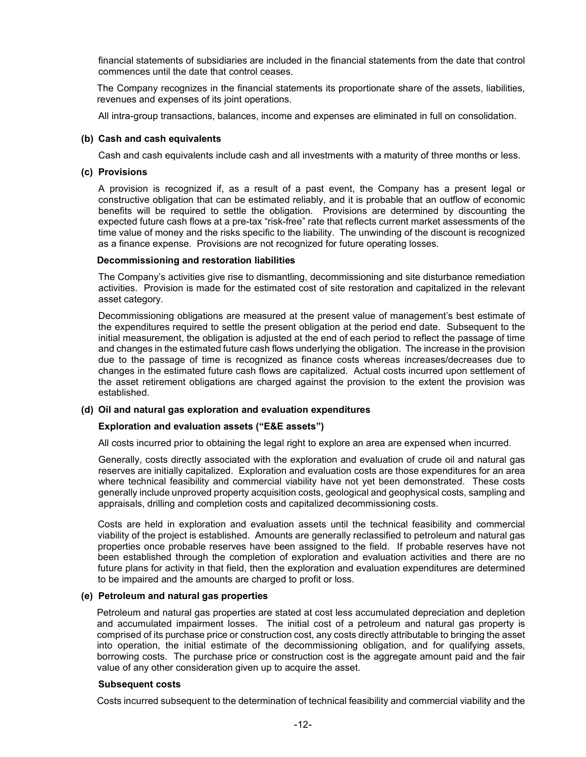financial statements of subsidiaries are included in the financial statements from the date that control commences until the date that control ceases.

The Company recognizes in the financial statements its proportionate share of the assets, liabilities, revenues and expenses of its joint operations.

All intra-group transactions, balances, income and expenses are eliminated in full on consolidation.

**(b) Cash and cash equivalents**

Cash and cash equivalents include cash and all investments with a maturity of three months or less.

**(c) Provisions**

A provision is recognized if, as a result of a past event, the Company has a present legal or constructive obligation that can be estimated reliably, and it is probable that an outflow of economic benefits will be required to settle the obligation. Provisions are determined by discounting the expected future cash flows at a pre-tax "risk-free" rate that reflects current market assessments of the time value of money and the risks specific to the liability. The unwinding of the discount is recognized as a finance expense. Provisions are not recognized for future operating losses.

**Decommissioning and restoration liabilities**

The Company's activities give rise to dismantling, decommissioning and site disturbance remediation activities. Provision is made for the estimated cost of site restoration and capitalized in the relevant asset category.

Decommissioning obligations are measured at the present value of management's best estimate of the expenditures required to settle the present obligation at the period end date. Subsequent to the initial measurement, the obligation is adjusted at the end of each period to reflect the passage of time and changes in the estimated future cash flows underlying the obligation. The increase in the provision due to the passage of time is recognized as finance costs whereas increases/decreases due to changes in the estimated future cash flows are capitalized. Actual costs incurred upon settlement of the asset retirement obligations are charged against the provision to the extent the provision was established.

**(d) Oil and natural gas exploration and evaluation expenditures**

**Exploration and evaluation assets ("E&E assets")**

All costs incurred prior to obtaining the legal right to explore an area are expensed when incurred.

Generally, costs directly associated with the exploration and evaluation of crude oil and natural gas reserves are initially capitalized. Exploration and evaluation costs are those expenditures for an area where technical feasibility and commercial viability have not yet been demonstrated. These costs generally include unproved property acquisition costs, geological and geophysical costs, sampling and appraisals, drilling and completion costs and capitalized decommissioning costs.

Costs are held in exploration and evaluation assets until the technical feasibility and commercial viability of the project is established. Amounts are generally reclassified to petroleum and natural gas properties once probable reserves have been assigned to the field. If probable reserves have not been established through the completion of exploration and evaluation activities and there are no future plans for activity in that field, then the exploration and evaluation expenditures are determined to be impaired and the amounts are charged to profit or loss.

**(e) Petroleum and natural gas properties**

Petroleum and natural gas properties are stated at cost less accumulated depreciation and depletion and accumulated impairment losses. The initial cost of a petroleum and natural gas property is comprised of its purchase price or construction cost, any costs directly attributable to bringing the asset into operation, the initial estimate of the decommissioning obligation, and for qualifying assets, borrowing costs. The purchase price or construction cost is the aggregate amount paid and the fair value of any other consideration given up to acquire the asset.

**Subsequent costs**

Costs incurred subsequent to the determination of technical feasibility and commercial viability and the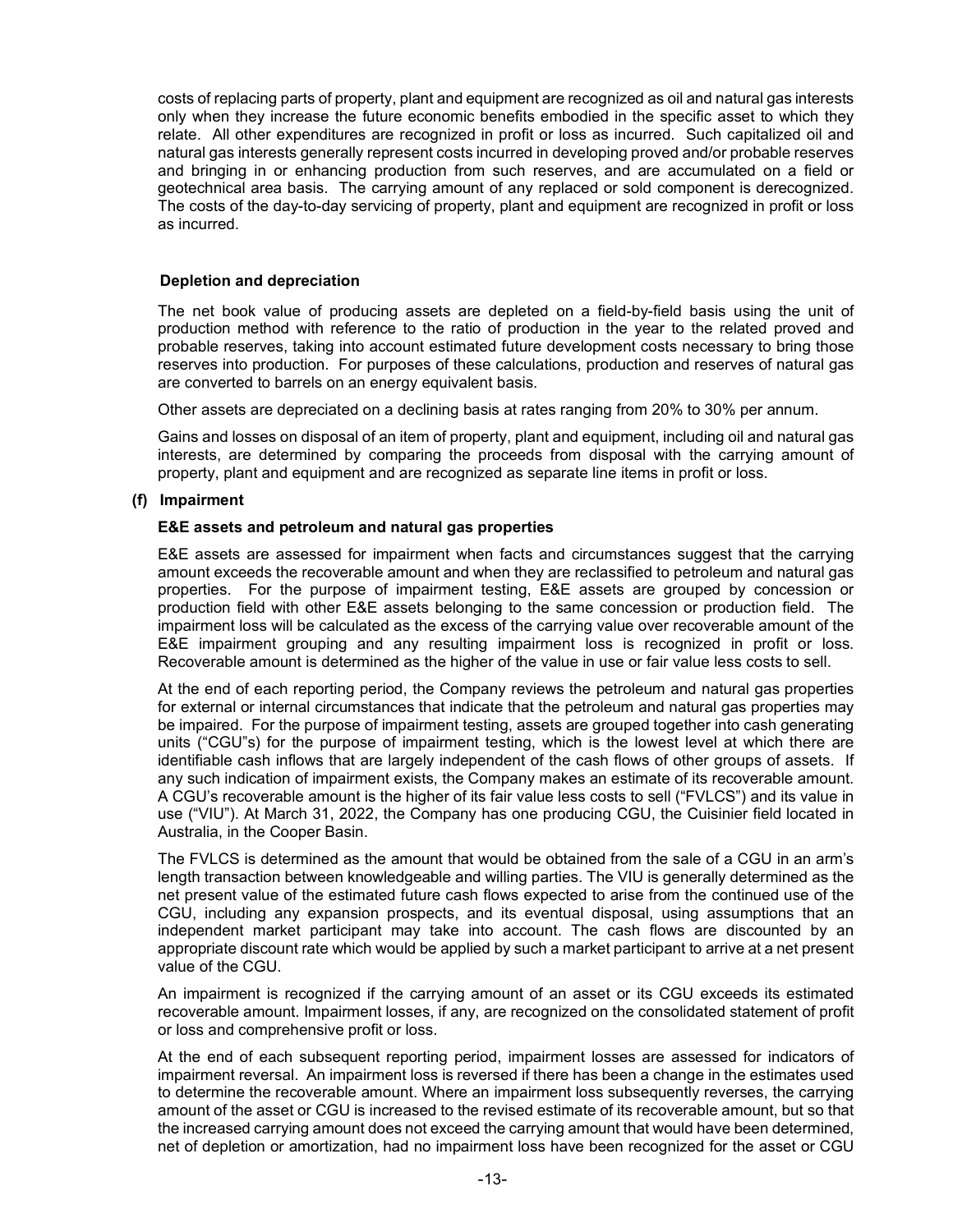costs of replacing parts of property, plant and equipment are recognized as oil and natural gas interests only when they increase the future economic benefits embodied in the specific asset to which they relate. All other expenditures are recognized in profit or loss as incurred. Such capitalized oil and natural gas interests generally represent costs incurred in developing proved and/or probable reserves and bringing in or enhancing production from such reserves, and are accumulated on a field or geotechnical area basis. The carrying amount of any replaced or sold component is derecognized. The costs of the day-to-day servicing of property, plant and equipment are recognized in profit or loss as incurred.

**Depletion and depreciation**

The net book value of producing assets are depleted on a field-by-field basis using the unit of production method with reference to the ratio of production in the year to the related proved and probable reserves, taking into account estimated future development costs necessary to bring those reserves into production. For purposes of these calculations, production and reserves of natural gas are converted to barrels on an energy equivalent basis.

Other assets are depreciated on a declining basis at rates ranging from 20% to 30% per annum.

Gains and losses on disposal of an item of property, plant and equipment, including oil and natural gas interests, are determined by comparing the proceeds from disposal with the carrying amount of property, plant and equipment and are recognized as separate line items in profit or loss.

**(f) Impairment**

**E&E assets and petroleum and natural gas properties**

E&E assets are assessed for impairment when facts and circumstances suggest that the carrying amount exceeds the recoverable amount and when they are reclassified to petroleum and natural gas properties. For the purpose of impairment testing, E&E assets are grouped by concession or production field with other E&E assets belonging to the same concession or production field. The impairment loss will be calculated as the excess of the carrying value over recoverable amount of the E&E impairment grouping and any resulting impairment loss is recognized in profit or loss. Recoverable amount is determined as the higher of the value in use or fair value less costs to sell.

At the end of each reporting period, the Company reviews the petroleum and natural gas properties for external or internal circumstances that indicate that the petroleum and natural gas properties may be impaired. For the purpose of impairment testing, assets are grouped together into cash generating units ("CGU"s) for the purpose of impairment testing, which is the lowest level at which there are identifiable cash inflows that are largely independent of the cash flows of other groups of assets. If any such indication of impairment exists, the Company makes an estimate of its recoverable amount. A CGU's recoverable amount is the higher of its fair value less costs to sell ("FVLCS") and its value in use ("VIU"). At March 31, 2022, the Company has one producing CGU, the Cuisinier field located in Australia, in the Cooper Basin.

The FVLCS is determined as the amount that would be obtained from the sale of a CGU in an arm's length transaction between knowledgeable and willing parties. The VIU is generally determined as the net present value of the estimated future cash flows expected to arise from the continued use of the CGU, including any expansion prospects, and its eventual disposal, using assumptions that an independent market participant may take into account. The cash flows are discounted by an appropriate discount rate which would be applied by such a market participant to arrive at a net present value of the CGU.

An impairment is recognized if the carrying amount of an asset or its CGU exceeds its estimated recoverable amount. Impairment losses, if any, are recognized on the consolidated statement of profit or loss and comprehensive profit or loss.

At the end of each subsequent reporting period, impairment losses are assessed for indicators of impairment reversal. An impairment loss is reversed if there has been a change in the estimates used to determine the recoverable amount. Where an impairment loss subsequently reverses, the carrying amount of the asset or CGU is increased to the revised estimate of its recoverable amount, but so that the increased carrying amount does not exceed the carrying amount that would have been determined, net of depletion or amortization, had no impairment loss have been recognized for the asset or CGU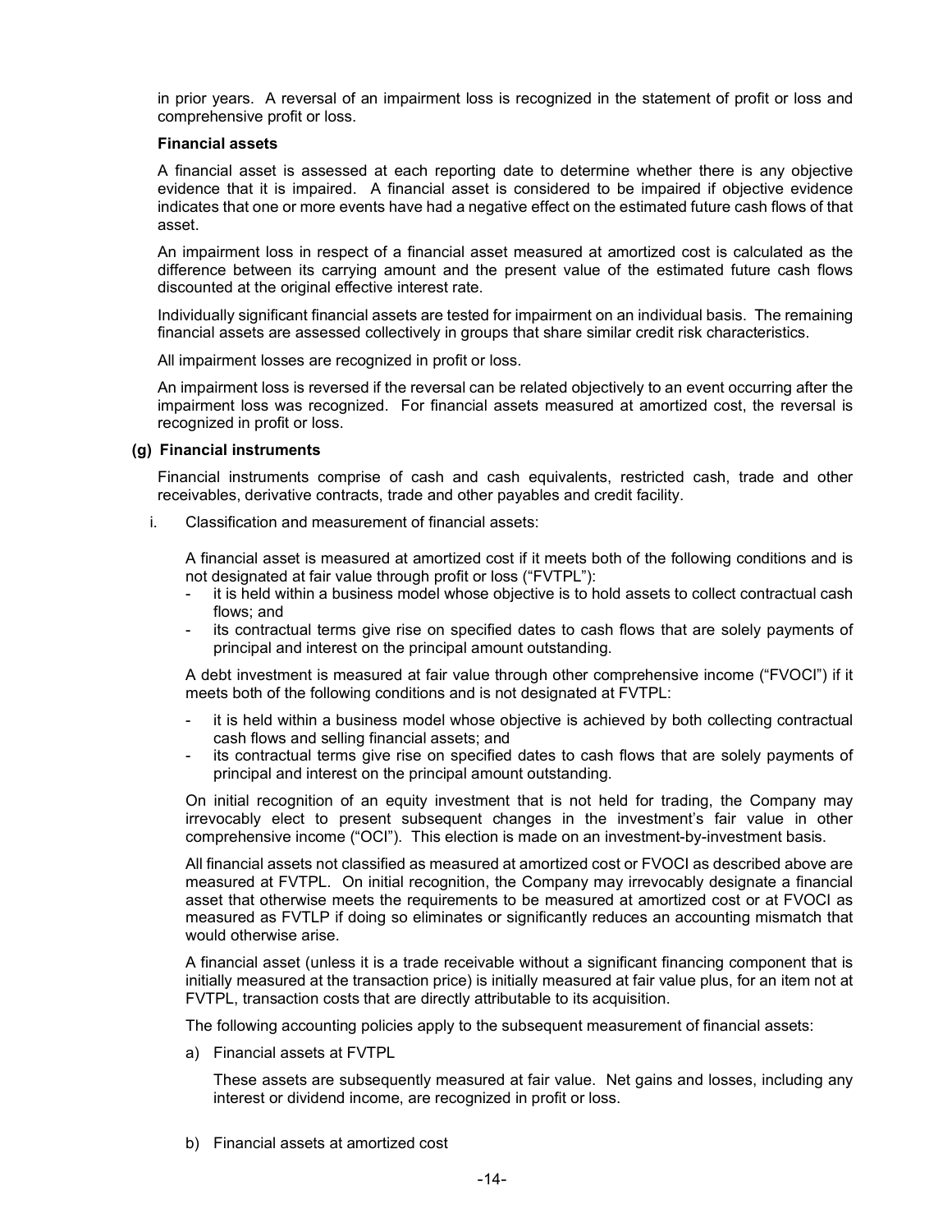in prior years. A reversal of an impairment loss is recognized in the statement of profit or loss and comprehensive profit or loss.

**Financial assets**

A financial asset is assessed at each reporting date to determine whether there is any objective evidence that it is impaired. A financial asset is considered to be impaired if objective evidence indicates that one or more events have had a negative effect on the estimated future cash flows of that asset.

An impairment loss in respect of a financial asset measured at amortized cost is calculated as the difference between its carrying amount and the present value of the estimated future cash flows discounted at the original effective interest rate.

Individually significant financial assets are tested for impairment on an individual basis. The remaining financial assets are assessed collectively in groups that share similar credit risk characteristics.

All impairment losses are recognized in profit or loss.

An impairment loss is reversed if the reversal can be related objectively to an event occurring after the impairment loss was recognized. For financial assets measured at amortized cost, the reversal is recognized in profit or loss.

**(g) Financial instruments**

Financial instruments comprise of cash and cash equivalents, restricted cash, trade and other receivables, derivative contracts, trade and other payables and credit facility.

i. Classification and measurement of financial assets:

A financial asset is measured at amortized cost if it meets both of the following conditions and is not designated at fair value through profit or loss ("FVTPL"):

- it is held within a business model whose objective is to hold assets to collect contractual cash flows; and
- its contractual terms give rise on specified dates to cash flows that are solely payments of principal and interest on the principal amount outstanding.

A debt investment is measured at fair value through other comprehensive income ("FVOCI") if it meets both of the following conditions and is not designated at FVTPL:

- it is held within a business model whose objective is achieved by both collecting contractual cash flows and selling financial assets; and
- its contractual terms give rise on specified dates to cash flows that are solely payments of principal and interest on the principal amount outstanding.

On initial recognition of an equity investment that is not held for trading, the Company may irrevocably elect to present subsequent changes in the investment's fair value in other comprehensive income ("OCI"). This election is made on an investment-by-investment basis.

All financial assets not classified as measured at amortized cost or FVOCI as described above are measured at FVTPL. On initial recognition, the Company may irrevocably designate a financial asset that otherwise meets the requirements to be measured at amortized cost or at FVOCI as measured as FVTLP if doing so eliminates or significantly reduces an accounting mismatch that would otherwise arise.

A financial asset (unless it is a trade receivable without a significant financing component that is initially measured at the transaction price) is initially measured at fair value plus, for an item not at FVTPL, transaction costs that are directly attributable to its acquisition.

The following accounting policies apply to the subsequent measurement of financial assets:

a) Financial assets at FVTPL

These assets are subsequently measured at fair value. Net gains and losses, including any interest or dividend income, are recognized in profit or loss.

b) Financial assets at amortized cost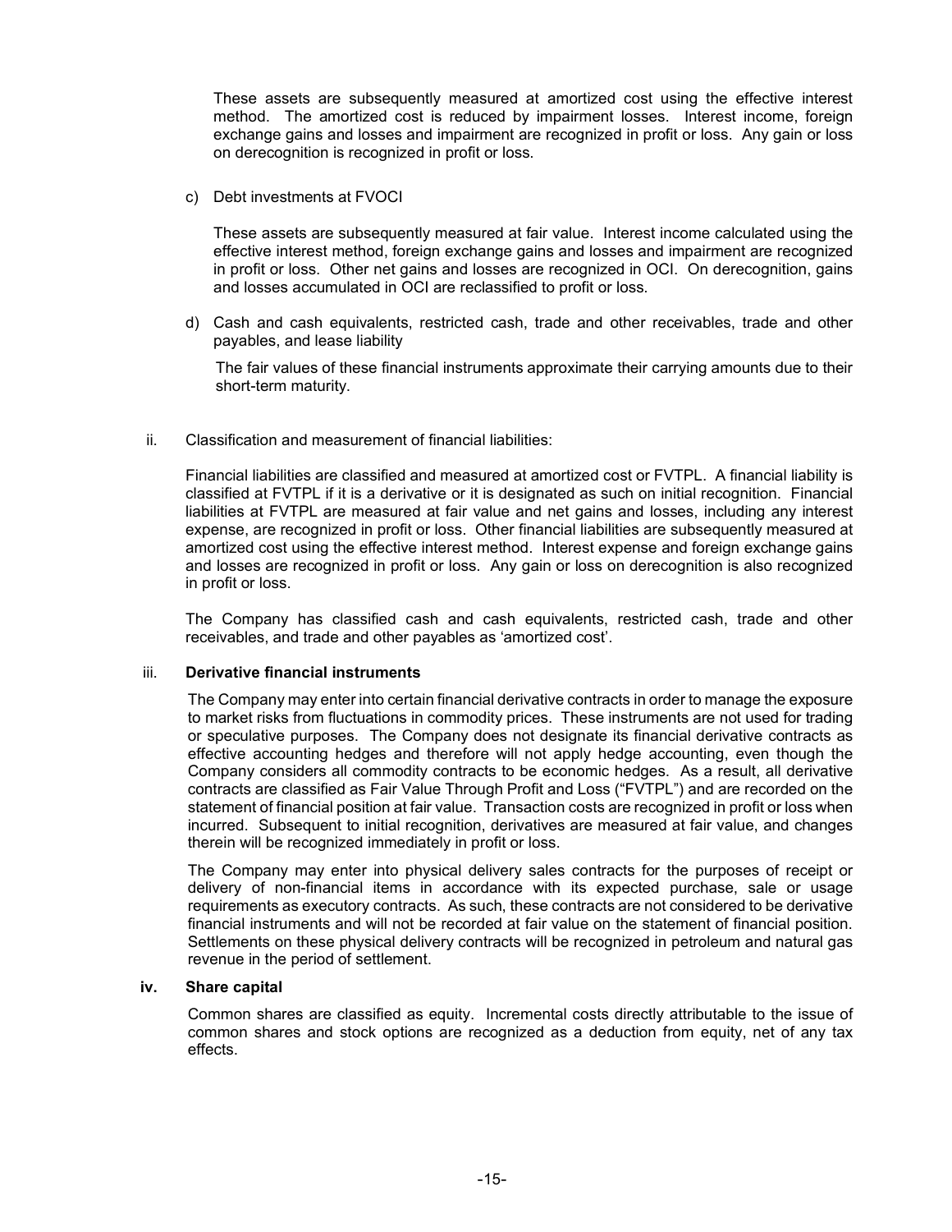These assets are subsequently measured at amortized cost using the effective interest method. The amortized cost is reduced by impairment losses. Interest income, foreign exchange gains and losses and impairment are recognized in profit or loss. Any gain or loss on derecognition is recognized in profit or loss.

c) Debt investments at FVOCI

These assets are subsequently measured at fair value. Interest income calculated using the effective interest method, foreign exchange gains and losses and impairment are recognized in profit or loss. Other net gains and losses are recognized in OCI. On derecognition, gains and losses accumulated in OCI are reclassified to profit or loss.

d) Cash and cash equivalents, restricted cash, trade and other receivables, trade and other payables, and lease liability

The fair values of these financial instruments approximate their carrying amounts due to their short-term maturity.

ii. Classification and measurement of financial liabilities:

Financial liabilities are classified and measured at amortized cost or FVTPL. A financial liability is classified at FVTPL if it is a derivative or it is designated as such on initial recognition. Financial liabilities at FVTPL are measured at fair value and net gains and losses, including any interest expense, are recognized in profit or loss. Other financial liabilities are subsequently measured at amortized cost using the effective interest method. Interest expense and foreign exchange gains and losses are recognized in profit or loss. Any gain or loss on derecognition is also recognized in profit or loss.

The Company has classified cash and cash equivalents, restricted cash, trade and other receivables, and trade and other payables as 'amortized cost'.

iii. **Derivative financial instruments**

The Company may enter into certain financial derivative contracts in order to manage the exposure to market risks from fluctuations in commodity prices. These instruments are not used for trading or speculative purposes. The Company does not designate its financial derivative contracts as effective accounting hedges and therefore will not apply hedge accounting, even though the Company considers all commodity contracts to be economic hedges. As a result, all derivative contracts are classified as Fair Value Through Profit and Loss ("FVTPL") and are recorded on the statement of financial position at fair value. Transaction costs are recognized in profit or loss when incurred. Subsequent to initial recognition, derivatives are measured at fair value, and changes therein will be recognized immediately in profit or loss.

The Company may enter into physical delivery sales contracts for the purposes of receipt or delivery of non-financial items in accordance with its expected purchase, sale or usage requirements as executory contracts. As such, these contracts are not considered to be derivative financial instruments and will not be recorded at fair value on the statement of financial position. Settlements on these physical delivery contracts will be recognized in petroleum and natural gas revenue in the period of settlement.

**iv. Share capital**

Common shares are classified as equity. Incremental costs directly attributable to the issue of common shares and stock options are recognized as a deduction from equity, net of any tax effects.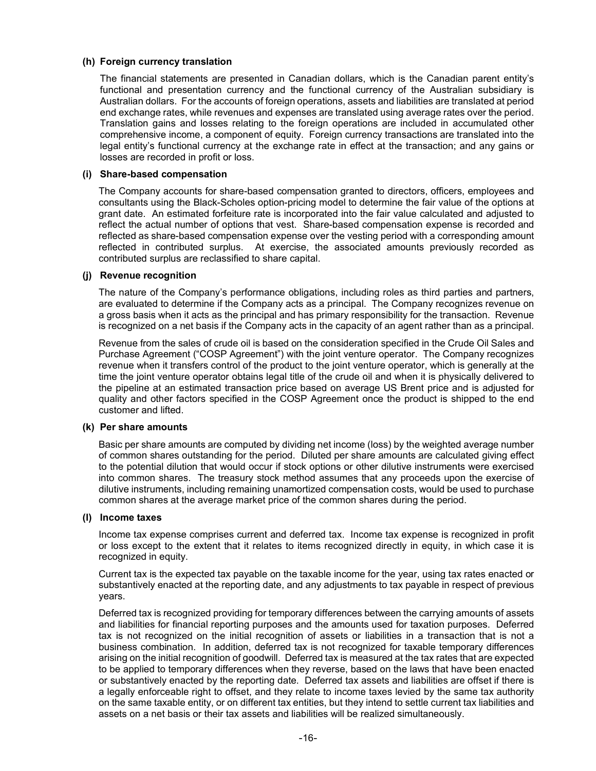#### (h) Foreign currency translation

The financial statements are presented in Canadian dollars, which is the Canadian parent entity's functional and presentation currency and the functional currency of the Australian subsidiary is Australian dollars. For the accounts of foreign operations, assets and liabilities are translated at period end exchange rates, while revenues and expenses are translated using average rates over the period. Translation gains and losses relating to the foreign operations are included in accumulated other comprehensive income, a component of equity. Foreign currency transactions are translated into the legal entity's functional currency at the exchange rate in effect at the transaction; and any gains or losses are recorded in profit or loss.

#### (i) Share-based compensation

The Company accounts for share-based compensation granted to directors, officers, employees and consultants using the Black-Scholes option-pricing model to determine the fair value of the options at grant date. An estimated forfeiture rate is incorporated into the fair value calculated and adjusted to reflect the actual number of options that vest. Share-based compensation expense is recorded and reflected as share-based compensation expense over the vesting period with a corresponding amount reflected in contributed surplus. At exercise, the associated amounts previously recorded as contributed surplus are reclassified to share capital.

#### (j) Revenue recognition

The nature of the Company's performance obligations, including roles as third parties and partners, are evaluated to determine if the Company acts as a principal. The Company recognizes revenue on a gross basis when it acts as the principal and has primary responsibility for the transaction. Revenue is recognized on a net basis if the Company acts in the capacity of an agent rather than as a principal.

Revenue from the sales of crude oil is based on the consideration specified in the Crude Oil Sales and Purchase Agreement ("COSP Agreement") with the joint venture operator. The Company recognizes revenue when it transfers control of the product to the joint venture operator, which is generally at the time the joint venture operator obtains legal title of the crude oil and when it is physically delivered to the pipeline at an estimated transaction price based on average US Brent price and is adjusted for quality and other factors specified in the COSP Agreement once the product is shipped to the end customer and lifted.

#### (k) Per share amounts

Basic per share amounts are computed by dividing net income (loss) by the weighted average number of common shares outstanding for the period. Diluted per share amounts are calculated giving effect to the potential dilution that would occur if stock options or other dilutive instruments were exercised into common shares. The treasury stock method assumes that any proceeds upon the exercise of dilutive instruments, including remaining unamortized compensation costs, would be used to purchase common shares at the average market price of the common shares during the period.

#### (l) Income taxes

Income tax expense comprises current and deferred tax. Income tax expense is recognized in profit or loss except to the extent that it relates to items recognized directly in equity, in which case it is recognized in equity.

Current tax is the expected tax payable on the taxable income for the year, using tax rates enacted or substantively enacted at the reporting date, and any adjustments to tax payable in respect of previous years.

Deferred tax is recognized providing for temporary differences between the carrying amounts of assets and liabilities for financial reporting purposes and the amounts used for taxation purposes. Deferred tax is not recognized on the initial recognition of assets or liabilities in a transaction that is not a business combination. In addition, deferred tax is not recognized for taxable temporary differences arising on the initial recognition of goodwill. Deferred tax is measured at the tax rates that are expected to be applied to temporary differences when they reverse, based on the laws that have been enacted or substantively enacted by the reporting date. Deferred tax assets and liabilities are offset if there is a legally enforceable right to offset, and they relate to income taxes levied by the same tax authority on the same taxable entity, or on different tax entities, but they intend to settle current tax liabilities and assets on a net basis or their tax assets and liabilities will be realized simultaneously.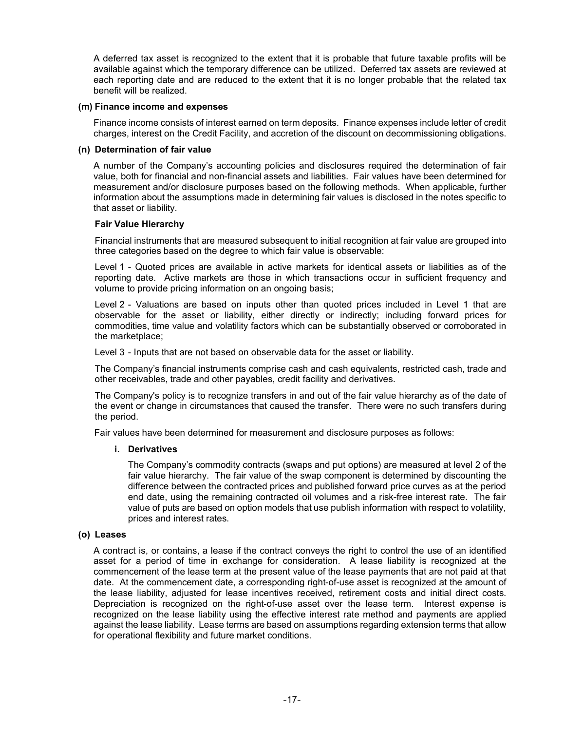A deferred tax asset is recognized to the extent that it is probable that future taxable profits will be available against which the temporary difference can be utilized. Deferred tax assets are reviewed at each reporting date and are reduced to the extent that it is no longer probable that the related tax benefit will be realized.

**(m) Finance income and expenses**

Finance income consists of interest earned on term deposits. Finance expenses include letter of credit charges, interest on the Credit Facility, and accretion of the discount on decommissioning obligations.

**(n) Determination of fair value**

A number of the Company's accounting policies and disclosures required the determination of fair value, both for financial and non-financial assets and liabilities. Fair values have been determined for measurement and/or disclosure purposes based on the following methods. When applicable, further information about the assumptions made in determining fair values is disclosed in the notes specific to that asset or liability.

**Fair Value Hierarchy**

Financial instruments that are measured subsequent to initial recognition at fair value are grouped into three categories based on the degree to which fair value is observable:

Level 1 - Quoted prices are available in active markets for identical assets or liabilities as of the reporting date. Active markets are those in which transactions occur in sufficient frequency and volume to provide pricing information on an ongoing basis;

Level 2 - Valuations are based on inputs other than quoted prices included in Level 1 that are observable for the asset or liability, either directly or indirectly; including forward prices for commodities, time value and volatility factors which can be substantially observed or corroborated in the marketplace;

Level 3 - Inputs that are not based on observable data for the asset or liability.

The Company's financial instruments comprise cash and cash equivalents, restricted cash, trade and other receivables, trade and other payables, credit facility and derivatives.

The Company's policy is to recognize transfers in and out of the fair value hierarchy as of the date of the event or change in circumstances that caused the transfer. There were no such transfers during the period.

Fair values have been determined for measurement and disclosure purposes as follows:

**i. Derivatives**

The Company's commodity contracts (swaps and put options) are measured at level 2 of the fair value hierarchy. The fair value of the swap component is determined by discounting the difference between the contracted prices and published forward price curves as at the period end date, using the remaining contracted oil volumes and a risk-free interest rate. The fair value of puts are based on option models that use publish information with respect to volatility, prices and interest rates.

**(o) Leases**

A contract is, or contains, a lease if the contract conveys the right to control the use of an identified asset for a period of time in exchange for consideration. A lease liability is recognized at the commencement of the lease term at the present value of the lease payments that are not paid at that date. At the commencement date, a corresponding right-of-use asset is recognized at the amount of the lease liability, adjusted for lease incentives received, retirement costs and initial direct costs. Depreciation is recognized on the right-of-use asset over the lease term. Interest expense is recognized on the lease liability using the effective interest rate method and payments are applied against the lease liability. Lease terms are based on assumptions regarding extension terms that allow for operational flexibility and future market conditions.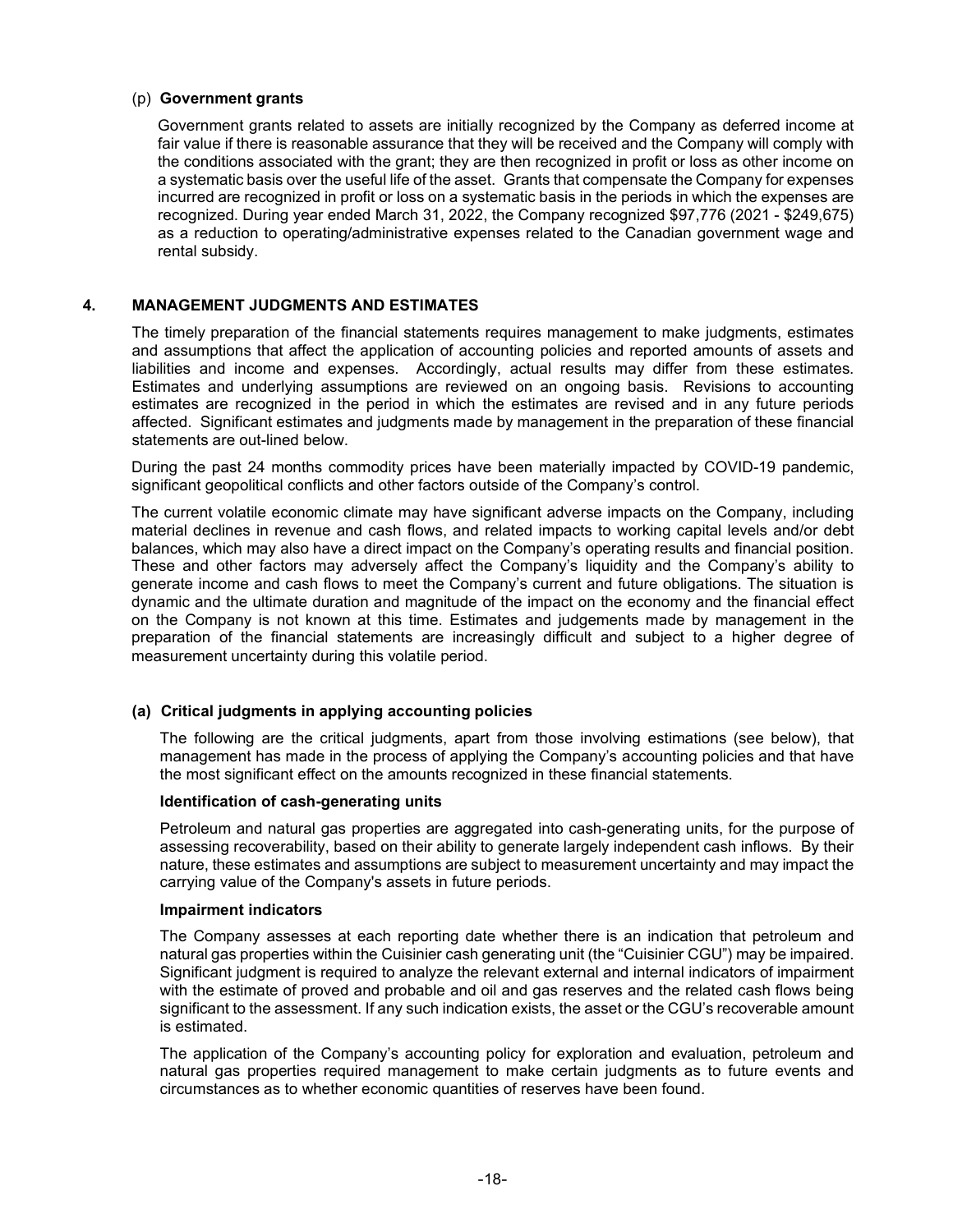(p) **Government grants**

Government grants related to assets are initially recognized by the Company as deferred income at fair value if there is reasonable assurance that they will be received and the Company will comply with the conditions associated with the grant; they are then recognized in profit or loss as other income on a systematic basis over the useful life of the asset. Grants that compensate the Company for expenses incurred are recognized in profit or loss on a systematic basis in the periods in which the expenses are recognized. During year ended March 31, 2022, the Company recognized $97,776 (2021 - $249,675) as a reduction to operating/administrative expenses related to the Canadian government wage and rental subsidy.

## 4. MANAGEMENT JUDGMENTS AND ESTIMATES

The timely preparation of the financial statements requires management to make judgments, estimates and assumptions that affect the application of accounting policies and reported amounts of assets and liabilities and income and expenses. Accordingly, actual results may differ from these estimates. Estimates and underlying assumptions are reviewed on an ongoing basis. Revisions to accounting estimates are recognized in the period in which the estimates are revised and in any future periods affected. Significant estimates and judgments made by management in the preparation of these financial statements are out-lined below.

During the past 24 months commodity prices have been materially impacted by COVID-19 pandemic, significant geopolitical conflicts and other factors outside of the Company's control.

The current volatile economic climate may have significant adverse impacts on the Company, including material declines in revenue and cash flows, and related impacts to working capital levels and/or debt balances, which may also have a direct impact on the Company's operating results and financial position. These and other factors may adversely affect the Company's liquidity and the Company's ability to generate income and cash flows to meet the Company's current and future obligations. The situation is dynamic and the ultimate duration and magnitude of the impact on the economy and the financial effect on the Company is not known at this time. Estimates and judgements made by management in the preparation of the financial statements are increasingly difficult and subject to a higher degree of measurement uncertainty during this volatile period.

### (a) Critical judgments in applying accounting policies

The following are the critical judgments, apart from those involving estimations (see below), that management has made in the process of applying the Company's accounting policies and that have the most significant effect on the amounts recognized in these financial statements.

**Identification of cash-generating units**

Petroleum and natural gas properties are aggregated into cash-generating units, for the purpose of assessing recoverability, based on their ability to generate largely independent cash inflows. By their nature, these estimates and assumptions are subject to measurement uncertainty and may impact the carrying value of the Company's assets in future periods.

**Impairment indicators**

The Company assesses at each reporting date whether there is an indication that petroleum and natural gas properties within the Cuisinier cash generating unit (the "Cuisinier CGU") may be impaired. Significant judgment is required to analyze the relevant external and internal indicators of impairment with the estimate of proved and probable and oil and gas reserves and the related cash flows being significant to the assessment. If any such indication exists, the asset or the CGU's recoverable amount is estimated.

The application of the Company's accounting policy for exploration and evaluation, petroleum and natural gas properties required management to make certain judgments as to future events and circumstances as to whether economic quantities of reserves have been found.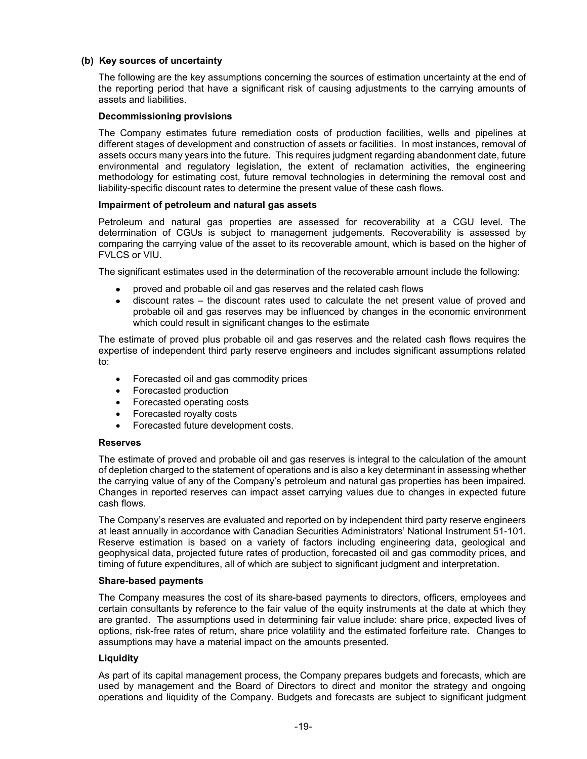### (b) Key sources of uncertainty

The following are the key assumptions concerning the sources of estimation uncertainty at the end of the reporting period that have a significant risk of causing adjustments to the carrying amounts of assets and liabilities.

**Decommissioning provisions**

The Company estimates future remediation costs of production facilities, wells and pipelines at different stages of development and construction of assets or facilities. In most instances, removal of assets occurs many years into the future. This requires judgment regarding abandonment date, future environmental and regulatory legislation, the extent of reclamation activities, the engineering methodology for estimating cost, future removal technologies in determining the removal cost and liability-specific discount rates to determine the present value of these cash flows.

**Impairment of petroleum and natural gas assets**

Petroleum and natural gas properties are assessed for recoverability at a CGU level. The determination of CGUs is subject to management judgements. Recoverability is assessed by comparing the carrying value of the asset to its recoverable amount, which is based on the higher of FVLCS or VIU.

The significant estimates used in the determination of the recoverable amount include the following:

- proved and probable oil and gas reserves and the related cash flows
- discount rates – the discount rates used to calculate the net present value of proved and probable oil and gas reserves may be influenced by changes in the economic environment which could result in significant changes to the estimate

The estimate of proved plus probable oil and gas reserves and the related cash flows requires the expertise of independent third party reserve engineers and includes significant assumptions related to:

- Forecasted oil and gas commodity prices
- Forecasted production
- Forecasted operating costs
- Forecasted royalty costs
- Forecasted future development costs.

**Reserves**

The estimate of proved and probable oil and gas reserves is integral to the calculation of the amount of depletion charged to the statement of operations and is also a key determinant in assessing whether the carrying value of any of the Company's petroleum and natural gas properties has been impaired. Changes in reported reserves can impact asset carrying values due to changes in expected future cash flows.

The Company's reserves are evaluated and reported on by independent third party reserve engineers at least annually in accordance with Canadian Securities Administrators' National Instrument 51-101. Reserve estimation is based on a variety of factors including engineering data, geological and geophysical data, projected future rates of production, forecasted oil and gas commodity prices, and timing of future expenditures, all of which are subject to significant judgment and interpretation.

**Share-based payments**

The Company measures the cost of its share-based payments to directors, officers, employees and certain consultants by reference to the fair value of the equity instruments at the date at which they are granted. The assumptions used in determining fair value include: share price, expected lives of options, risk-free rates of return, share price volatility and the estimated forfeiture rate. Changes to assumptions may have a material impact on the amounts presented.

**Liquidity**

As part of its capital management process, the Company prepares budgets and forecasts, which are used by management and the Board of Directors to direct and monitor the strategy and ongoing operations and liquidity of the Company. Budgets and forecasts are subject to significant judgment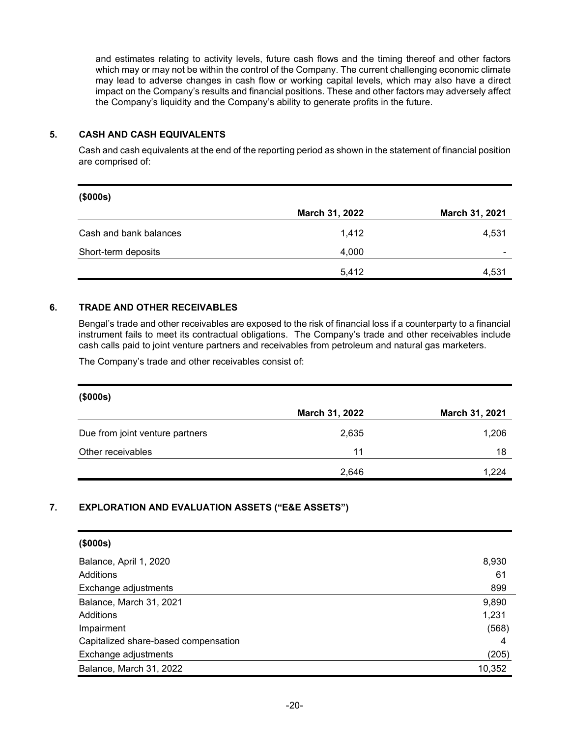and estimates relating to activity levels, future cash flows and the timing thereof and other factors which may or may not be within the control of the Company. The current challenging economic climate may lead to adverse changes in cash flow or working capital levels, which may also have a direct impact on the Company's results and financial positions. These and other factors may adversely affect the Company's liquidity and the Company's ability to generate profits in the future.

## 5. CASH AND CASH EQUIVALENTS

Cash and cash equivalents at the end of the reporting period as shown in the statement of financial position are comprised of:

| ($000s) | March 31, 2022 | March 31, 2021 |
|---|---|---|
| Cash and bank balances | 1,412 | 4,531 |
| Short-term deposits | 4,000 | - |
| | 5,412 | 4,531 |

## 6. TRADE AND OTHER RECEIVABLES

Bengal's trade and other receivables are exposed to the risk of financial loss if a counterparty to a financial instrument fails to meet its contractual obligations. The Company's trade and other receivables include cash calls paid to joint venture partners and receivables from petroleum and natural gas marketers.

The Company's trade and other receivables consist of:

| ($000s) | March 31, 2022 | March 31, 2021 |
|---|---|---|
| Due from joint venture partners | 2,635 | 1,206 |
| Other receivables | 11 | 18 |
| | 2,646 | 1,224 |

## 7. EXPLORATION AND EVALUATION ASSETS ("E&E ASSETS")

| ($000s) | |
|---|---|
| Balance, April 1, 2020 | 8,930 |
| Additions | 61 |
| Exchange adjustments | 899 |
| Balance, March 31, 2021 | 9,890 |
| Additions | 1,231 |
| Impairment | (568) |
| Capitalized share-based compensation | 4 |
| Exchange adjustments | (205) |
| Balance, March 31, 2022 | 10,352 |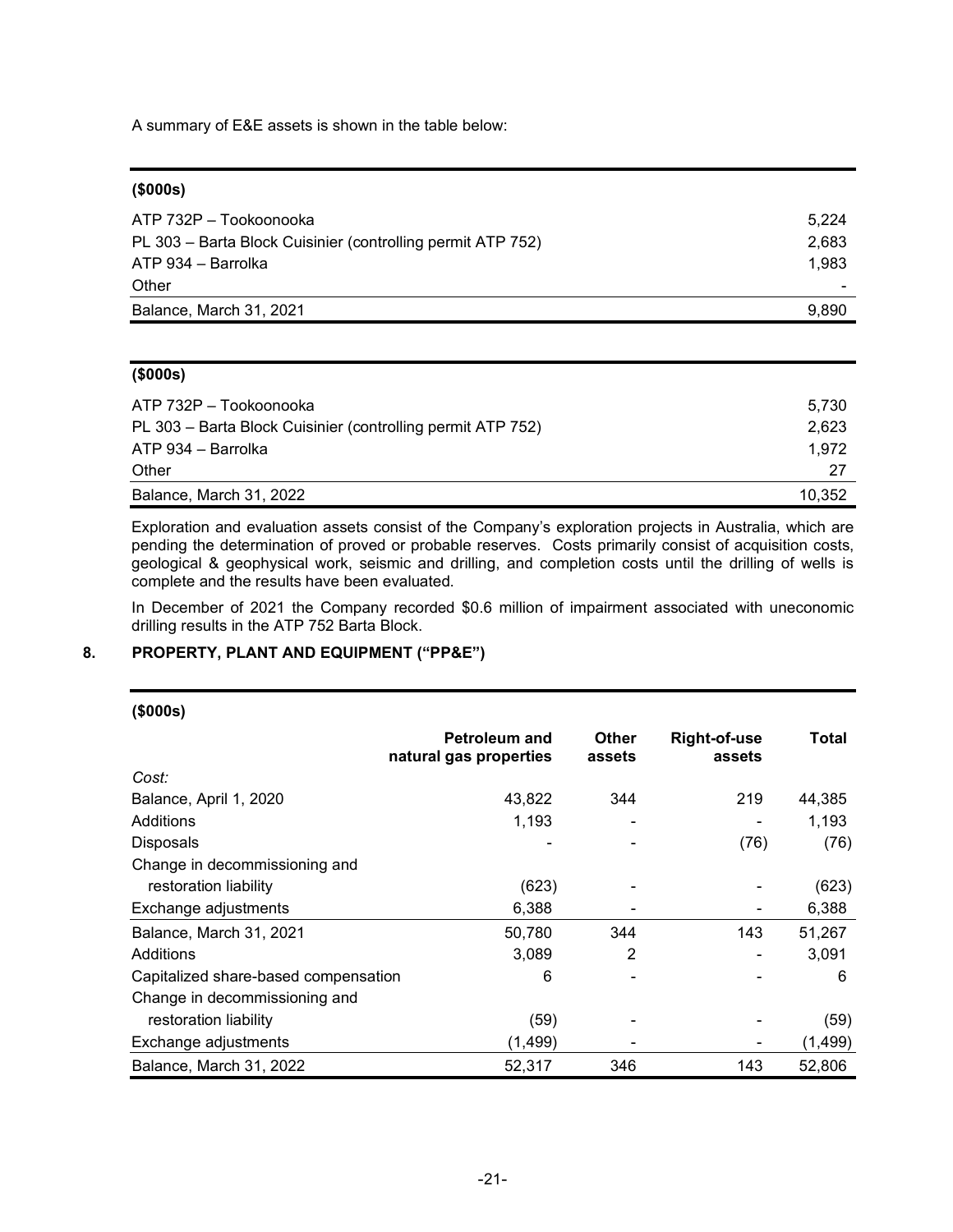A summary of E&E assets is shown in the table below:

| ($000s) | |
|---|---|
| ATP 732P – Tookoonooka | 5,224 |
| PL 303 – Barta Block Cuisinier (controlling permit ATP 752) | 2,683 |
| ATP 934 – Barrolka | 1,983 |
| Other | - |
| Balance, March 31, 2021 | 9,890 |

| ($000s) | |
|---|---|
| ATP 732P – Tookoonooka | 5,730 |
| PL 303 – Barta Block Cuisinier (controlling permit ATP 752) | 2,623 |
| ATP 934 – Barrolka | 1,972 |
| Other | 27 |
| Balance, March 31, 2022 | 10,352 |

Exploration and evaluation assets consist of the Company's exploration projects in Australia, which are pending the determination of proved or probable reserves. Costs primarily consist of acquisition costs, geological & geophysical work, seismic and drilling, and completion costs until the drilling of wells is complete and the results have been evaluated.

In December of 2021 the Company recorded $0.6 million of impairment associated with uneconomic drilling results in the ATP 752 Barta Block.

## 8. PROPERTY, PLANT AND EQUIPMENT ("PP&E")

| ($000s) | Petroleum and natural gas properties | Other assets | Right-of-use assets | Total |
|---|---|---|---|---|
| *Cost:* | | | | |
| Balance, April 1, 2020 | 43,822 | 344 | 219 | 44,385 |
| Additions | 1,193 | - | - | 1,193 |
| Disposals | - | - | (76) | (76) |
| Change in decommissioning and restoration liability | (623) | - | - | (623) |
| Exchange adjustments | 6,388 | - | - | 6,388 |
| Balance, March 31, 2021 | 50,780 | 344 | 143 | 51,267 |
| Additions | 3,089 | 2 | - | 3,091 |
| Capitalized share-based compensation | 6 | - | - | 6 |
| Change in decommissioning and restoration liability | (59) | - | - | (59) |
| Exchange adjustments | (1,499) | - | - | (1,499) |
| Balance, March 31, 2022 | 52,317 | 346 | 143 | 52,806 |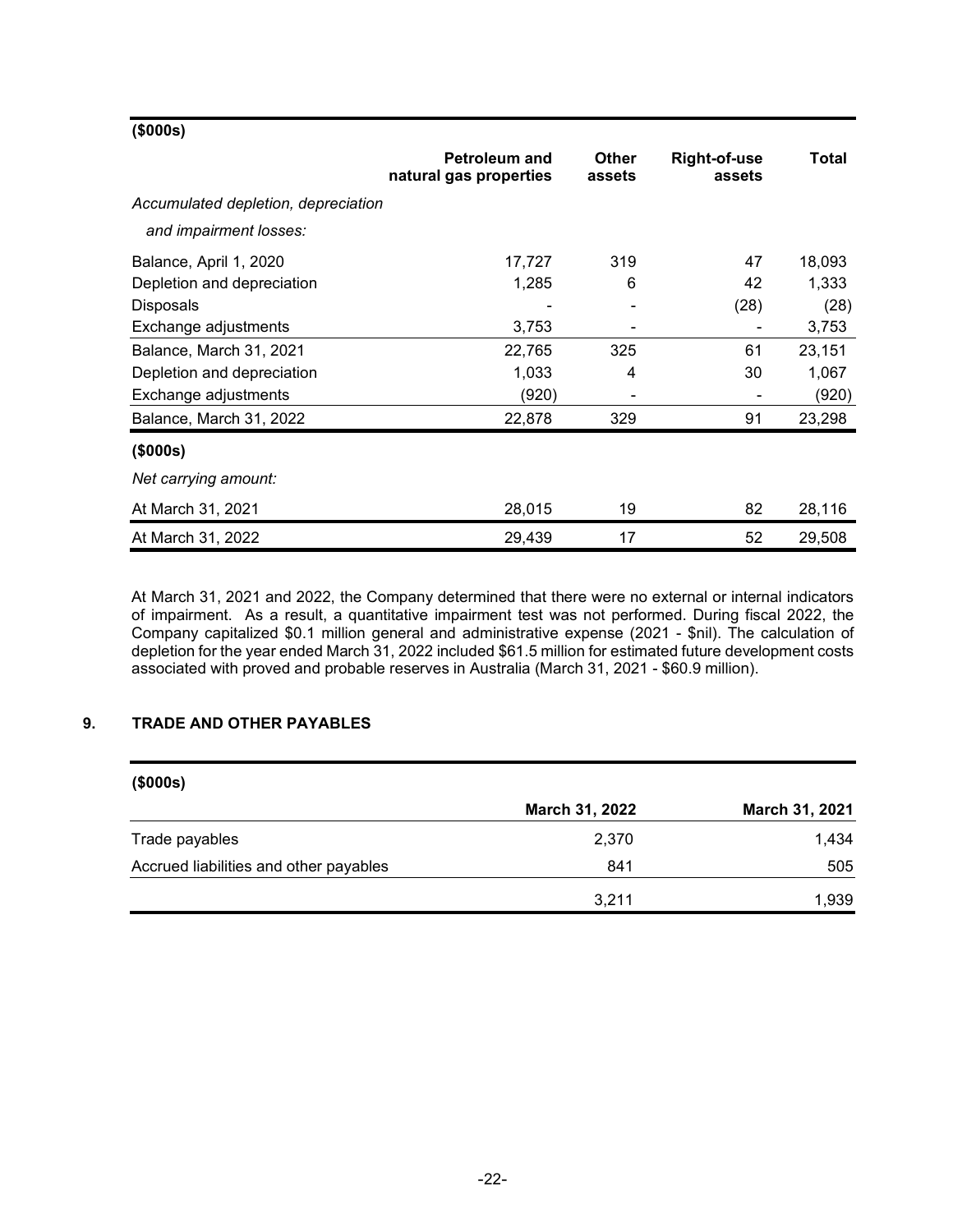| ($000s) | Petroleum and natural gas properties | Other assets | Right-of-use assets | Total |
|---|---|---|---|---|
| *Accumulated depletion, depreciation and impairment losses:* | | | | |
| Balance, April 1, 2020 | 17,727 | 319 | 47 | 18,093 |
| Depletion and depreciation | 1,285 | 6 | 42 | 1,333 |
| Disposals | - | - | (28) | (28) |
| Exchange adjustments | 3,753 | - | - | 3,753 |
| Balance, March 31, 2021 | 22,765 | 325 | 61 | 23,151 |
| Depletion and depreciation | 1,033 | 4 | 30 | 1,067 |
| Exchange adjustments | (920) | - | - | (920) |
| Balance, March 31, 2022 | 22,878 | 329 | 91 | 23,298 |
| **($000s)** | | | | |
| *Net carrying amount:* | | | | |
| At March 31, 2021 | 28,015 | 19 | 82 | 28,116 |
| At March 31, 2022 | 29,439 | 17 | 52 | 29,508 |

At March 31, 2021 and 2022, the Company determined that there were no external or internal indicators of impairment. As a result, a quantitative impairment test was not performed. During fiscal 2022, the Company capitalized $0.1 million general and administrative expense (2021 - $nil). The calculation of depletion for the year ended March 31, 2022 included $61.5 million for estimated future development costs associated with proved and probable reserves in Australia (March 31, 2021 - $60.9 million).

## 9. TRADE AND OTHER PAYABLES

| ($000s) | March 31, 2022 | March 31, 2021 |
|---|---|---|
| Trade payables | 2,370 | 1,434 |
| Accrued liabilities and other payables | 841 | 505 |
| | 3,211 | 1,939 |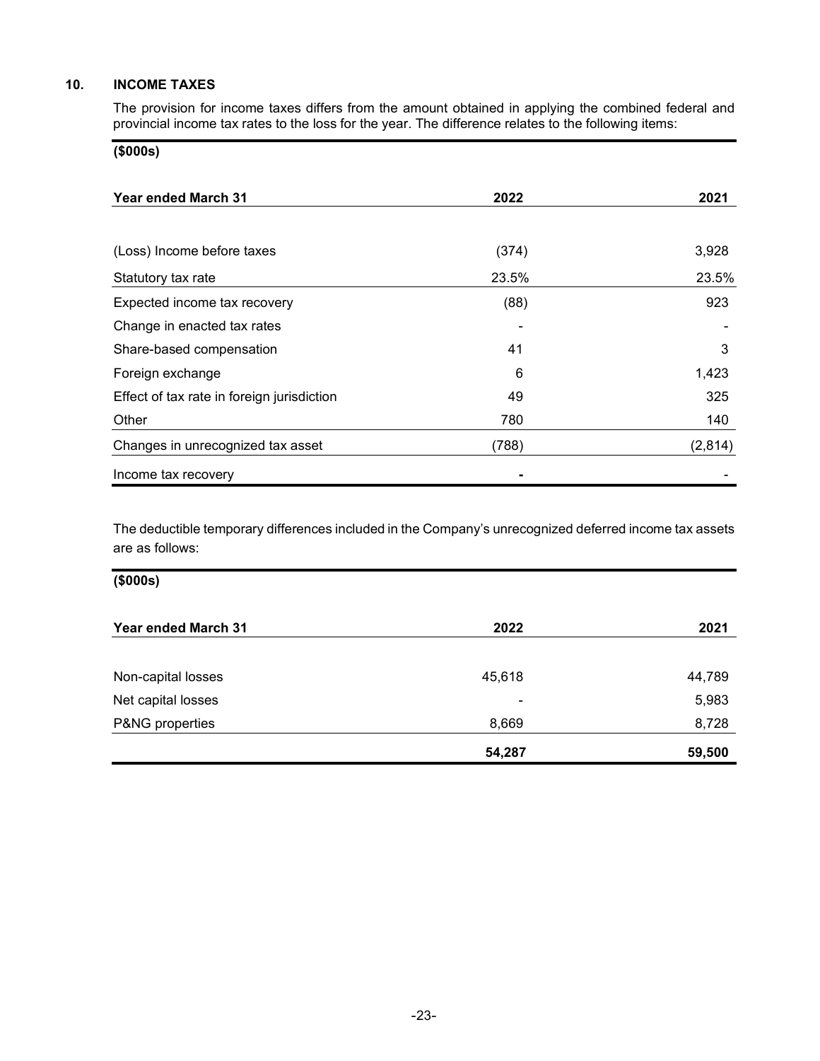## 10. INCOME TAXES

The provision for income taxes differs from the amount obtained in applying the combined federal and provincial income tax rates to the loss for the year. The difference relates to the following items:

**($000s)**

| **Year ended March 31** | **2022** | **2021** |
|---|---|---|
| (Loss) Income before taxes | (374) | 3,928 |
| Statutory tax rate | 23.5% | 23.5% |
| Expected income tax recovery | (88) | 923 |
| Change in enacted tax rates | - | - |
| Share-based compensation | 41 | 3 |
| Foreign exchange | 6 | 1,423 |
| Effect of tax rate in foreign jurisdiction | 49 | 325 |
| Other | 780 | 140 |
| Changes in unrecognized tax asset | (788) | (2,814) |
| Income tax recovery | **-** | - |

The deductible temporary differences included in the Company's unrecognized deferred income tax assets are as follows:

**($000s)**

| **Year ended March 31** | **2022** | **2021** |
|---|---|---|
| Non-capital losses | 45,618 | 44,789 |
| Net capital losses | - | 5,983 |
| P&NG properties | 8,669 | 8,728 |
| | **54,287** | **59,500** |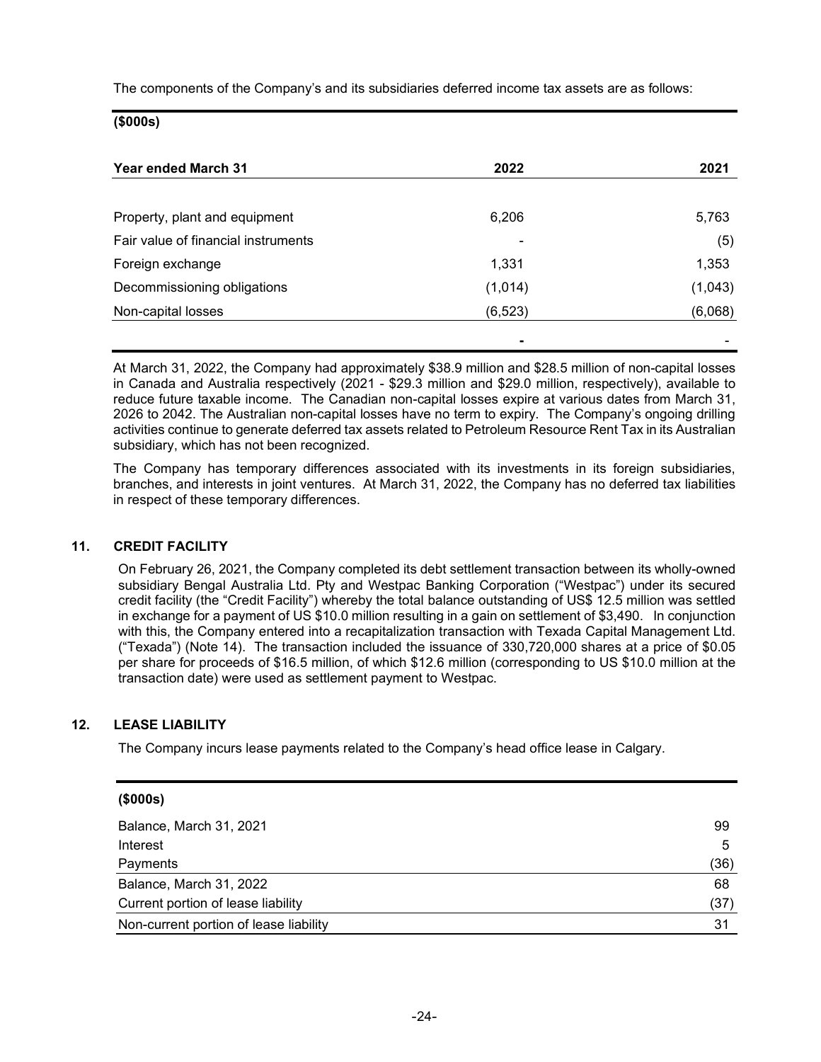The components of the Company's and its subsidiaries deferred income tax assets are as follows:

| ($000s) | | |
|---|---|---|
| **Year ended March 31** | **2022** | **2021** |
| Property, plant and equipment | 6,206 | 5,763 |
| Fair value of financial instruments | - | (5) |
| Foreign exchange | 1,331 | 1,353 |
| Decommissioning obligations | (1,014) | (1,043) |
| Non-capital losses | (6,523) | (6,068) |
| | - | - |

At March 31, 2022, the Company had approximately $38.9 million and $28.5 million of non-capital losses in Canada and Australia respectively (2021 - $29.3 million and $29.0 million, respectively), available to reduce future taxable income. The Canadian non-capital losses expire at various dates from March 31, 2026 to 2042. The Australian non-capital losses have no term to expiry. The Company's ongoing drilling activities continue to generate deferred tax assets related to Petroleum Resource Rent Tax in its Australian subsidiary, which has not been recognized.

The Company has temporary differences associated with its investments in its foreign subsidiaries, branches, and interests in joint ventures. At March 31, 2022, the Company has no deferred tax liabilities in respect of these temporary differences.

## 11. CREDIT FACILITY

On February 26, 2021, the Company completed its debt settlement transaction between its wholly-owned subsidiary Bengal Australia Ltd. Pty and Westpac Banking Corporation ("Westpac") under its secured credit facility (the "Credit Facility") whereby the total balance outstanding of US$ 12.5 million was settled in exchange for a payment of US $10.0 million resulting in a gain on settlement of $3,490. In conjunction with this, the Company entered into a recapitalization transaction with Texada Capital Management Ltd. ("Texada") (Note 14). The transaction included the issuance of 330,720,000 shares at a price of $0.05 per share for proceeds of $16.5 million, of which $12.6 million (corresponding to US $10.0 million at the transaction date) were used as settlement payment to Westpac.

## 12. LEASE LIABILITY

The Company incurs lease payments related to the Company's head office lease in Calgary.

| ($000s) | |
|---|---|
| Balance, March 31, 2021 | 99 |
| Interest | 5 |
| Payments | (36) |
| Balance, March 31, 2022 | 68 |
| Current portion of lease liability | (37) |
| Non-current portion of lease liability | 31 |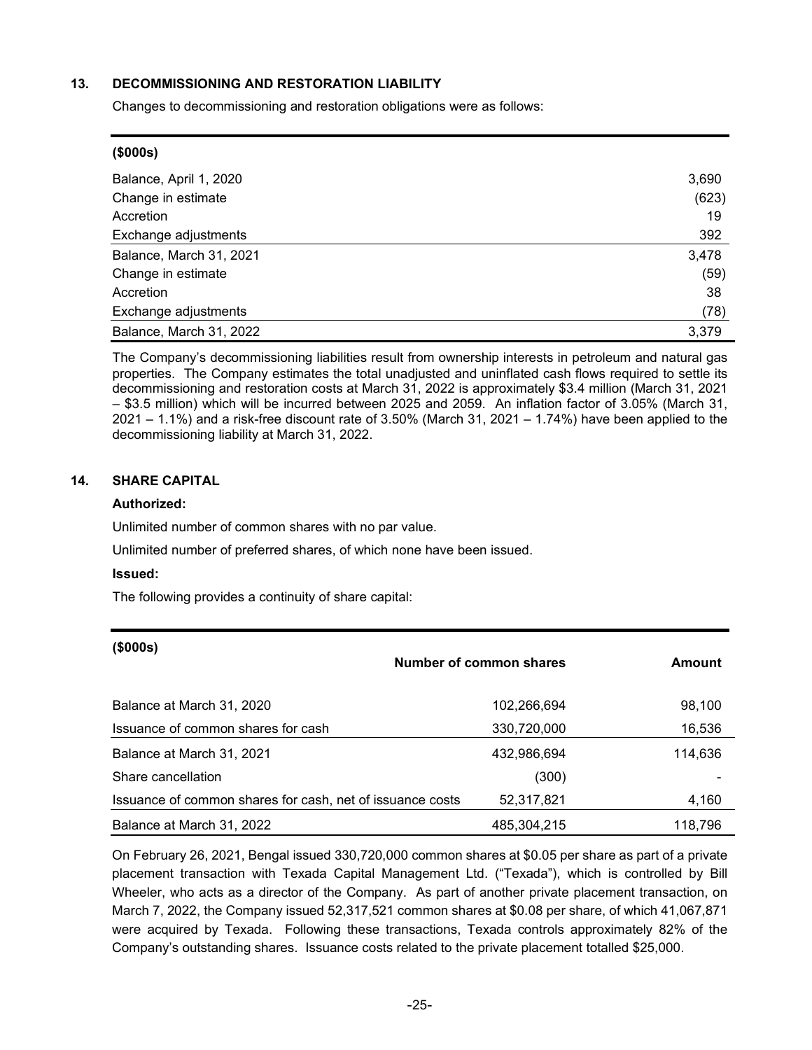## 13. DECOMMISSIONING AND RESTORATION LIABILITY

Changes to decommissioning and restoration obligations were as follows:

| ($000s) | |
|---|---|
| Balance, April 1, 2020 | 3,690 |
| Change in estimate | (623) |
| Accretion | 19 |
| Exchange adjustments | 392 |
| Balance, March 31, 2021 | 3,478 |
| Change in estimate | (59) |
| Accretion | 38 |
| Exchange adjustments | (78) |
| Balance, March 31, 2022 | 3,379 |

The Company's decommissioning liabilities result from ownership interests in petroleum and natural gas properties. The Company estimates the total unadjusted and uninflated cash flows required to settle its decommissioning and restoration costs at March 31, 2022 is approximately $3.4 million (March 31, 2021 – $3.5 million) which will be incurred between 2025 and 2059. An inflation factor of 3.05% (March 31, 2021 – 1.1%) and a risk-free discount rate of 3.50% (March 31, 2021 – 1.74%) have been applied to the decommissioning liability at March 31, 2022.

## 14. SHARE CAPITAL

**Authorized:**

Unlimited number of common shares with no par value.

Unlimited number of preferred shares, of which none have been issued.

**Issued:**

The following provides a continuity of share capital:

| ($000s) | Number of common shares | Amount |
|---|---|---|
| Balance at March 31, 2020 | 102,266,694 | 98,100 |
| Issuance of common shares for cash | 330,720,000 | 16,536 |
| Balance at March 31, 2021 | 432,986,694 | 114,636 |
| Share cancellation | (300) | - |
| Issuance of common shares for cash, net of issuance costs | 52,317,821 | 4,160 |
| Balance at March 31, 2022 | 485,304,215 | 118,796 |

On February 26, 2021, Bengal issued 330,720,000 common shares at $0.05 per share as part of a private placement transaction with Texada Capital Management Ltd. ("Texada"), which is controlled by Bill Wheeler, who acts as a director of the Company. As part of another private placement transaction, on March 7, 2022, the Company issued 52,317,521 common shares at $0.08 per share, of which 41,067,871 were acquired by Texada. Following these transactions, Texada controls approximately 82% of the Company's outstanding shares. Issuance costs related to the private placement totalled $25,000.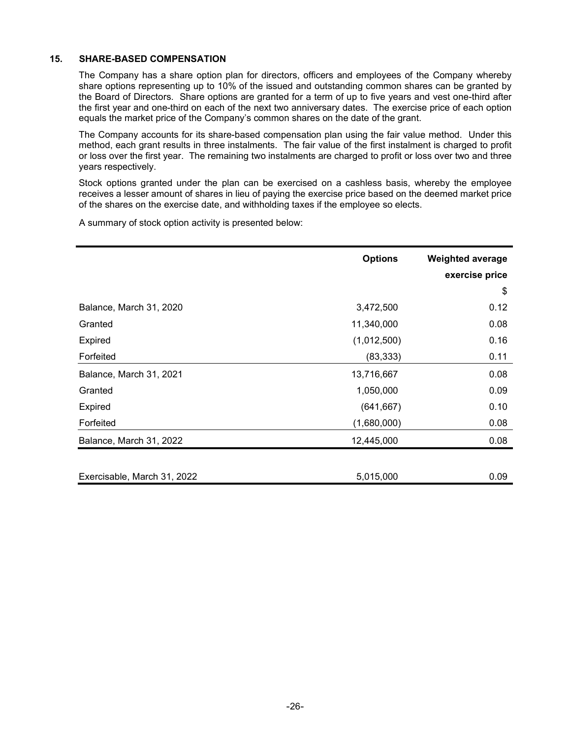## 15. SHARE-BASED COMPENSATION

The Company has a share option plan for directors, officers and employees of the Company whereby share options representing up to 10% of the issued and outstanding common shares can be granted by the Board of Directors. Share options are granted for a term of up to five years and vest one-third after the first year and one-third on each of the next two anniversary dates. The exercise price of each option equals the market price of the Company's common shares on the date of the grant.

The Company accounts for its share-based compensation plan using the fair value method. Under this method, each grant results in three instalments. The fair value of the first instalment is charged to profit or loss over the first year. The remaining two instalments are charged to profit or loss over two and three years respectively.

Stock options granted under the plan can be exercised on a cashless basis, whereby the employee receives a lesser amount of shares in lieu of paying the exercise price based on the deemed market price of the shares on the exercise date, and withholding taxes if the employee so elects.

A summary of stock option activity is presented below:

| | Options | Weighted average exercise price |
|---|---|---|
| | | $ |
| Balance, March 31, 2020 | 3,472,500 | 0.12 |
| Granted | 11,340,000 | 0.08 |
| Expired | (1,012,500) | 0.16 |
| Forfeited | (83,333) | 0.11 |
| Balance, March 31, 2021 | 13,716,667 | 0.08 |
| Granted | 1,050,000 | 0.09 |
| Expired | (641,667) | 0.10 |
| Forfeited | (1,680,000) | 0.08 |
| Balance, March 31, 2022 | 12,445,000 | 0.08 |
| | | |
| Exercisable, March 31, 2022 | 5,015,000 | 0.09 |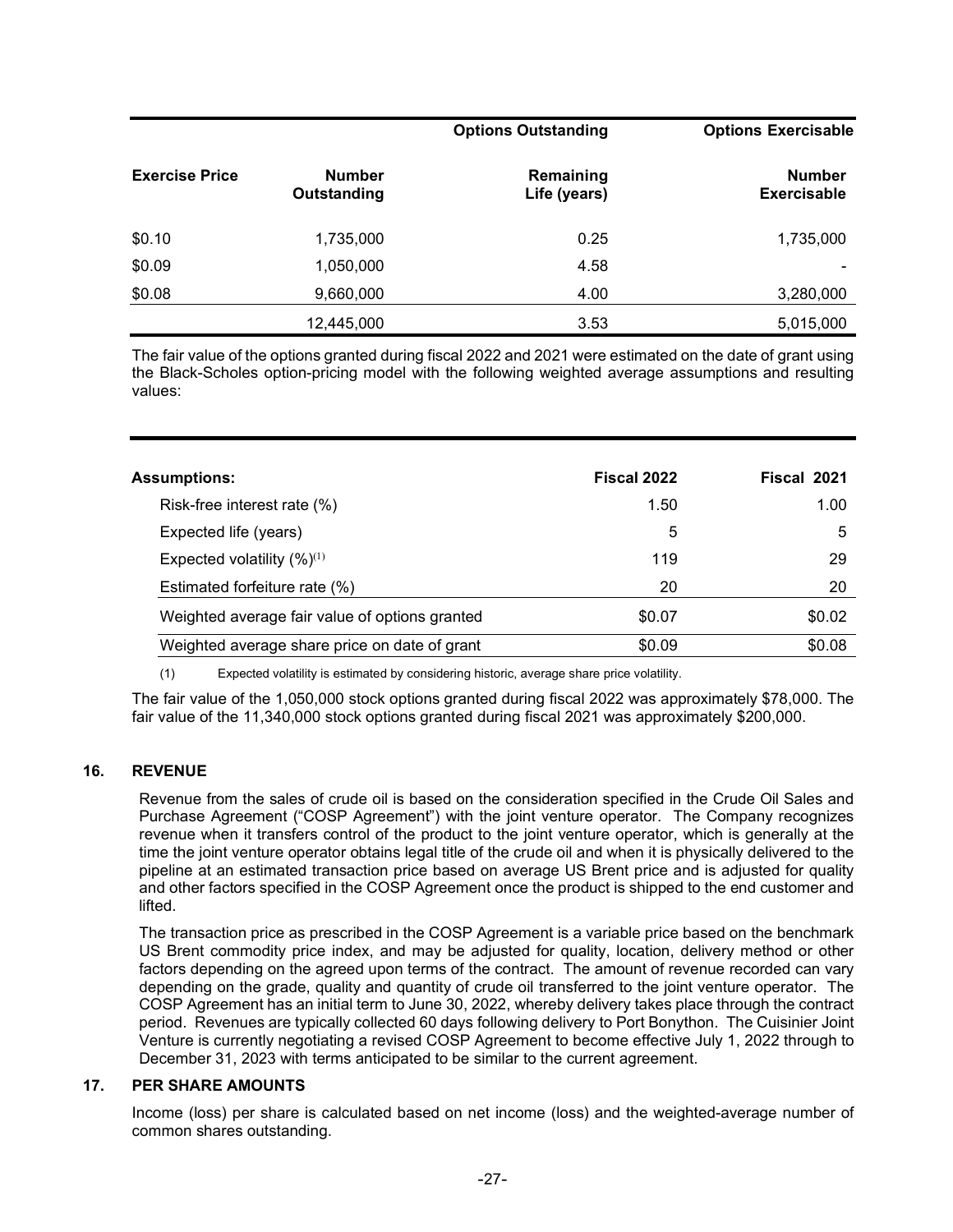| | | Options Outstanding | Options Exercisable |
|---|---|---|---|
| **Exercise Price** | **Number Outstanding** | **Remaining Life (years)** | **Number Exercisable** |
| $0.10 | 1,735,000 | 0.25 | 1,735,000 |
| $0.09 | 1,050,000 | 4.58 | - |
| $0.08 | 9,660,000 | 4.00 | 3,280,000 |
| | 12,445,000 | 3.53 | 5,015,000 |

The fair value of the options granted during fiscal 2022 and 2021 were estimated on the date of grant using the Black-Scholes option-pricing model with the following weighted average assumptions and resulting values:

| Assumptions: | Fiscal 2022 | Fiscal 2021 |
|---|---|---|
| Risk-free interest rate (%) | 1.50 | 1.00 |
| Expected life (years) | 5 | 5 |
| Expected volatility (%)(1) | 119 | 29 |
| Estimated forfeiture rate (%) | 20 | 20 |
| Weighted average fair value of options granted | $0.07 | $0.02 |
| Weighted average share price on date of grant | $0.09 | $0.08 |

(1) Expected volatility is estimated by considering historic, average share price volatility.

The fair value of the 1,050,000 stock options granted during fiscal 2022 was approximately $78,000. The fair value of the 11,340,000 stock options granted during fiscal 2021 was approximately $200,000.

## 16. REVENUE

Revenue from the sales of crude oil is based on the consideration specified in the Crude Oil Sales and Purchase Agreement ("COSP Agreement") with the joint venture operator. The Company recognizes revenue when it transfers control of the product to the joint venture operator, which is generally at the time the joint venture operator obtains legal title of the crude oil and when it is physically delivered to the pipeline at an estimated transaction price based on average US Brent price and is adjusted for quality and other factors specified in the COSP Agreement once the product is shipped to the end customer and lifted.

The transaction price as prescribed in the COSP Agreement is a variable price based on the benchmark US Brent commodity price index, and may be adjusted for quality, location, delivery method or other factors depending on the agreed upon terms of the contract. The amount of revenue recorded can vary depending on the grade, quality and quantity of crude oil transferred to the joint venture operator. The COSP Agreement has an initial term to June 30, 2022, whereby delivery takes place through the contract period. Revenues are typically collected 60 days following delivery to Port Bonython. The Cuisinier Joint Venture is currently negotiating a revised COSP Agreement to become effective July 1, 2022 through to December 31, 2023 with terms anticipated to be similar to the current agreement.

## 17. PER SHARE AMOUNTS

Income (loss) per share is calculated based on net income (loss) and the weighted-average number of common shares outstanding.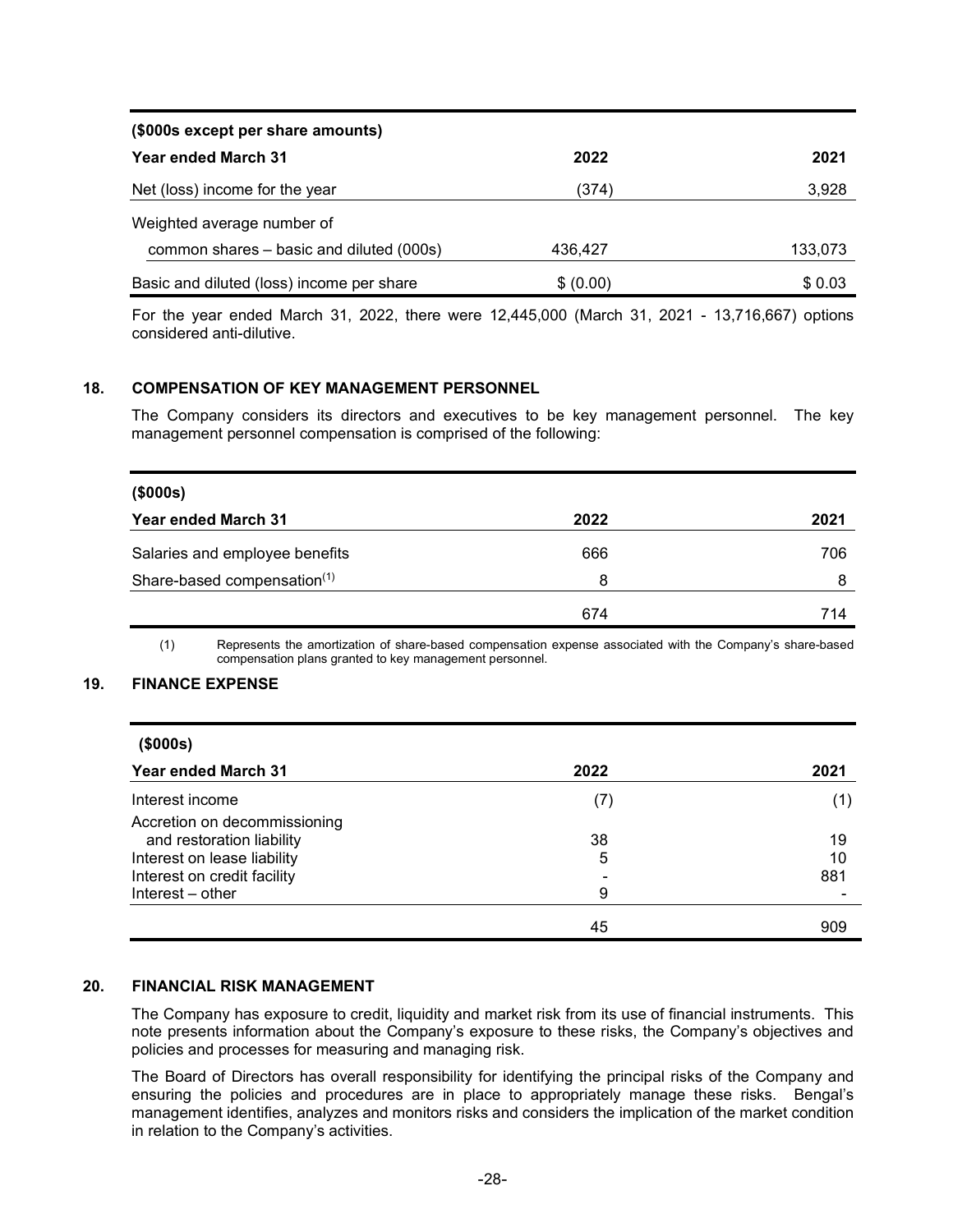| (\$000s except per share amounts) | | |
|---|---|---|
| **Year ended March 31** | **2022** | **2021** |
| Net (loss) income for the year | (374) | 3,928 |
| Weighted average number of common shares – basic and diluted (000s) | 436,427 | 133,073 |
| Basic and diluted (loss) income per share | \$ (0.00) | \$ 0.03 |

For the year ended March 31, 2022, there were 12,445,000 (March 31, 2021 - 13,716,667) options considered anti-dilutive.

## 18. COMPENSATION OF KEY MANAGEMENT PERSONNEL

The Company considers its directors and executives to be key management personnel. The key management personnel compensation is comprised of the following:

| (\$000s) | | |
|---|---|---|
| **Year ended March 31** | **2022** | **2021** |
| Salaries and employee benefits | 666 | 706 |
| Share-based compensation[(1)] | 8 | 8 |
| | 674 | 714 |

(1) Represents the amortization of share-based compensation expense associated with the Company's share-based compensation plans granted to key management personnel.

## 19. FINANCE EXPENSE

| (\$000s) | | |
|---|---|---|
| **Year ended March 31** | **2022** | **2021** |
| Interest income | (7) | (1) |
| Accretion on decommissioning and restoration liability | 38 | 19 |
| Interest on lease liability | 5 | 10 |
| Interest on credit facility | - | 881 |
| Interest – other | 9 | - |
| | 45 | 909 |

## 20. FINANCIAL RISK MANAGEMENT

The Company has exposure to credit, liquidity and market risk from its use of financial instruments. This note presents information about the Company's exposure to these risks, the Company's objectives and policies and processes for measuring and managing risk.

The Board of Directors has overall responsibility for identifying the principal risks of the Company and ensuring the policies and procedures are in place to appropriately manage these risks. Bengal's management identifies, analyzes and monitors risks and considers the implication of the market condition in relation to the Company's activities.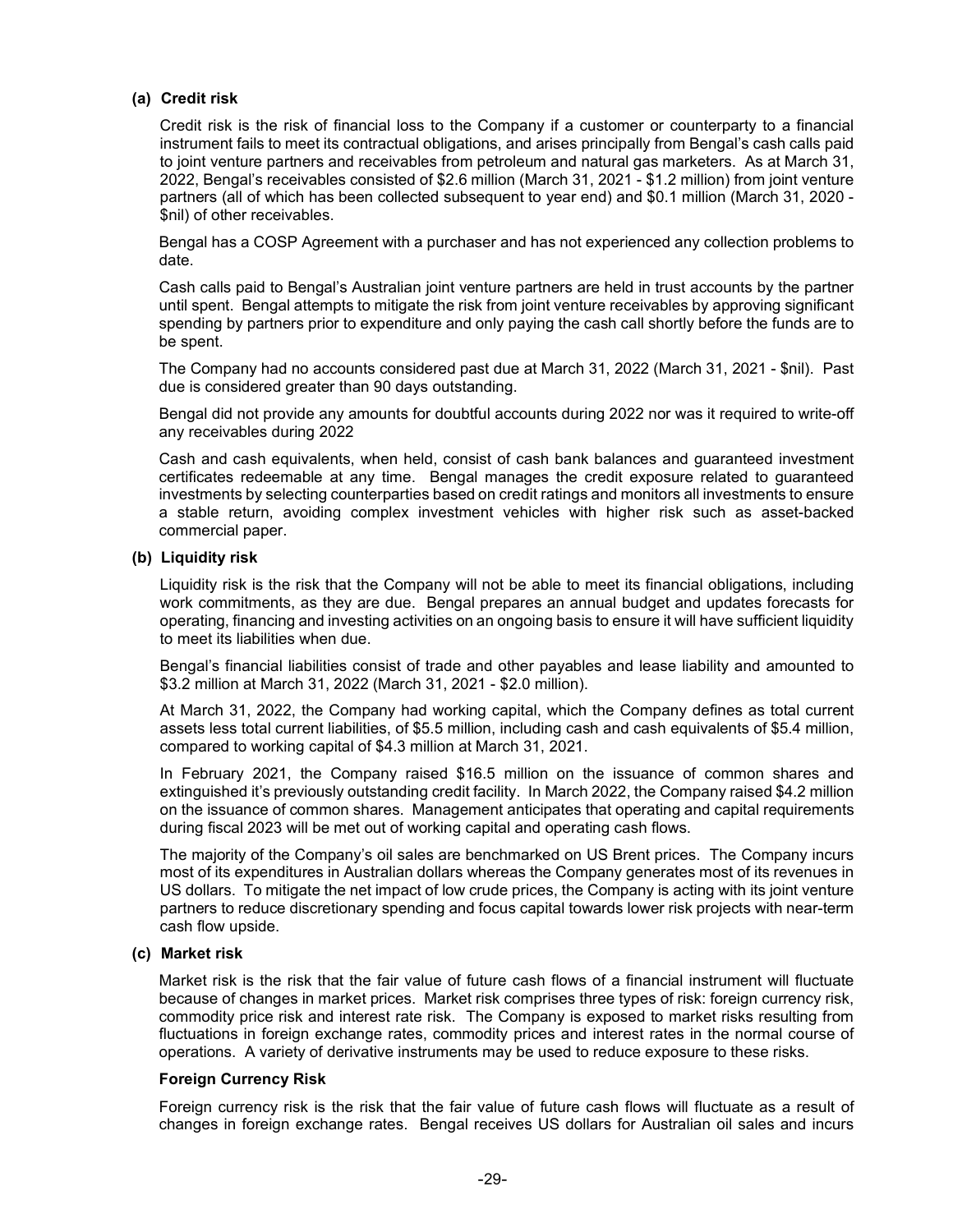### (a) Credit risk

Credit risk is the risk of financial loss to the Company if a customer or counterparty to a financial instrument fails to meet its contractual obligations, and arises principally from Bengal's cash calls paid to joint venture partners and receivables from petroleum and natural gas marketers. As at March 31, 2022, Bengal's receivables consisted of $2.6 million (March 31, 2021 - $1.2 million) from joint venture partners (all of which has been collected subsequent to year end) and $0.1 million (March 31, 2020 - $nil) of other receivables.

Bengal has a COSP Agreement with a purchaser and has not experienced any collection problems to date.

Cash calls paid to Bengal's Australian joint venture partners are held in trust accounts by the partner until spent. Bengal attempts to mitigate the risk from joint venture receivables by approving significant spending by partners prior to expenditure and only paying the cash call shortly before the funds are to be spent.

The Company had no accounts considered past due at March 31, 2022 (March 31, 2021 - $nil). Past due is considered greater than 90 days outstanding.

Bengal did not provide any amounts for doubtful accounts during 2022 nor was it required to write-off any receivables during 2022

Cash and cash equivalents, when held, consist of cash bank balances and guaranteed investment certificates redeemable at any time. Bengal manages the credit exposure related to guaranteed investments by selecting counterparties based on credit ratings and monitors all investments to ensure a stable return, avoiding complex investment vehicles with higher risk such as asset-backed commercial paper.

### (b) Liquidity risk

Liquidity risk is the risk that the Company will not be able to meet its financial obligations, including work commitments, as they are due. Bengal prepares an annual budget and updates forecasts for operating, financing and investing activities on an ongoing basis to ensure it will have sufficient liquidity to meet its liabilities when due.

Bengal's financial liabilities consist of trade and other payables and lease liability and amounted to $3.2 million at March 31, 2022 (March 31, 2021 - $2.0 million).

At March 31, 2022, the Company had working capital, which the Company defines as total current assets less total current liabilities, of $5.5 million, including cash and cash equivalents of $5.4 million, compared to working capital of $4.3 million at March 31, 2021.

In February 2021, the Company raised $16.5 million on the issuance of common shares and extinguished it's previously outstanding credit facility. In March 2022, the Company raised $4.2 million on the issuance of common shares. Management anticipates that operating and capital requirements during fiscal 2023 will be met out of working capital and operating cash flows.

The majority of the Company's oil sales are benchmarked on US Brent prices. The Company incurs most of its expenditures in Australian dollars whereas the Company generates most of its revenues in US dollars. To mitigate the net impact of low crude prices, the Company is acting with its joint venture partners to reduce discretionary spending and focus capital towards lower risk projects with near-term cash flow upside.

### (c) Market risk

Market risk is the risk that the fair value of future cash flows of a financial instrument will fluctuate because of changes in market prices. Market risk comprises three types of risk: foreign currency risk, commodity price risk and interest rate risk. The Company is exposed to market risks resulting from fluctuations in foreign exchange rates, commodity prices and interest rates in the normal course of operations. A variety of derivative instruments may be used to reduce exposure to these risks.

#### Foreign Currency Risk

Foreign currency risk is the risk that the fair value of future cash flows will fluctuate as a result of changes in foreign exchange rates. Bengal receives US dollars for Australian oil sales and incurs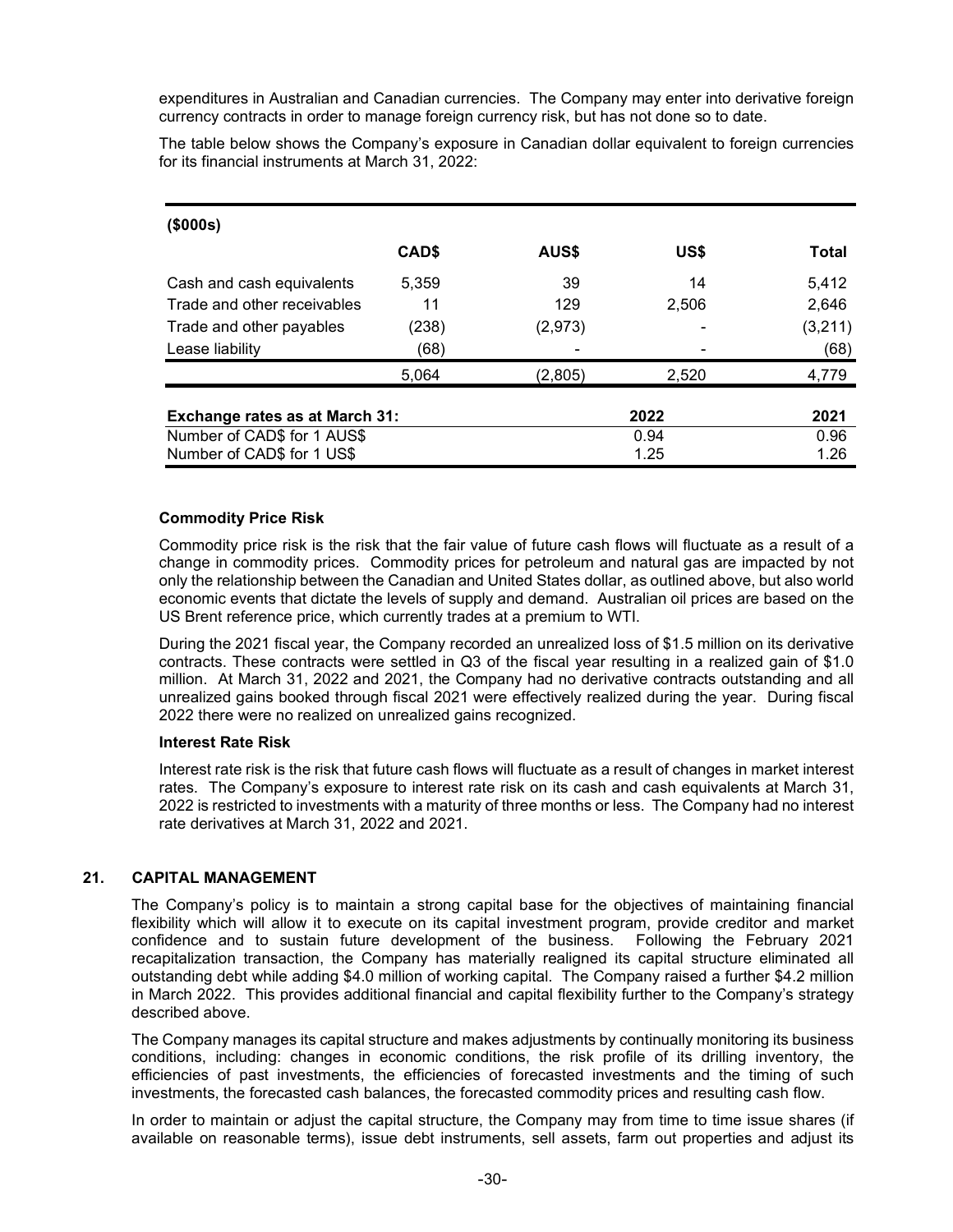expenditures in Australian and Canadian currencies. The Company may enter into derivative foreign currency contracts in order to manage foreign currency risk, but has not done so to date.

The table below shows the Company's exposure in Canadian dollar equivalent to foreign currencies for its financial instruments at March 31, 2022:

| ($000s) | CAD$ | AUS$ | US$ | Total |
|---|---|---|---|---|
| Cash and cash equivalents | 5,359 | 39 | 14 | 5,412 |
| Trade and other receivables | 11 | 129 | 2,506 | 2,646 |
| Trade and other payables | (238) | (2,973) | - | (3,211) |
| Lease liability | (68) | - | - | (68) |
| | 5,064 | (2,805) | 2,520 | 4,779 |

| **Exchange rates as at March 31:** | 2022 | 2021 |
|---|---|---|
| Number of CAD$ for 1 AUS$ | 0.94 | 0.96 |
| Number of CAD$ for 1 US$ | 1.25 | 1.26 |

### Commodity Price Risk

Commodity price risk is the risk that the fair value of future cash flows will fluctuate as a result of a change in commodity prices. Commodity prices for petroleum and natural gas are impacted by not only the relationship between the Canadian and United States dollar, as outlined above, but also world economic events that dictate the levels of supply and demand. Australian oil prices are based on the US Brent reference price, which currently trades at a premium to WTI.

During the 2021 fiscal year, the Company recorded an unrealized loss of $1.5 million on its derivative contracts. These contracts were settled in Q3 of the fiscal year resulting in a realized gain of $1.0 million. At March 31, 2022 and 2021, the Company had no derivative contracts outstanding and all unrealized gains booked through fiscal 2021 were effectively realized during the year. During fiscal 2022 there were no realized on unrealized gains recognized.

### Interest Rate Risk

Interest rate risk is the risk that future cash flows will fluctuate as a result of changes in market interest rates. The Company's exposure to interest rate risk on its cash and cash equivalents at March 31, 2022 is restricted to investments with a maturity of three months or less. The Company had no interest rate derivatives at March 31, 2022 and 2021.

## 21. CAPITAL MANAGEMENT

The Company's policy is to maintain a strong capital base for the objectives of maintaining financial flexibility which will allow it to execute on its capital investment program, provide creditor and market confidence and to sustain future development of the business. Following the February 2021 recapitalization transaction, the Company has materially realigned its capital structure eliminated all outstanding debt while adding $4.0 million of working capital. The Company raised a further $4.2 million in March 2022. This provides additional financial and capital flexibility further to the Company's strategy described above.

The Company manages its capital structure and makes adjustments by continually monitoring its business conditions, including: changes in economic conditions, the risk profile of its drilling inventory, the efficiencies of past investments, the efficiencies of forecasted investments and the timing of such investments, the forecasted cash balances, the forecasted commodity prices and resulting cash flow.

In order to maintain or adjust the capital structure, the Company may from time to time issue shares (if available on reasonable terms), issue debt instruments, sell assets, farm out properties and adjust its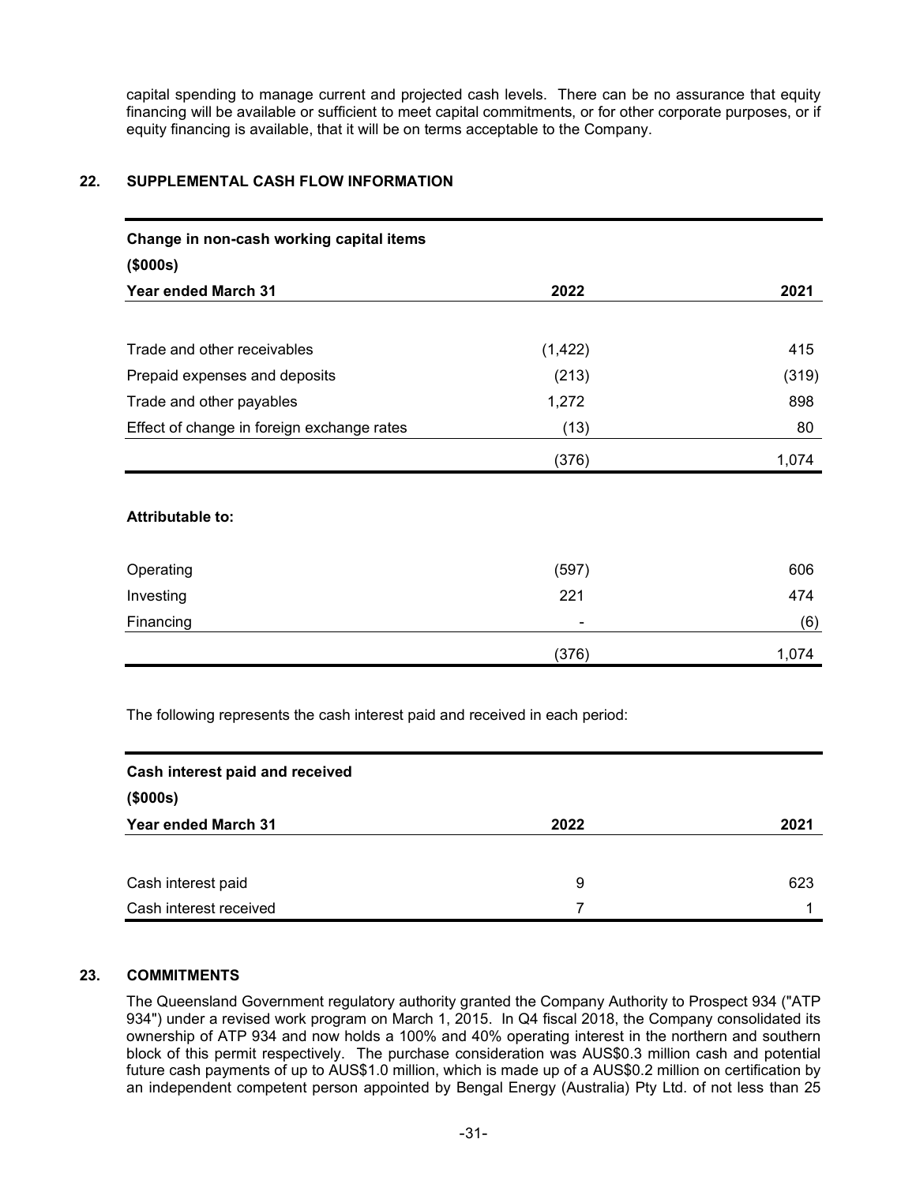capital spending to manage current and projected cash levels. There can be no assurance that equity financing will be available or sufficient to meet capital commitments, or for other corporate purposes, or if equity financing is available, that it will be on terms acceptable to the Company.

## 22. SUPPLEMENTAL CASH FLOW INFORMATION

| **Change in non-cash working capital items** **($000s)** **Year ended March 31** | **2022** | **2021** |
|---|---|---|
| Trade and other receivables | (1,422) | 415 |
| Prepaid expenses and deposits | (213) | (319) |
| Trade and other payables | 1,272 | 898 |
| Effect of change in foreign exchange rates | (13) | 80 |
| | (376) | 1,074 |
| **Attributable to:** | | |
| Operating | (597) | 606 |
| Investing | 221 | 474 |
| Financing | - | (6) |
| | (376) | 1,074 |

The following represents the cash interest paid and received in each period:

| **Cash interest paid and received** **($000s)** **Year ended March 31** | **2022** | **2021** |
|---|---|---|
| Cash interest paid | 9 | 623 |
| Cash interest received | 7 | 1 |

## 23. COMMITMENTS

The Queensland Government regulatory authority granted the Company Authority to Prospect 934 ("ATP 934") under a revised work program on March 1, 2015. In Q4 fiscal 2018, the Company consolidated its ownership of ATP 934 and now holds a 100% and 40% operating interest in the northern and southern block of this permit respectively. The purchase consideration was AUS$0.3 million cash and potential future cash payments of up to AUS$1.0 million, which is made up of a AUS$0.2 million on certification by an independent competent person appointed by Bengal Energy (Australia) Pty Ltd. of not less than 25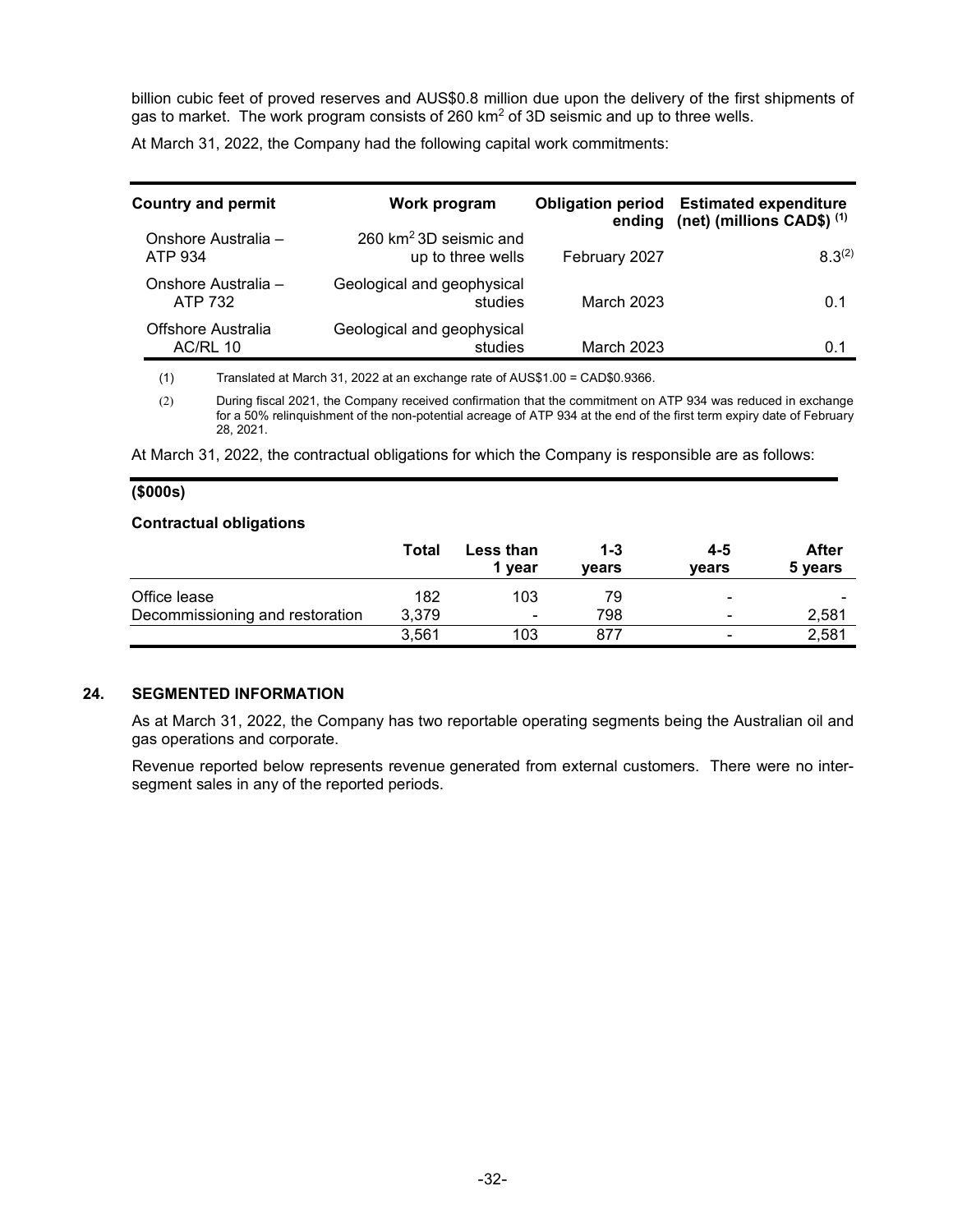billion cubic feet of proved reserves and AUS$0.8 million due upon the delivery of the first shipments of gas to market. The work program consists of 260 km$^2$ of 3D seismic and up to three wells.

At March 31, 2022, the Company had the following capital work commitments:

| Country and permit | Work program | Obligation period ending | Estimated expenditure (net) (millions CAD$) (1) |
|---|---|---|---|
| Onshore Australia – ATP 934 | 260 km$^2$ 3D seismic and up to three wells | February 2027 | 8.3(2) |
| Onshore Australia – ATP 732 | Geological and geophysical studies | March 2023 | 0.1 |
| Offshore Australia AC/RL 10 | Geological and geophysical studies | March 2023 | 0.1 |

(1) Translated at March 31, 2022 at an exchange rate of AUS$1.00 = CAD$0.9366.

(2) During fiscal 2021, the Company received confirmation that the commitment on ATP 934 was reduced in exchange for a 50% relinquishment of the non-potential acreage of ATP 934 at the end of the first term expiry date of February 28, 2021.

At March 31, 2022, the contractual obligations for which the Company is responsible are as follows:

**($000s)**

**Contractual obligations**

| | Total | Less than 1 year | 1-3 years | 4-5 years | After 5 years |
|---|---|---|---|---|---|
| Office lease | 182 | 103 | 79 | - | - |
| Decommissioning and restoration | 3,379 | - | 798 | - | 2,581 |
| | 3,561 | 103 | 877 | - | 2,581 |

## 24. SEGMENTED INFORMATION

As at March 31, 2022, the Company has two reportable operating segments being the Australian oil and gas operations and corporate.

Revenue reported below represents revenue generated from external customers. There were no inter-segment sales in any of the reported periods.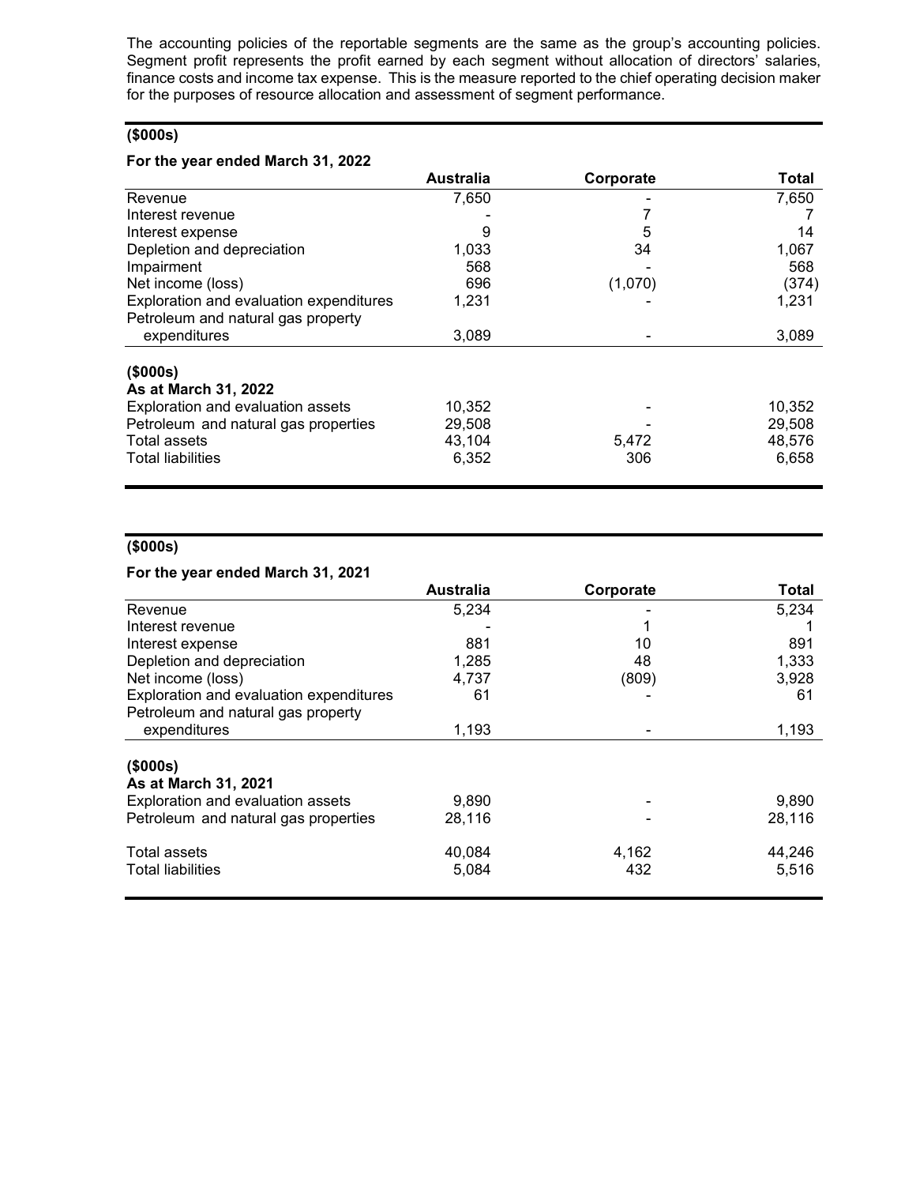The accounting policies of the reportable segments are the same as the group's accounting policies. Segment profit represents the profit earned by each segment without allocation of directors' salaries, finance costs and income tax expense. This is the measure reported to the chief operating decision maker for the purposes of resource allocation and assessment of segment performance.

**($000s)**

**For the year ended March 31, 2022**

| | Australia | Corporate | Total |
|---|---|---|---|
| Revenue | 7,650 | - | 7,650 |
| Interest revenue | - | 7 | 7 |
| Interest expense | 9 | 5 | 14 |
| Depletion and depreciation | 1,033 | 34 | 1,067 |
| Impairment | 568 | - | 568 |
| Net income (loss) | 696 | (1,070) | (374) |
| Exploration and evaluation expenditures | 1,231 | - | 1,231 |
| Petroleum and natural gas property expenditures | 3,089 | - | 3,089 |

**($000s)**
**As at March 31, 2022**

| | Australia | Corporate | Total |
|---|---|---|---|
| Exploration and evaluation assets | 10,352 | - | 10,352 |
| Petroleum and natural gas properties | 29,508 | - | 29,508 |
| Total assets | 43,104 | 5,472 | 48,576 |
| Total liabilities | 6,352 | 306 | 6,658 |

**($000s)**

**For the year ended March 31, 2021**

| | Australia | Corporate | Total |
|---|---|---|---|
| Revenue | 5,234 | - | 5,234 |
| Interest revenue | - | 1 | 1 |
| Interest expense | 881 | 10 | 891 |
| Depletion and depreciation | 1,285 | 48 | 1,333 |
| Net income (loss) | 4,737 | (809) | 3,928 |
| Exploration and evaluation expenditures | 61 | - | 61 |
| Petroleum and natural gas property expenditures | 1,193 | - | 1,193 |

**($000s)**
**As at March 31, 2021**

| | Australia | Corporate | Total |
|---|---|---|---|
| Exploration and evaluation assets | 9,890 | - | 9,890 |
| Petroleum and natural gas properties | 28,116 | - | 28,116 |
| Total assets | 40,084 | 4,162 | 44,246 |
| Total liabilities | 5,084 | 432 | 5,516 |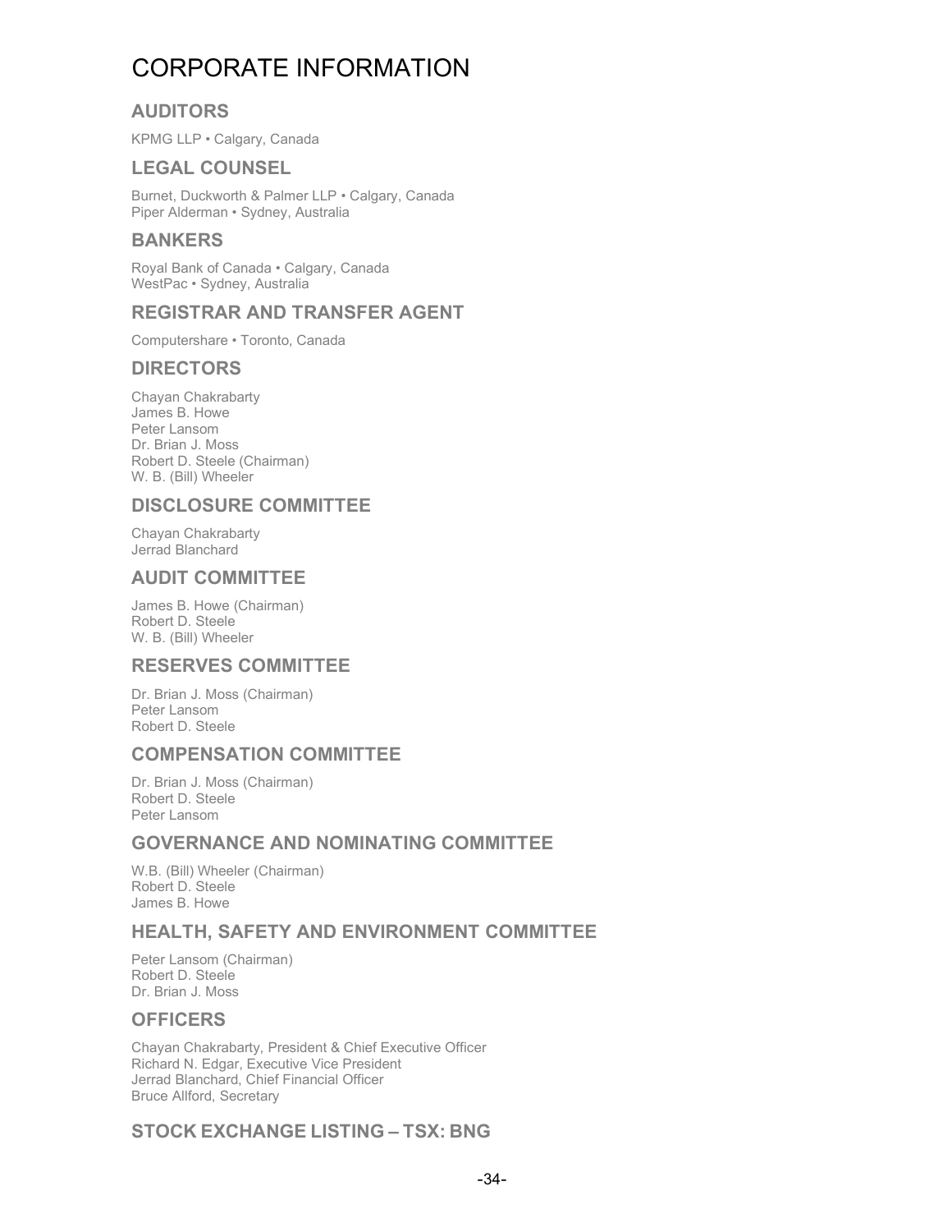# CORPORATE INFORMATION

## AUDITORS

KPMG LLP • Calgary, Canada

## LEGAL COUNSEL

Burnet, Duckworth & Palmer LLP • Calgary, Canada
Piper Alderman • Sydney, Australia

## BANKERS

Royal Bank of Canada • Calgary, Canada
WestPac • Sydney, Australia

## REGISTRAR AND TRANSFER AGENT

Computershare • Toronto, Canada

## DIRECTORS

Chayan Chakrabarty
James B. Howe
Peter Lansom
Dr. Brian J. Moss
Robert D. Steele (Chairman)
W. B. (Bill) Wheeler

## DISCLOSURE COMMITTEE

Chayan Chakrabarty
Jerrad Blanchard

## AUDIT COMMITTEE

James B. Howe (Chairman)
Robert D. Steele
W. B. (Bill) Wheeler

## RESERVES COMMITTEE

Dr. Brian J. Moss (Chairman)
Peter Lansom
Robert D. Steele

## COMPENSATION COMMITTEE

Dr. Brian J. Moss (Chairman)
Robert D. Steele
Peter Lansom

## GOVERNANCE AND NOMINATING COMMITTEE

W.B. (Bill) Wheeler (Chairman)
Robert D. Steele
James B. Howe

## HEALTH, SAFETY AND ENVIRONMENT COMMITTEE

Peter Lansom (Chairman)
Robert D. Steele
Dr. Brian J. Moss

## OFFICERS

Chayan Chakrabarty, President & Chief Executive Officer
Richard N. Edgar, Executive Vice President
Jerrad Blanchard, Chief Financial Officer
Bruce Allford, Secretary

## STOCK EXCHANGE LISTING – TSX: BNG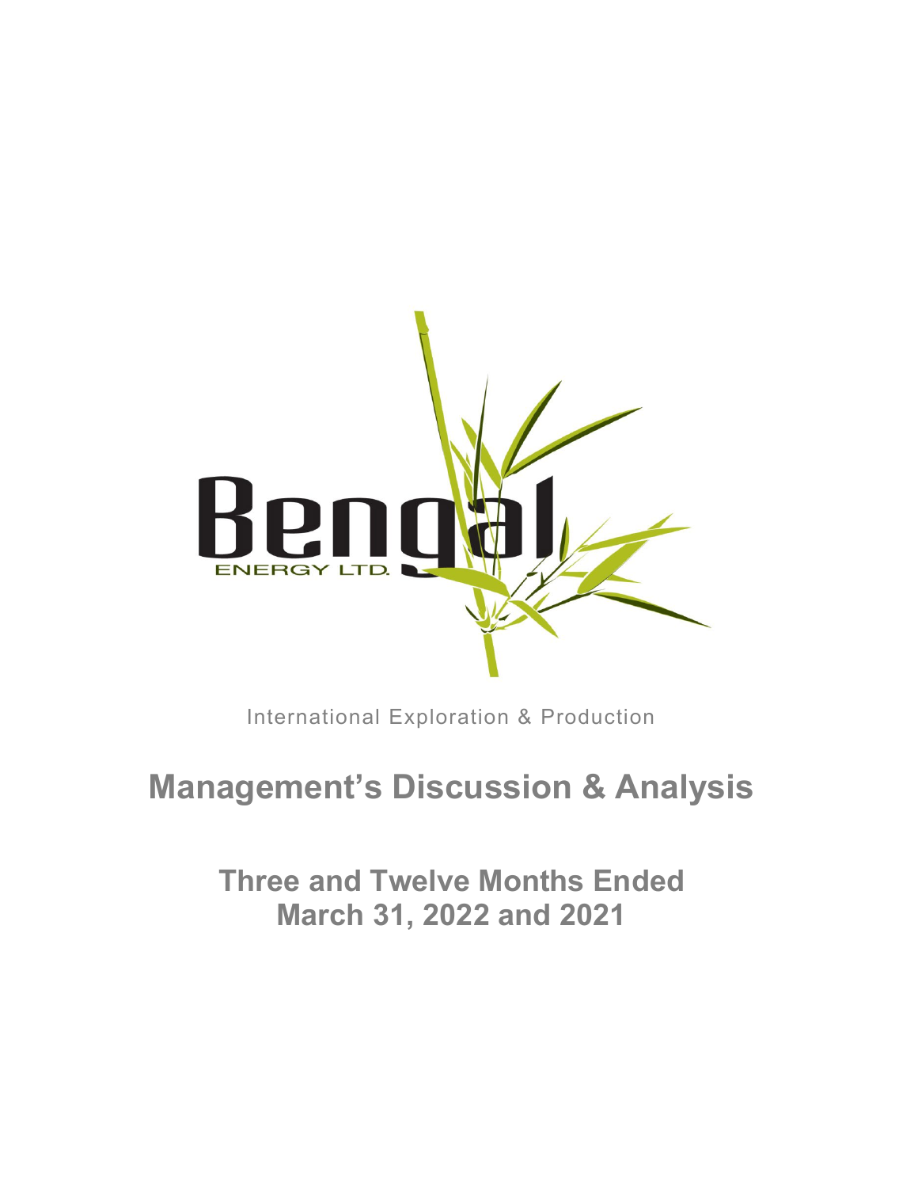International Exploration & Production

# Management's Discussion & Analysis

## Three and Twelve Months Ended March 31, 2022 and 2021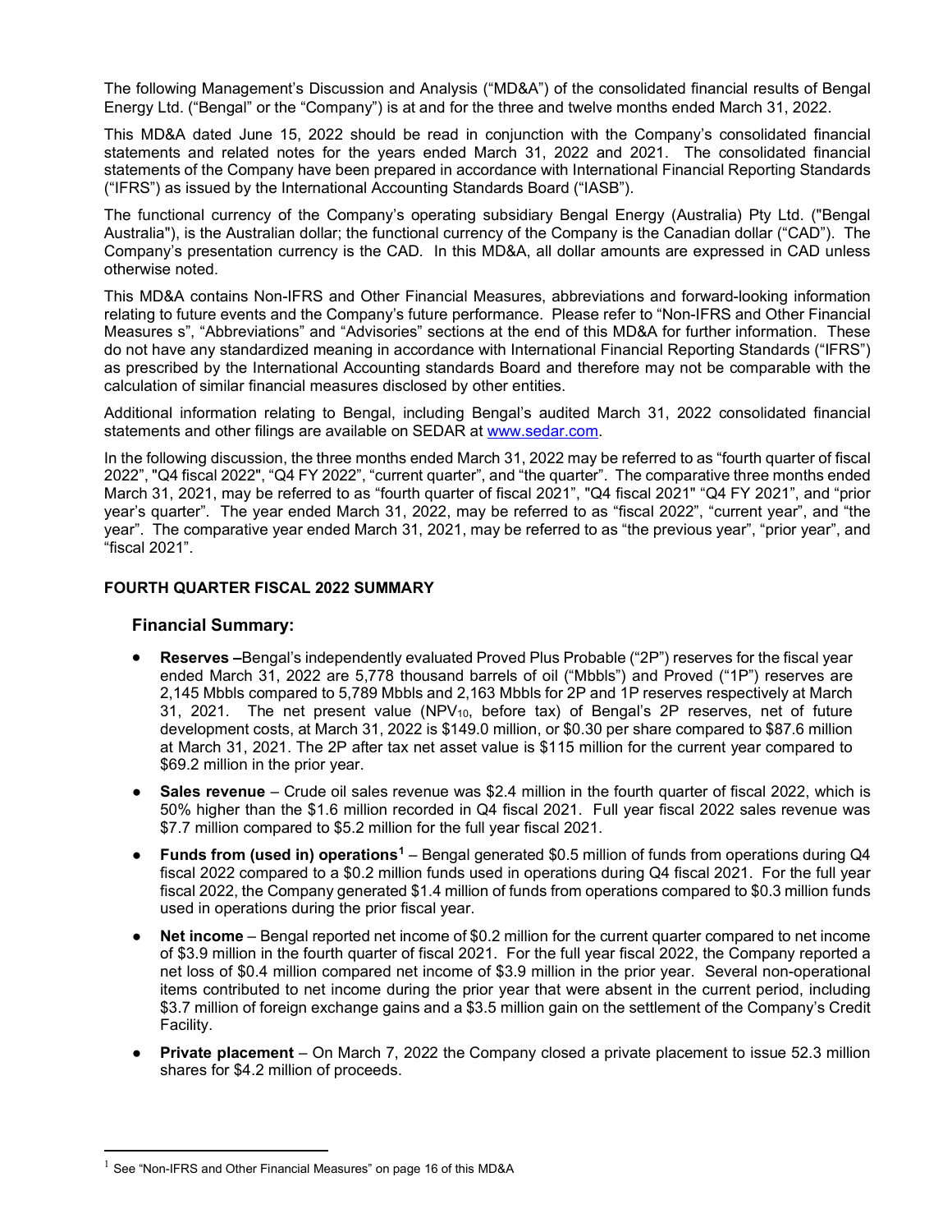The following Management's Discussion and Analysis ("MD&A") of the consolidated financial results of Bengal Energy Ltd. ("Bengal" or the "Company") is at and for the three and twelve months ended March 31, 2022.

This MD&A dated June 15, 2022 should be read in conjunction with the Company's consolidated financial statements and related notes for the years ended March 31, 2022 and 2021. The consolidated financial statements of the Company have been prepared in accordance with International Financial Reporting Standards ("IFRS") as issued by the International Accounting Standards Board ("IASB").

The functional currency of the Company's operating subsidiary Bengal Energy (Australia) Pty Ltd. ("Bengal Australia"), is the Australian dollar; the functional currency of the Company is the Canadian dollar ("CAD"). The Company's presentation currency is the CAD. In this MD&A, all dollar amounts are expressed in CAD unless otherwise noted.

This MD&A contains Non-IFRS and Other Financial Measures, abbreviations and forward-looking information relating to future events and the Company's future performance. Please refer to "Non-IFRS and Other Financial Measures s", "Abbreviations" and "Advisories" sections at the end of this MD&A for further information. These do not have any standardized meaning in accordance with International Financial Reporting Standards ("IFRS") as prescribed by the International Accounting standards Board and therefore may not be comparable with the calculation of similar financial measures disclosed by other entities.

Additional information relating to Bengal, including Bengal's audited March 31, 2022 consolidated financial statements and other filings are available on SEDAR at www.sedar.com.

In the following discussion, the three months ended March 31, 2022 may be referred to as "fourth quarter of fiscal 2022", "Q4 fiscal 2022", "Q4 FY 2022", "current quarter", and "the quarter". The comparative three months ended March 31, 2021, may be referred to as "fourth quarter of fiscal 2021", "Q4 fiscal 2021" "Q4 FY 2021", and "prior year's quarter". The year ended March 31, 2022, may be referred to as "fiscal 2022", "current year", and "the year". The comparative year ended March 31, 2021, may be referred to as "the previous year", "prior year", and "fiscal 2021".

## FOURTH QUARTER FISCAL 2022 SUMMARY

### Financial Summary:

- **Reserves –**Bengal's independently evaluated Proved Plus Probable ("2P") reserves for the fiscal year ended March 31, 2022 are 5,778 thousand barrels of oil ("Mbbls") and Proved ("1P") reserves are 2,145 Mbbls compared to 5,789 Mbbls and 2,163 Mbbls for 2P and 1P reserves respectively at March 31, 2021. The net present value ($NPV_{10}$, before tax) of Bengal's 2P reserves, net of future development costs, at March 31, 2022 is $149.0 million, or $0.30 per share compared to $87.6 million at March 31, 2021. The 2P after tax net asset value is $115 million for the current year compared to $69.2 million in the prior year.
- **Sales revenue** – Crude oil sales revenue was $2.4 million in the fourth quarter of fiscal 2022, which is 50% higher than the $1.6 million recorded in Q4 fiscal 2021. Full year fiscal 2022 sales revenue was $7.7 million compared to $5.2 million for the full year fiscal 2021.
- **Funds from (used in) operations**[1] – Bengal generated $0.5 million of funds from operations during Q4 fiscal 2022 compared to a $0.2 million funds used in operations during Q4 fiscal 2021. For the full year fiscal 2022, the Company generated $1.4 million of funds from operations compared to $0.3 million funds used in operations during the prior fiscal year.
- **Net income** – Bengal reported net income of $0.2 million for the current quarter compared to net income of $3.9 million in the fourth quarter of fiscal 2021. For the full year fiscal 2022, the Company reported a net loss of $0.4 million compared net income of $3.9 million in the prior year. Several non-operational items contributed to net income during the prior year that were absent in the current period, including $3.7 million of foreign exchange gains and a $3.5 million gain on the settlement of the Company's Credit Facility.
- **Private placement** – On March 7, 2022 the Company closed a private placement to issue 52.3 million shares for $4.2 million of proceeds.

[1] See "Non-IFRS and Other Financial Measures" on page 16 of this MD&A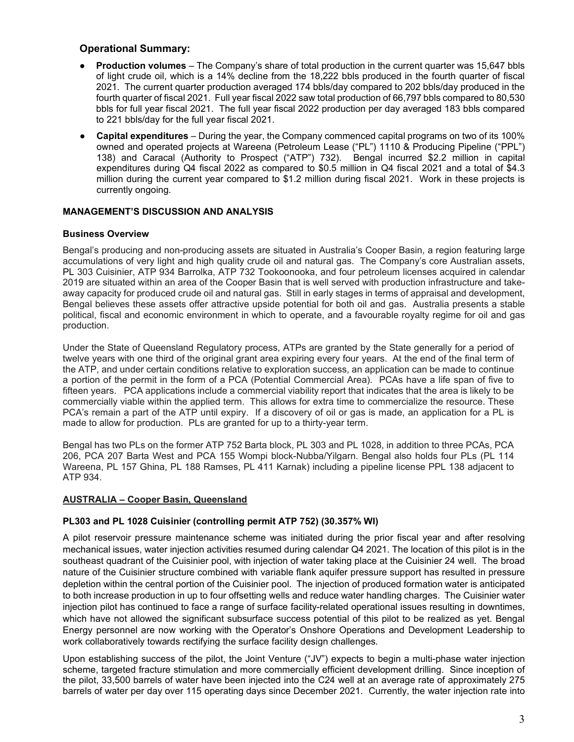## Operational Summary:

- **Production volumes** – The Company's share of total production in the current quarter was 15,647 bbls of light crude oil, which is a 14% decline from the 18,222 bbls produced in the fourth quarter of fiscal 2021. The current quarter production averaged 174 bbls/day compared to 202 bbls/day produced in the fourth quarter of fiscal 2021. Full year fiscal 2022 saw total production of 66,797 bbls compared to 80,530 bbls for full year fiscal 2021. The full year fiscal 2022 production per day averaged 183 bbls compared to 221 bbls/day for the full year fiscal 2021.
- **Capital expenditures** – During the year, the Company commenced capital programs on two of its 100% owned and operated projects at Wareena (Petroleum Lease ("PL") 1110 & Producing Pipeline ("PPL") 138) and Caracal (Authority to Prospect ("ATP") 732). Bengal incurred $2.2 million in capital expenditures during Q4 fiscal 2022 as compared to $0.5 million in Q4 fiscal 2021 and a total of $4.3 million during the current year compared to $1.2 million during fiscal 2021. Work in these projects is currently ongoing.

**MANAGEMENT'S DISCUSSION AND ANALYSIS**

**Business Overview**

Bengal's producing and non-producing assets are situated in Australia's Cooper Basin, a region featuring large accumulations of very light and high quality crude oil and natural gas. The Company's core Australian assets, PL 303 Cuisinier, ATP 934 Barrolka, ATP 732 Tookoonooka, and four petroleum licenses acquired in calendar 2019 are situated within an area of the Cooper Basin that is well served with production infrastructure and take-away capacity for produced crude oil and natural gas. Still in early stages in terms of appraisal and development, Bengal believes these assets offer attractive upside potential for both oil and gas. Australia presents a stable political, fiscal and economic environment in which to operate, and a favourable royalty regime for oil and gas production.

Under the State of Queensland Regulatory process, ATPs are granted by the State generally for a period of twelve years with one third of the original grant area expiring every four years. At the end of the final term of the ATP, and under certain conditions relative to exploration success, an application can be made to continue a portion of the permit in the form of a PCA (Potential Commercial Area). PCAs have a life span of five to fifteen years. PCA applications include a commercial viability report that indicates that the area is likely to be commercially viable within the applied term. This allows for extra time to commercialize the resource. These PCA's remain a part of the ATP until expiry. If a discovery of oil or gas is made, an application for a PL is made to allow for production. PLs are granted for up to a thirty-year term.

Bengal has two PLs on the former ATP 752 Barta block, PL 303 and PL 1028, in addition to three PCAs, PCA 206, PCA 207 Barta West and PCA 155 Wompi block-Nubba/Yilgarn. Bengal also holds four PLs (PL 114 Wareena, PL 157 Ghina, PL 188 Ramses, PL 411 Karnak) including a pipeline license PPL 138 adjacent to ATP 934.

**AUSTRALIA – Cooper Basin, Queensland**

**PL303 and PL 1028 Cuisinier (controlling permit ATP 752) (30.357% WI)**

A pilot reservoir pressure maintenance scheme was initiated during the prior fiscal year and after resolving mechanical issues, water injection activities resumed during calendar Q4 2021. The location of this pilot is in the southeast quadrant of the Cuisinier pool, with injection of water taking place at the Cuisinier 24 well. The broad nature of the Cuisinier structure combined with variable flank aquifer pressure support has resulted in pressure depletion within the central portion of the Cuisinier pool. The injection of produced formation water is anticipated to both increase production in up to four offsetting wells and reduce water handling charges. The Cuisinier water injection pilot has continued to face a range of surface facility-related operational issues resulting in downtimes, which have not allowed the significant subsurface success potential of this pilot to be realized as yet. Bengal Energy personnel are now working with the Operator's Onshore Operations and Development Leadership to work collaboratively towards rectifying the surface facility design challenges.

Upon establishing success of the pilot, the Joint Venture ("JV") expects to begin a multi-phase water injection scheme, targeted fracture stimulation and more commercially efficient development drilling. Since inception of the pilot, 33,500 barrels of water have been injected into the C24 well at an average rate of approximately 275 barrels of water per day over 115 operating days since December 2021. Currently, the water injection rate into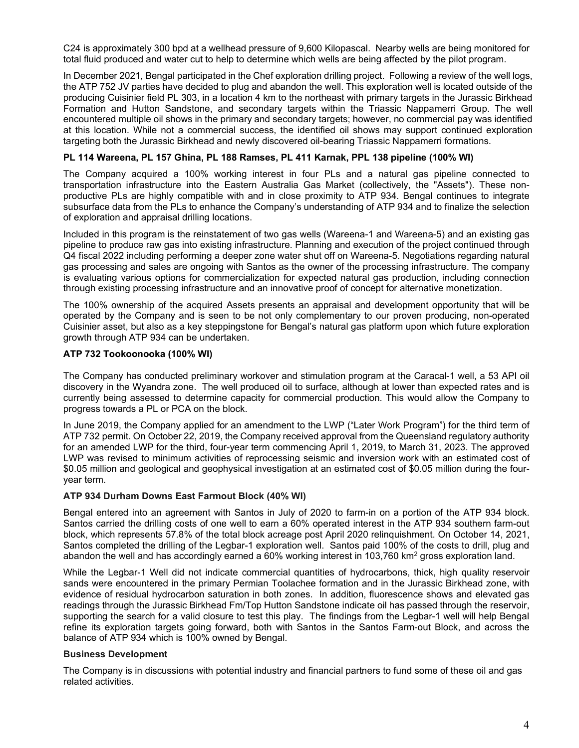C24 is approximately 300 bpd at a wellhead pressure of 9,600 Kilopascal. Nearby wells are being monitored for total fluid produced and water cut to help to determine which wells are being affected by the pilot program.

In December 2021, Bengal participated in the Chef exploration drilling project. Following a review of the well logs, the ATP 752 JV parties have decided to plug and abandon the well. This exploration well is located outside of the producing Cuisinier field PL 303, in a location 4 km to the northeast with primary targets in the Jurassic Birkhead Formation and Hutton Sandstone, and secondary targets within the Triassic Nappamerri Group. The well encountered multiple oil shows in the primary and secondary targets; however, no commercial pay was identified at this location. While not a commercial success, the identified oil shows may support continued exploration targeting both the Jurassic Birkhead and newly discovered oil-bearing Triassic Nappamerri formations.

**PL 114 Wareena, PL 157 Ghina, PL 188 Ramses, PL 411 Karnak, PPL 138 pipeline (100% WI)**

The Company acquired a 100% working interest in four PLs and a natural gas pipeline connected to transportation infrastructure into the Eastern Australia Gas Market (collectively, the "Assets"). These non-productive PLs are highly compatible with and in close proximity to ATP 934. Bengal continues to integrate subsurface data from the PLs to enhance the Company's understanding of ATP 934 and to finalize the selection of exploration and appraisal drilling locations.

Included in this program is the reinstatement of two gas wells (Wareena-1 and Wareena-5) and an existing gas pipeline to produce raw gas into existing infrastructure. Planning and execution of the project continued through Q4 fiscal 2022 including performing a deeper zone water shut off on Wareena-5. Negotiations regarding natural gas processing and sales are ongoing with Santos as the owner of the processing infrastructure. The company is evaluating various options for commercialization for expected natural gas production, including connection through existing processing infrastructure and an innovative proof of concept for alternative monetization.

The 100% ownership of the acquired Assets presents an appraisal and development opportunity that will be operated by the Company and is seen to be not only complementary to our proven producing, non-operated Cuisinier asset, but also as a key steppingstone for Bengal's natural gas platform upon which future exploration growth through ATP 934 can be undertaken.

**ATP 732 Tookoonooka (100% WI)**

The Company has conducted preliminary workover and stimulation program at the Caracal-1 well, a 53 API oil discovery in the Wyandra zone. The well produced oil to surface, although at lower than expected rates and is currently being assessed to determine capacity for commercial production. This would allow the Company to progress towards a PL or PCA on the block.

In June 2019, the Company applied for an amendment to the LWP ("Later Work Program") for the third term of ATP 732 permit. On October 22, 2019, the Company received approval from the Queensland regulatory authority for an amended LWP for the third, four-year term commencing April 1, 2019, to March 31, 2023. The approved LWP was revised to minimum activities of reprocessing seismic and inversion work with an estimated cost of \$0.05 million and geological and geophysical investigation at an estimated cost of \$0.05 million during the four-year term.

**ATP 934 Durham Downs East Farmout Block (40% WI)**

Bengal entered into an agreement with Santos in July of 2020 to farm-in on a portion of the ATP 934 block. Santos carried the drilling costs of one well to earn a 60% operated interest in the ATP 934 southern farm-out block, which represents 57.8% of the total block acreage post April 2020 relinquishment. On October 14, 2021, Santos completed the drilling of the Legbar-1 exploration well. Santos paid 100% of the costs to drill, plug and abandon the well and has accordingly earned a 60% working interest in 103,760 $km^2$ gross exploration land.

While the Legbar-1 Well did not indicate commercial quantities of hydrocarbons, thick, high quality reservoir sands were encountered in the primary Permian Toolachee formation and in the Jurassic Birkhead zone, with evidence of residual hydrocarbon saturation in both zones. In addition, fluorescence shows and elevated gas readings through the Jurassic Birkhead Fm/Top Hutton Sandstone indicate oil has passed through the reservoir, supporting the search for a valid closure to test this play. The findings from the Legbar-1 well will help Bengal refine its exploration targets going forward, both with Santos in the Santos Farm-out Block, and across the balance of ATP 934 which is 100% owned by Bengal.

**Business Development**

The Company is in discussions with potential industry and financial partners to fund some of these oil and gas related activities.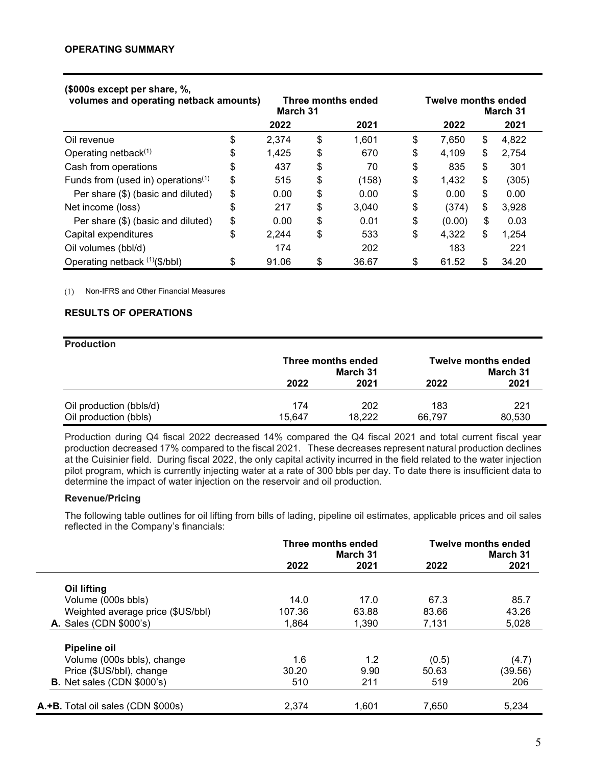## OPERATING SUMMARY

| ($000s except per share, %, volumes and operating netback amounts) | Three months ended March 31 2022 | Three months ended March 31 2021 | Twelve months ended March 31 2022 | Twelve months ended March 31 2021 |
|---|---|---|---|---|
| Oil revenue | $ 2,374 | $ 1,601 | $ 7,650 | $ 4,822 |
| Operating netback[(1)] | $ 1,425 | $ 670 | $ 4,109 | $ 2,754 |
| Cash from operations | $ 437 | $ 70 | $ 835 | $ 301 |
| Funds from (used in) operations[(1)] | $ 515 | $ (158) | $ 1,432 | $ (305) |
| Per share ($) (basic and diluted) | $ 0.00 | $ 0.00 | $ 0.00 | $ 0.00 |
| Net income (loss) | $ 217 | $ 3,040 | $ (374) | $ 3,928 |
| Per share ($) (basic and diluted) | $ 0.00 | $ 0.01 | $ (0.00) | $ 0.03 |
| Capital expenditures | $ 2,244 | $ 533 | $ 4,322 | $ 1,254 |
| Oil volumes (bbl/d) | 174 | 202 | 183 | 221 |
| Operating netback [(1)]($/bbl) | $ 91.06 | $ 36.67 | $ 61.52 | $ 34.20 |

(1) Non-IFRS and Other Financial Measures

## RESULTS OF OPERATIONS

### Production

| | Three months ended March 31 2022 | Three months ended March 31 2021 | Twelve months ended March 31 2022 | Twelve months ended March 31 2021 |
|---|---|---|---|---|
| Oil production (bbls/d) | 174 | 202 | 183 | 221 |
| Oil production (bbls) | 15,647 | 18,222 | 66,797 | 80,530 |

Production during Q4 fiscal 2022 decreased 14% compared the Q4 fiscal 2021 and total current fiscal year production decreased 17% compared to the fiscal 2021. These decreases represent natural production declines at the Cuisinier field. During fiscal 2022, the only capital activity incurred in the field related to the water injection pilot program, which is currently injecting water at a rate of 300 bbls per day. To date there is insufficient data to determine the impact of water injection on the reservoir and oil production.

### Revenue/Pricing

The following table outlines for oil lifting from bills of lading, pipeline oil estimates, applicable prices and oil sales reflected in the Company's financials:

| | Three months ended March 31 2022 | Three months ended March 31 2021 | Twelve months ended March 31 2022 | Twelve months ended March 31 2021 |
|---|---|---|---|---|
| **Oil lifting** | | | | |
| Volume (000s bbls) | 14.0 | 17.0 | 67.3 | 85.7 |
| Weighted average price ($US/bbl) | 107.36 | 63.88 | 83.66 | 43.26 |
| **A.** Sales (CDN $000's) | 1,864 | 1,390 | 7,131 | 5,028 |
| **Pipeline oil** | | | | |
| Volume (000s bbls), change | 1.6 | 1.2 | (0.5) | (4.7) |
| Price ($US/bbl), change | 30.20 | 9.90 | 50.63 | (39.56) |
| **B.** Net sales (CDN $000's) | 510 | 211 | 519 | 206 |
| **A.+B.** Total oil sales (CDN $000s) | 2,374 | 1,601 | 7,650 | 5,234 |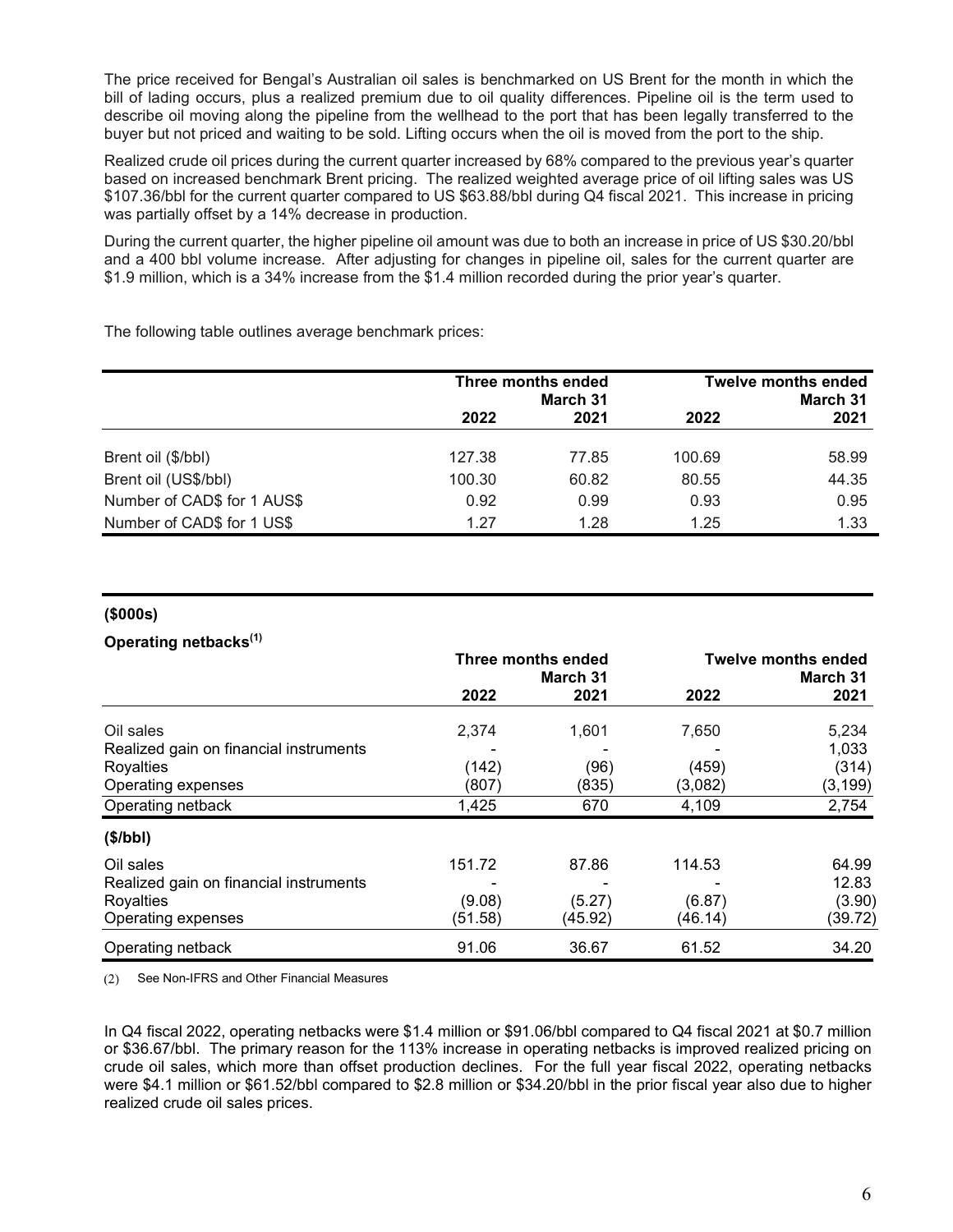The price received for Bengal's Australian oil sales is benchmarked on US Brent for the month in which the bill of lading occurs, plus a realized premium due to oil quality differences. Pipeline oil is the term used to describe oil moving along the pipeline from the wellhead to the port that has been legally transferred to the buyer but not priced and waiting to be sold. Lifting occurs when the oil is moved from the port to the ship.

Realized crude oil prices during the current quarter increased by 68% compared to the previous year's quarter based on increased benchmark Brent pricing. The realized weighted average price of oil lifting sales was US $107.36/bbl for the current quarter compared to US $63.88/bbl during Q4 fiscal 2021. This increase in pricing was partially offset by a 14% decrease in production.

During the current quarter, the higher pipeline oil amount was due to both an increase in price of US $30.20/bbl and a 400 bbl volume increase. After adjusting for changes in pipeline oil, sales for the current quarter are $1.9 million, which is a 34% increase from the $1.4 million recorded during the prior year's quarter.

The following table outlines average benchmark prices:

| | Three months ended March 31 | | Twelve months ended March 31 | |
|---|---|---|---|---|
| | 2022 | 2021 | 2022 | 2021 |
| Brent oil ($/bbl) | 127.38 | 77.85 | 100.69 | 58.99 |
| Brent oil (US$/bbl) | 100.30 | 60.82 | 80.55 | 44.35 |
| Number of CAD$ for 1 AUS$ | 0.92 | 0.99 | 0.93 | 0.95 |
| Number of CAD$ for 1 US$ | 1.27 | 1.28 | 1.25 | 1.33 |

**($000s)**

**Operating netbacks[1]**

| | Three months ended March 31 | | Twelve months ended March 31 | |
|---|---|---|---|---|
| | 2022 | 2021 | 2022 | 2021 |
| Oil sales | 2,374 | 1,601 | 7,650 | 5,234 |
| Realized gain on financial instruments | - | - | - | 1,033 |
| Royalties | (142) | (96) | (459) | (314) |
| Operating expenses | (807) | (835) | (3,082) | (3,199) |
| Operating netback | 1,425 | 670 | 4,109 | 2,754 |
| **($/bbl)** | | | | |
| Oil sales | 151.72 | 87.86 | 114.53 | 64.99 |
| Realized gain on financial instruments | - | - | - | 12.83 |
| Royalties | (9.08) | (5.27) | (6.87) | (3.90) |
| Operating expenses | (51.58) | (45.92) | (46.14) | (39.72) |
| Operating netback | 91.06 | 36.67 | 61.52 | 34.20 |

(2) See Non-IFRS and Other Financial Measures

In Q4 fiscal 2022, operating netbacks were $1.4 million or $91.06/bbl compared to Q4 fiscal 2021 at $0.7 million or $36.67/bbl. The primary reason for the 113% increase in operating netbacks is improved realized pricing on crude oil sales, which more than offset production declines. For the full year fiscal 2022, operating netbacks were $4.1 million or $61.52/bbl compared to $2.8 million or $34.20/bbl in the prior fiscal year also due to higher realized crude oil sales prices.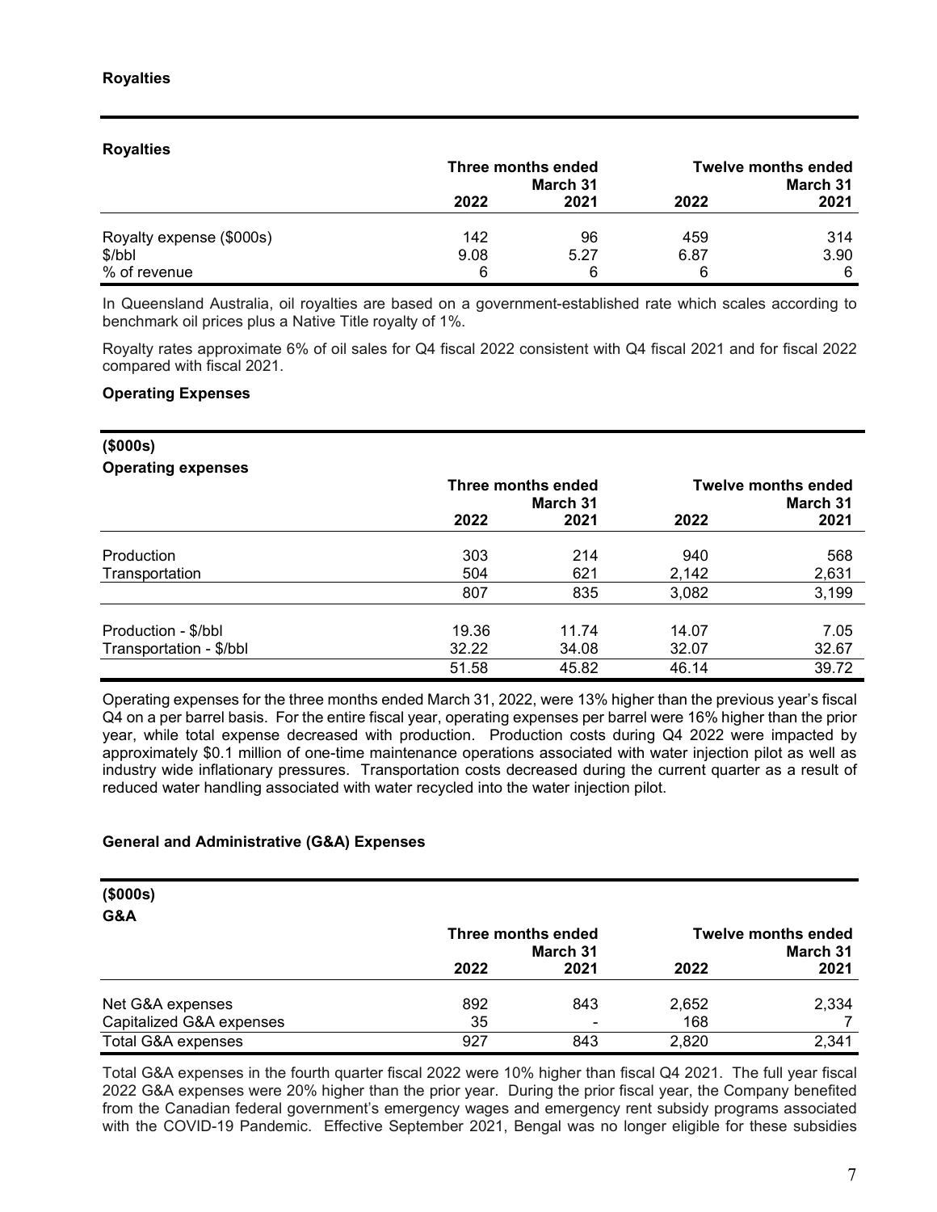## Royalties

**Royalties**

| | Three months ended March 31 | | Twelve months ended March 31 | |
|---|---|---|---|---|
| | 2022 | 2021 | 2022 | 2021 |
| Royalty expense ($000s) | 142 | 96 | 459 | 314 |
| $/bbl | 9.08 | 5.27 | 6.87 | 3.90 |
| % of revenue | 6 | 6 | 6 | 6 |

In Queensland Australia, oil royalties are based on a government-established rate which scales according to benchmark oil prices plus a Native Title royalty of 1%.

Royalty rates approximate 6% of oil sales for Q4 fiscal 2022 consistent with Q4 fiscal 2021 and for fiscal 2022 compared with fiscal 2021.

## Operating Expenses

**($000s)**
**Operating expenses**

| | Three months ended March 31 | | Twelve months ended March 31 | |
|---|---|---|---|---|
| | 2022 | 2021 | 2022 | 2021 |
| Production | 303 | 214 | 940 | 568 |
| Transportation | 504 | 621 | 2,142 | 2,631 |
| | 807 | 835 | 3,082 | 3,199 |
| Production - $/bbl | 19.36 | 11.74 | 14.07 | 7.05 |
| Transportation - $/bbl | 32.22 | 34.08 | 32.07 | 32.67 |
| | 51.58 | 45.82 | 46.14 | 39.72 |

Operating expenses for the three months ended March 31, 2022, were 13% higher than the previous year's fiscal Q4 on a per barrel basis. For the entire fiscal year, operating expenses per barrel were 16% higher than the prior year, while total expense decreased with production. Production costs during Q4 2022 were impacted by approximately $0.1 million of one-time maintenance operations associated with water injection pilot as well as industry wide inflationary pressures. Transportation costs decreased during the current quarter as a result of reduced water handling associated with water recycled into the water injection pilot.

## General and Administrative (G&A) Expenses

**($000s)**
**G&A**

| | Three months ended March 31 | | Twelve months ended March 31 | |
|---|---|---|---|---|
| | 2022 | 2021 | 2022 | 2021 |
| Net G&A expenses | 892 | 843 | 2,652 | 2,334 |
| Capitalized G&A expenses | 35 | - | 168 | 7 |
| Total G&A expenses | 927 | 843 | 2,820 | 2,341 |

Total G&A expenses in the fourth quarter fiscal 2022 were 10% higher than fiscal Q4 2021. The full year fiscal 2022 G&A expenses were 20% higher than the prior year. During the prior fiscal year, the Company benefited from the Canadian federal government's emergency wages and emergency rent subsidy programs associated with the COVID-19 Pandemic. Effective September 2021, Bengal was no longer eligible for these subsidies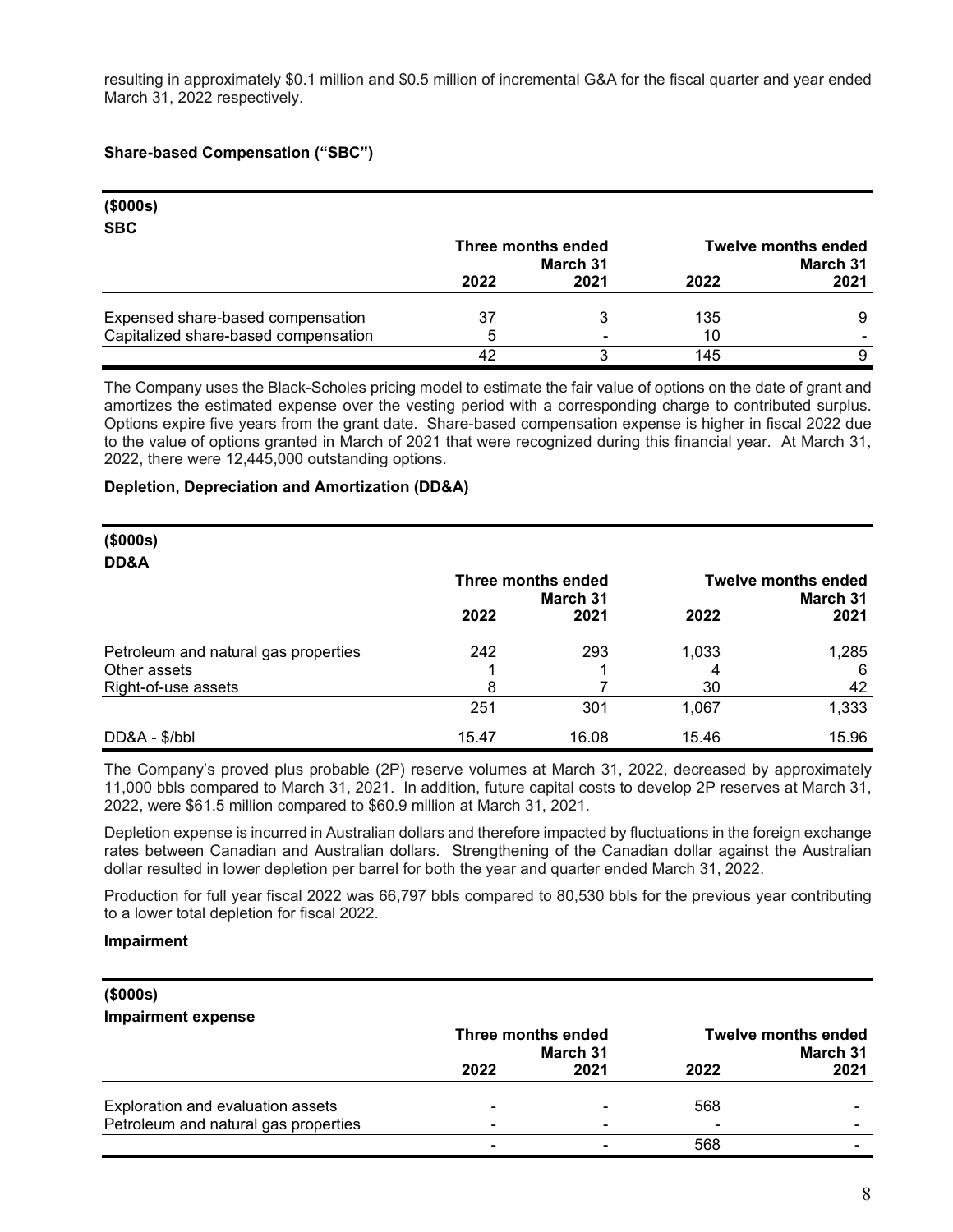resulting in approximately $0.1 million and $0.5 million of incremental G&A for the fiscal quarter and year ended March 31, 2022 respectively.

**Share-based Compensation ("SBC")**

| ($000s) SBC | Three months ended March 31 | | Twelve months ended March 31 | |
|---|---|---|---|---|
| | 2022 | 2021 | 2022 | 2021 |
| Expensed share-based compensation | 37 | 3 | 135 | 9 |
| Capitalized share-based compensation | 5 | - | 10 | - |
| | 42 | 3 | 145 | 9 |

The Company uses the Black-Scholes pricing model to estimate the fair value of options on the date of grant and amortizes the estimated expense over the vesting period with a corresponding charge to contributed surplus. Options expire five years from the grant date. Share-based compensation expense is higher in fiscal 2022 due to the value of options granted in March of 2021 that were recognized during this financial year. At March 31, 2022, there were 12,445,000 outstanding options.

**Depletion, Depreciation and Amortization (DD&A)**

| ($000s) DD&A | Three months ended March 31 | | Twelve months ended March 31 | |
|---|---|---|---|---|
| | 2022 | 2021 | 2022 | 2021 |
| Petroleum and natural gas properties | 242 | 293 | 1,033 | 1,285 |
| Other assets | 1 | 1 | 4 | 6 |
| Right-of-use assets | 8 | 7 | 30 | 42 |
| | 251 | 301 | 1,067 | 1,333 |
| DD&A - $/bbl | 15.47 | 16.08 | 15.46 | 15.96 |

The Company's proved plus probable (2P) reserve volumes at March 31, 2022, decreased by approximately 11,000 bbls compared to March 31, 2021. In addition, future capital costs to develop 2P reserves at March 31, 2022, were $61.5 million compared to $60.9 million at March 31, 2021.

Depletion expense is incurred in Australian dollars and therefore impacted by fluctuations in the foreign exchange rates between Canadian and Australian dollars. Strengthening of the Canadian dollar against the Australian dollar resulted in lower depletion per barrel for both the year and quarter ended March 31, 2022.

Production for full year fiscal 2022 was 66,797 bbls compared to 80,530 bbls for the previous year contributing to a lower total depletion for fiscal 2022.

**Impairment**

| ($000s) Impairment expense | Three months ended March 31 | | Twelve months ended March 31 | |
|---|---|---|---|---|
| | 2022 | 2021 | 2022 | 2021 |
| Exploration and evaluation assets | - | - | 568 | - |
| Petroleum and natural gas properties | - | - | - | - |
| | - | - | 568 | - |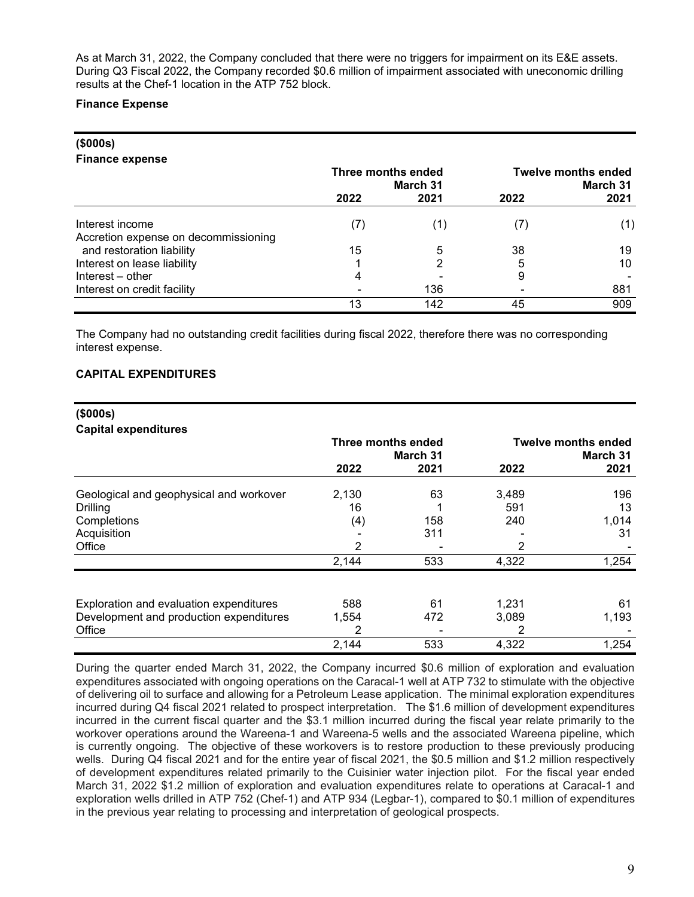As at March 31, 2022, the Company concluded that there were no triggers for impairment on its E&E assets. During Q3 Fiscal 2022, the Company recorded $0.6 million of impairment associated with uneconomic drilling results at the Chef-1 location in the ATP 752 block.

**Finance Expense**

| **($000s)**<br>**Finance expense** | **Three months ended March 31** | | **Twelve months ended March 31** | |
|---|---|---|---|---|
| | **2022** | **2021** | **2022** | **2021** |
| Interest income | (7) | (1) | (7) | (1) |
| Accretion expense on decommissioning and restoration liability | 15 | 5 | 38 | 19 |
| Interest on lease liability | 1 | 2 | 5 | 10 |
| Interest – other | 4 | - | 9 | - |
| Interest on credit facility | - | 136 | - | 881 |
| | 13 | 142 | 45 | 909 |

The Company had no outstanding credit facilities during fiscal 2022, therefore there was no corresponding interest expense.

## CAPITAL EXPENDITURES

| **($000s)**<br>**Capital expenditures** | **Three months ended March 31** | | **Twelve months ended March 31** | |
|---|---|---|---|---|
| | **2022** | **2021** | **2022** | **2021** |
| Geological and geophysical and workover | 2,130 | 63 | 3,489 | 196 |
| Drilling | 16 | 1 | 591 | 13 |
| Completions | (4) | 158 | 240 | 1,014 |
| Acquisition | - | 311 | - | 31 |
| Office | 2 | - | 2 | - |
| | 2,144 | 533 | 4,322 | 1,254 |
| | | | | |
| Exploration and evaluation expenditures | 588 | 61 | 1,231 | 61 |
| Development and production expenditures | 1,554 | 472 | 3,089 | 1,193 |
| Office | 2 | - | 2 | - |
| | 2,144 | 533 | 4,322 | 1,254 |

During the quarter ended March 31, 2022, the Company incurred $0.6 million of exploration and evaluation expenditures associated with ongoing operations on the Caracal-1 well at ATP 732 to stimulate with the objective of delivering oil to surface and allowing for a Petroleum Lease application. The minimal exploration expenditures incurred during Q4 fiscal 2021 related to prospect interpretation. The $1.6 million of development expenditures incurred in the current fiscal quarter and the $3.1 million incurred during the fiscal year relate primarily to the workover operations around the Wareena-1 and Wareena-5 wells and the associated Wareena pipeline, which is currently ongoing. The objective of these workovers is to restore production to these previously producing wells. During Q4 fiscal 2021 and for the entire year of fiscal 2021, the $0.5 million and $1.2 million respectively of development expenditures related primarily to the Cuisinier water injection pilot. For the fiscal year ended March 31, 2022 $1.2 million of exploration and evaluation expenditures relate to operations at Caracal-1 and exploration wells drilled in ATP 752 (Chef-1) and ATP 934 (Legbar-1), compared to $0.1 million of expenditures in the previous year relating to processing and interpretation of geological prospects.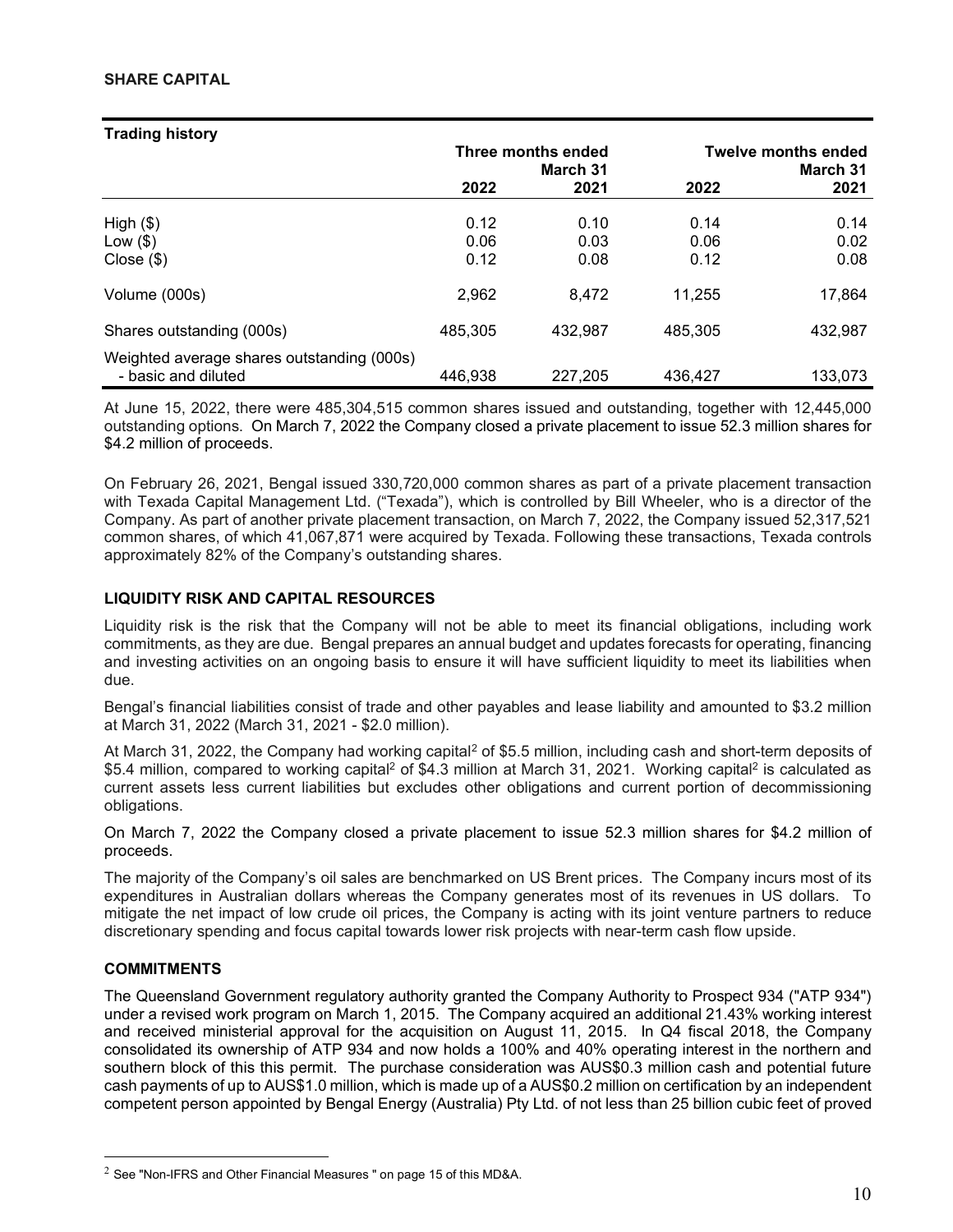## SHARE CAPITAL

| Trading history | Three months ended March 31 | | Twelve months ended March 31 | |
|---|---|---|---|---|
| | 2022 | 2021 | 2022 | 2021 |
| High ($) | 0.12 | 0.10 | 0.14 | 0.14 |
| Low ($) | 0.06 | 0.03 | 0.06 | 0.02 |
| Close ($) | 0.12 | 0.08 | 0.12 | 0.08 |
| Volume (000s) | 2,962 | 8,472 | 11,255 | 17,864 |
| Shares outstanding (000s) | 485,305 | 432,987 | 485,305 | 432,987 |
| Weighted average shares outstanding (000s) - basic and diluted | 446,938 | 227,205 | 436,427 | 133,073 |

At June 15, 2022, there were 485,304,515 common shares issued and outstanding, together with 12,445,000 outstanding options. On March 7, 2022 the Company closed a private placement to issue 52.3 million shares for $4.2 million of proceeds.

On February 26, 2021, Bengal issued 330,720,000 common shares as part of a private placement transaction with Texada Capital Management Ltd. ("Texada"), which is controlled by Bill Wheeler, who is a director of the Company. As part of another private placement transaction, on March 7, 2022, the Company issued 52,317,521 common shares, of which 41,067,871 were acquired by Texada. Following these transactions, Texada controls approximately 82% of the Company's outstanding shares.

## LIQUIDITY RISK AND CAPITAL RESOURCES

Liquidity risk is the risk that the Company will not be able to meet its financial obligations, including work commitments, as they are due. Bengal prepares an annual budget and updates forecasts for operating, financing and investing activities on an ongoing basis to ensure it will have sufficient liquidity to meet its liabilities when due.

Bengal's financial liabilities consist of trade and other payables and lease liability and amounted to $3.2 million at March 31, 2022 (March 31, 2021 - $2.0 million).

At March 31, 2022, the Company had working capital[2] of $5.5 million, including cash and short-term deposits of $5.4 million, compared to working capital[2] of $4.3 million at March 31, 2021. Working capital[2] is calculated as current assets less current liabilities but excludes other obligations and current portion of decommissioning obligations.

On March 7, 2022 the Company closed a private placement to issue 52.3 million shares for $4.2 million of proceeds.

The majority of the Company's oil sales are benchmarked on US Brent prices. The Company incurs most of its expenditures in Australian dollars whereas the Company generates most of its revenues in US dollars. To mitigate the net impact of low crude oil prices, the Company is acting with its joint venture partners to reduce discretionary spending and focus capital towards lower risk projects with near-term cash flow upside.

## COMMITMENTS

The Queensland Government regulatory authority granted the Company Authority to Prospect 934 ("ATP 934") under a revised work program on March 1, 2015. The Company acquired an additional 21.43% working interest and received ministerial approval for the acquisition on August 11, 2015. In Q4 fiscal 2018, the Company consolidated its ownership of ATP 934 and now holds a 100% and 40% operating interest in the northern and southern block of this this permit. The purchase consideration was AUS$0.3 million cash and potential future cash payments of up to AUS$1.0 million, which is made up of a AUS$0.2 million on certification by an independent competent person appointed by Bengal Energy (Australia) Pty Ltd. of not less than 25 billion cubic feet of proved

[2] See "Non-IFRS and Other Financial Measures " on page 15 of this MD&A.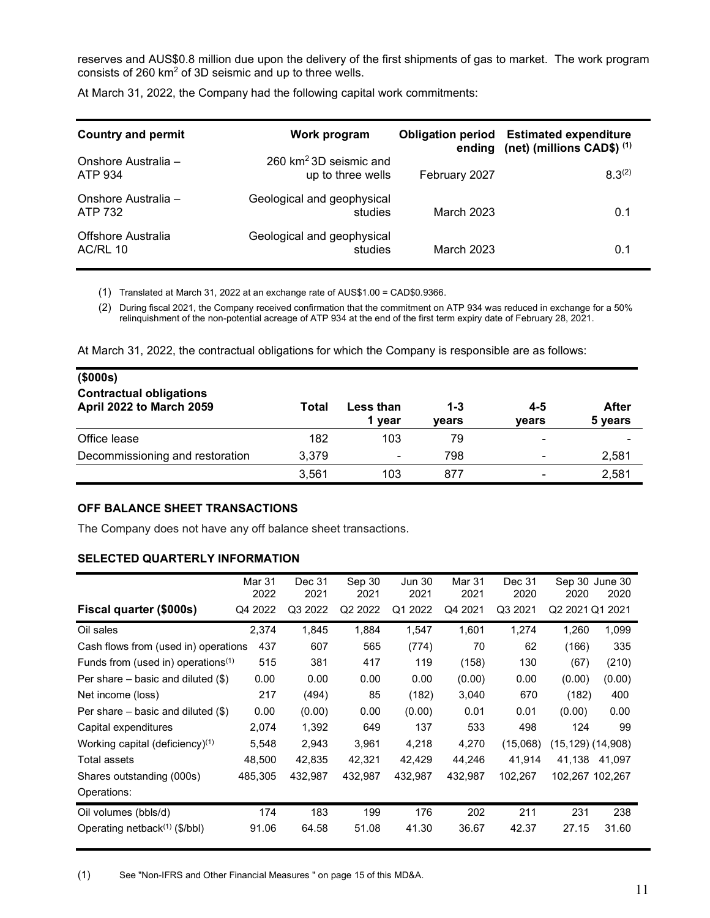reserves and AUS$0.8 million due upon the delivery of the first shipments of gas to market. The work program consists of 260 km$^2$ of 3D seismic and up to three wells.

At March 31, 2022, the Company had the following capital work commitments:

| Country and permit | Work program | Obligation period ending | Estimated expenditure (net) (millions CAD$) (1) |
|---|---|---|---|
| Onshore Australia – ATP 934 | 260 km$^2$ 3D seismic and up to three wells | February 2027 | 8.3(2) |
| Onshore Australia – ATP 732 | Geological and geophysical studies | March 2023 | 0.1 |
| Offshore Australia AC/RL 10 | Geological and geophysical studies | March 2023 | 0.1 |

(1) Translated at March 31, 2022 at an exchange rate of AUS$1.00 = CAD$0.9366.

(2) During fiscal 2021, the Company received confirmation that the commitment on ATP 934 was reduced in exchange for a 50% relinquishment of the non-potential acreage of ATP 934 at the end of the first term expiry date of February 28, 2021.

At March 31, 2022, the contractual obligations for which the Company is responsible are as follows:

| ($000s) Contractual obligations April 2022 to March 2059 | Total | Less than 1 year | 1-3 years | 4-5 years | After 5 years |
|---|---|---|---|---|---|
| Office lease | 182 | 103 | 79 | - | - |
| Decommissioning and restoration | 3,379 | - | 798 | - | 2,581 |
| | 3,561 | 103 | 877 | - | 2,581 |

## OFF BALANCE SHEET TRANSACTIONS

The Company does not have any off balance sheet transactions.

## SELECTED QUARTERLY INFORMATION

| | Mar 31 2022 | Dec 31 2021 | Sep 30 2021 | Jun 30 2021 | Mar 31 2021 | Dec 31 2020 | Sep 30 2020 | June 30 2020 |
|---|---|---|---|---|---|---|---|---|
| **Fiscal quarter ($000s)** | Q4 2022 | Q3 2022 | Q2 2022 | Q1 2022 | Q4 2021 | Q3 2021 | Q2 2021 | Q1 2021 |
| Oil sales | 2,374 | 1,845 | 1,884 | 1,547 | 1,601 | 1,274 | 1,260 | 1,099 |
| Cash flows from (used in) operations | 437 | 607 | 565 | (774) | 70 | 62 | (166) | 335 |
| Funds from (used in) operations(1) | 515 | 381 | 417 | 119 | (158) | 130 | (67) | (210) |
| Per share – basic and diluted ($) | 0.00 | 0.00 | 0.00 | 0.00 | (0.00) | 0.00 | (0.00) | (0.00) |
| Net income (loss) | 217 | (494) | 85 | (182) | 3,040 | 670 | (182) | 400 |
| Per share – basic and diluted ($) | 0.00 | (0.00) | 0.00 | (0.00) | 0.01 | 0.01 | (0.00) | 0.00 |
| Capital expenditures | 2,074 | 1,392 | 649 | 137 | 533 | 498 | 124 | 99 |
| Working capital (deficiency)(1) | 5,548 | 2,943 | 3,961 | 4,218 | 4,270 | (15,068) | (15,129) | (14,908) |
| Total assets | 48,500 | 42,835 | 42,321 | 42,429 | 44,246 | 41,914 | 41,138 | 41,097 |
| Shares outstanding (000s) | 485,305 | 432,987 | 432,987 | 432,987 | 432,987 | 102,267 | 102,267 | 102,267 |
| Operations: | | | | | | | | |
| Oil volumes (bbls/d) | 174 | 183 | 199 | 176 | 202 | 211 | 231 | 238 |
| Operating netback(1) ($/bbl) | 91.06 | 64.58 | 51.08 | 41.30 | 36.67 | 42.37 | 27.15 | 31.60 |

(1) See "Non-IFRS and Other Financial Measures " on page 15 of this MD&A.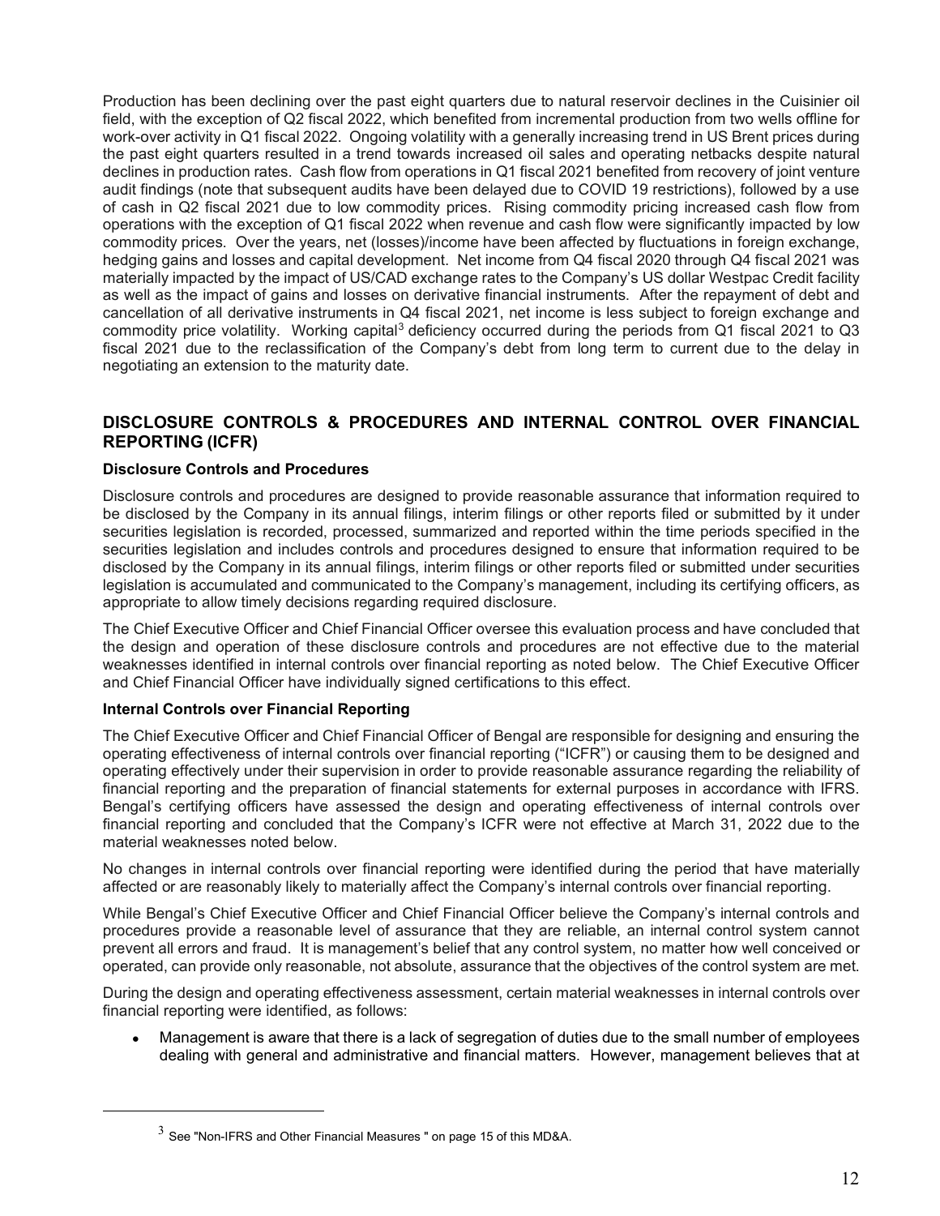Production has been declining over the past eight quarters due to natural reservoir declines in the Cuisinier oil field, with the exception of Q2 fiscal 2022, which benefited from incremental production from two wells offline for work-over activity in Q1 fiscal 2022. Ongoing volatility with a generally increasing trend in US Brent prices during the past eight quarters resulted in a trend towards increased oil sales and operating netbacks despite natural declines in production rates. Cash flow from operations in Q1 fiscal 2021 benefited from recovery of joint venture audit findings (note that subsequent audits have been delayed due to COVID 19 restrictions), followed by a use of cash in Q2 fiscal 2021 due to low commodity prices. Rising commodity pricing increased cash flow from operations with the exception of Q1 fiscal 2022 when revenue and cash flow were significantly impacted by low commodity prices. Over the years, net (losses)/income have been affected by fluctuations in foreign exchange, hedging gains and losses and capital development. Net income from Q4 fiscal 2020 through Q4 fiscal 2021 was materially impacted by the impact of US/CAD exchange rates to the Company's US dollar Westpac Credit facility as well as the impact of gains and losses on derivative financial instruments. After the repayment of debt and cancellation of all derivative instruments in Q4 fiscal 2021, net income is less subject to foreign exchange and commodity price volatility. Working capital[3] deficiency occurred during the periods from Q1 fiscal 2021 to Q3 fiscal 2021 due to the reclassification of the Company's debt from long term to current due to the delay in negotiating an extension to the maturity date.

## DISCLOSURE CONTROLS & PROCEDURES AND INTERNAL CONTROL OVER FINANCIAL REPORTING (ICFR)

### Disclosure Controls and Procedures

Disclosure controls and procedures are designed to provide reasonable assurance that information required to be disclosed by the Company in its annual filings, interim filings or other reports filed or submitted by it under securities legislation is recorded, processed, summarized and reported within the time periods specified in the securities legislation and includes controls and procedures designed to ensure that information required to be disclosed by the Company in its annual filings, interim filings or other reports filed or submitted under securities legislation is accumulated and communicated to the Company's management, including its certifying officers, as appropriate to allow timely decisions regarding required disclosure.

The Chief Executive Officer and Chief Financial Officer oversee this evaluation process and have concluded that the design and operation of these disclosure controls and procedures are not effective due to the material weaknesses identified in internal controls over financial reporting as noted below. The Chief Executive Officer and Chief Financial Officer have individually signed certifications to this effect.

### Internal Controls over Financial Reporting

The Chief Executive Officer and Chief Financial Officer of Bengal are responsible for designing and ensuring the operating effectiveness of internal controls over financial reporting ("ICFR") or causing them to be designed and operating effectively under their supervision in order to provide reasonable assurance regarding the reliability of financial reporting and the preparation of financial statements for external purposes in accordance with IFRS. Bengal's certifying officers have assessed the design and operating effectiveness of internal controls over financial reporting and concluded that the Company's ICFR were not effective at March 31, 2022 due to the material weaknesses noted below.

No changes in internal controls over financial reporting were identified during the period that have materially affected or are reasonably likely to materially affect the Company's internal controls over financial reporting.

While Bengal's Chief Executive Officer and Chief Financial Officer believe the Company's internal controls and procedures provide a reasonable level of assurance that they are reliable, an internal control system cannot prevent all errors and fraud. It is management's belief that any control system, no matter how well conceived or operated, can provide only reasonable, not absolute, assurance that the objectives of the control system are met.

During the design and operating effectiveness assessment, certain material weaknesses in internal controls over financial reporting were identified, as follows:

- Management is aware that there is a lack of segregation of duties due to the small number of employees dealing with general and administrative and financial matters. However, management believes that at

[3] See "Non-IFRS and Other Financial Measures " on page 15 of this MD&A.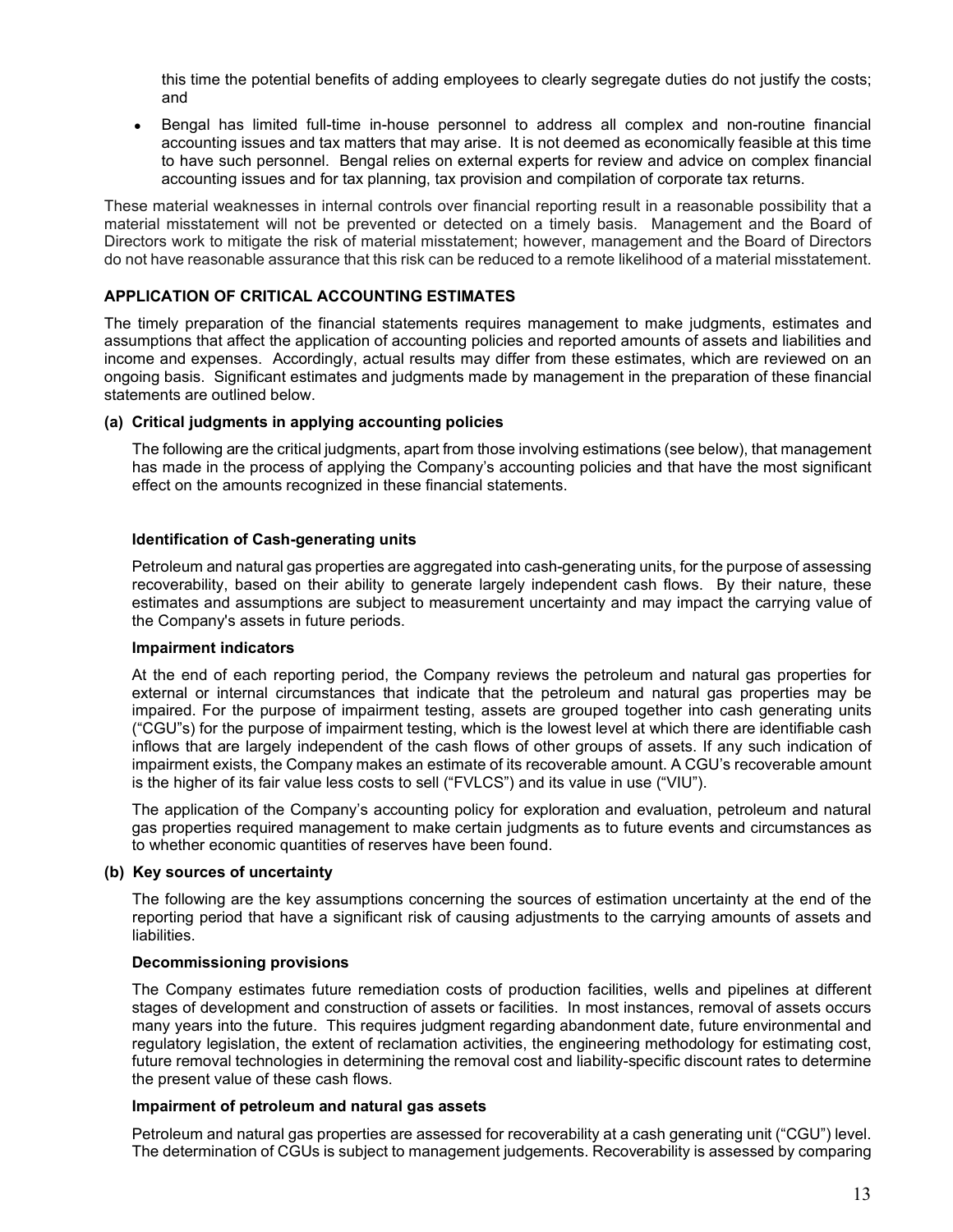this time the potential benefits of adding employees to clearly segregate duties do not justify the costs; and

- Bengal has limited full-time in-house personnel to address all complex and non-routine financial accounting issues and tax matters that may arise. It is not deemed as economically feasible at this time to have such personnel. Bengal relies on external experts for review and advice on complex financial accounting issues and for tax planning, tax provision and compilation of corporate tax returns.

These material weaknesses in internal controls over financial reporting result in a reasonable possibility that a material misstatement will not be prevented or detected on a timely basis. Management and the Board of Directors work to mitigate the risk of material misstatement; however, management and the Board of Directors do not have reasonable assurance that this risk can be reduced to a remote likelihood of a material misstatement.

## APPLICATION OF CRITICAL ACCOUNTING ESTIMATES

The timely preparation of the financial statements requires management to make judgments, estimates and assumptions that affect the application of accounting policies and reported amounts of assets and liabilities and income and expenses. Accordingly, actual results may differ from these estimates, which are reviewed on an ongoing basis. Significant estimates and judgments made by management in the preparation of these financial statements are outlined below.

### (a) Critical judgments in applying accounting policies

The following are the critical judgments, apart from those involving estimations (see below), that management has made in the process of applying the Company's accounting policies and that have the most significant effect on the amounts recognized in these financial statements.

**Identification of Cash-generating units**

Petroleum and natural gas properties are aggregated into cash-generating units, for the purpose of assessing recoverability, based on their ability to generate largely independent cash flows. By their nature, these estimates and assumptions are subject to measurement uncertainty and may impact the carrying value of the Company's assets in future periods.

**Impairment indicators**

At the end of each reporting period, the Company reviews the petroleum and natural gas properties for external or internal circumstances that indicate that the petroleum and natural gas properties may be impaired. For the purpose of impairment testing, assets are grouped together into cash generating units ("CGU"s) for the purpose of impairment testing, which is the lowest level at which there are identifiable cash inflows that are largely independent of the cash flows of other groups of assets. If any such indication of impairment exists, the Company makes an estimate of its recoverable amount. A CGU's recoverable amount is the higher of its fair value less costs to sell ("FVLCS") and its value in use ("VIU").

The application of the Company's accounting policy for exploration and evaluation, petroleum and natural gas properties required management to make certain judgments as to future events and circumstances as to whether economic quantities of reserves have been found.

### (b) Key sources of uncertainty

The following are the key assumptions concerning the sources of estimation uncertainty at the end of the reporting period that have a significant risk of causing adjustments to the carrying amounts of assets and liabilities.

**Decommissioning provisions**

The Company estimates future remediation costs of production facilities, wells and pipelines at different stages of development and construction of assets or facilities. In most instances, removal of assets occurs many years into the future. This requires judgment regarding abandonment date, future environmental and regulatory legislation, the extent of reclamation activities, the engineering methodology for estimating cost, future removal technologies in determining the removal cost and liability-specific discount rates to determine the present value of these cash flows.

**Impairment of petroleum and natural gas assets**

Petroleum and natural gas properties are assessed for recoverability at a cash generating unit ("CGU") level. The determination of CGUs is subject to management judgements. Recoverability is assessed by comparing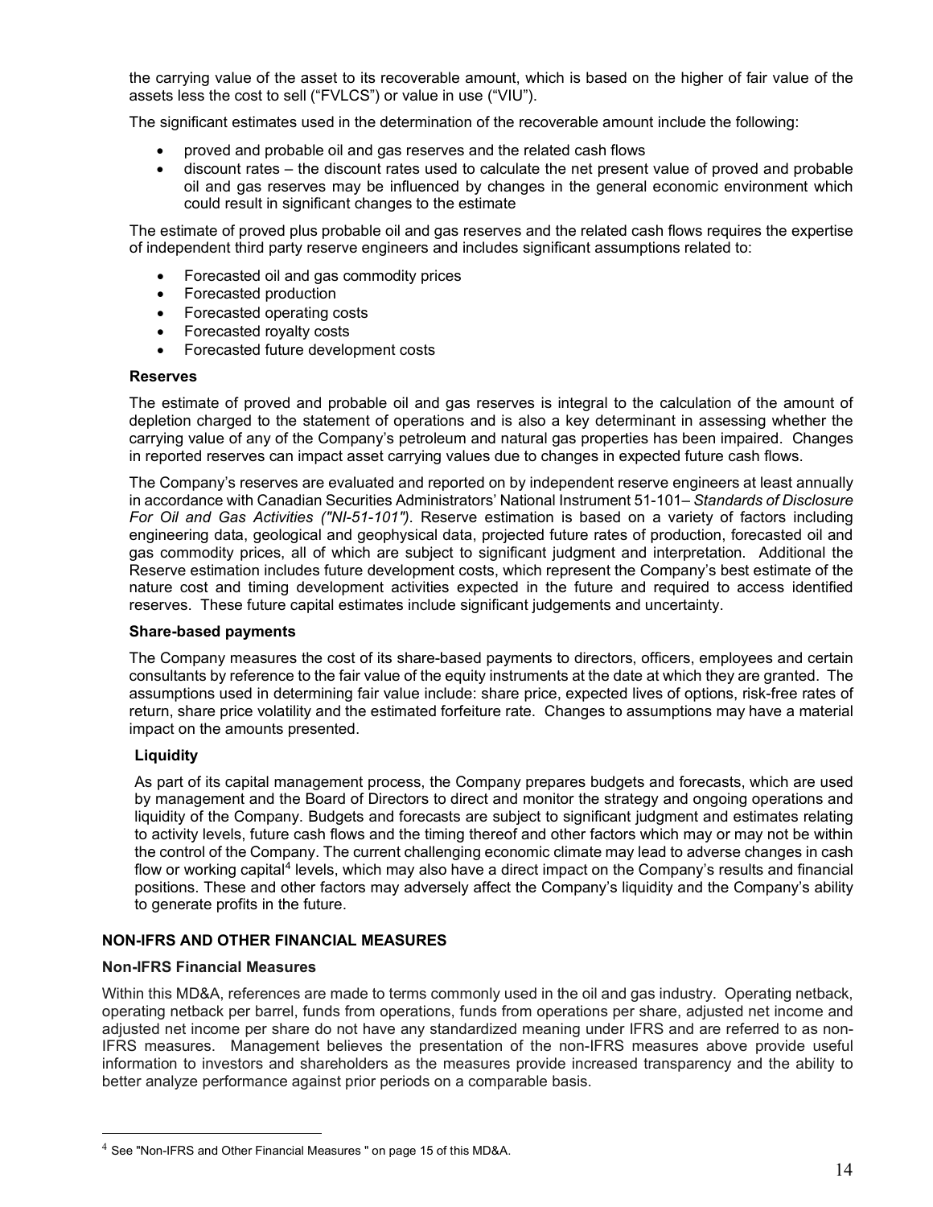the carrying value of the asset to its recoverable amount, which is based on the higher of fair value of the assets less the cost to sell ("FVLCS") or value in use ("VIU").

The significant estimates used in the determination of the recoverable amount include the following:

- proved and probable oil and gas reserves and the related cash flows
- discount rates – the discount rates used to calculate the net present value of proved and probable oil and gas reserves may be influenced by changes in the general economic environment which could result in significant changes to the estimate

The estimate of proved plus probable oil and gas reserves and the related cash flows requires the expertise of independent third party reserve engineers and includes significant assumptions related to:

- Forecasted oil and gas commodity prices
- Forecasted production
- Forecasted operating costs
- Forecasted royalty costs
- Forecasted future development costs

**Reserves**

The estimate of proved and probable oil and gas reserves is integral to the calculation of the amount of depletion charged to the statement of operations and is also a key determinant in assessing whether the carrying value of any of the Company's petroleum and natural gas properties has been impaired. Changes in reported reserves can impact asset carrying values due to changes in expected future cash flows.

The Company's reserves are evaluated and reported on by independent reserve engineers at least annually in accordance with Canadian Securities Administrators' National Instrument 51-101– *Standards of Disclosure For Oil and Gas Activities ("NI-51-101")*. Reserve estimation is based on a variety of factors including engineering data, geological and geophysical data, projected future rates of production, forecasted oil and gas commodity prices, all of which are subject to significant judgment and interpretation. Additional the Reserve estimation includes future development costs, which represent the Company's best estimate of the nature cost and timing development activities expected in the future and required to access identified reserves. These future capital estimates include significant judgements and uncertainty.

**Share-based payments**

The Company measures the cost of its share-based payments to directors, officers, employees and certain consultants by reference to the fair value of the equity instruments at the date at which they are granted. The assumptions used in determining fair value include: share price, expected lives of options, risk-free rates of return, share price volatility and the estimated forfeiture rate. Changes to assumptions may have a material impact on the amounts presented.

**Liquidity**

As part of its capital management process, the Company prepares budgets and forecasts, which are used by management and the Board of Directors to direct and monitor the strategy and ongoing operations and liquidity of the Company. Budgets and forecasts are subject to significant judgment and estimates relating to activity levels, future cash flows and the timing thereof and other factors which may or may not be within the control of the Company. The current challenging economic climate may lead to adverse changes in cash flow or working capital[4] levels, which may also have a direct impact on the Company's results and financial positions. These and other factors may adversely affect the Company's liquidity and the Company's ability to generate profits in the future.

## NON-IFRS AND OTHER FINANCIAL MEASURES

### Non-IFRS Financial Measures

Within this MD&A, references are made to terms commonly used in the oil and gas industry. Operating netback, operating netback per barrel, funds from operations, funds from operations per share, adjusted net income and adjusted net income per share do not have any standardized meaning under IFRS and are referred to as non-IFRS measures. Management believes the presentation of the non-IFRS measures above provide useful information to investors and shareholders as the measures provide increased transparency and the ability to better analyze performance against prior periods on a comparable basis.

[4] See "Non-IFRS and Other Financial Measures " on page 15 of this MD&A.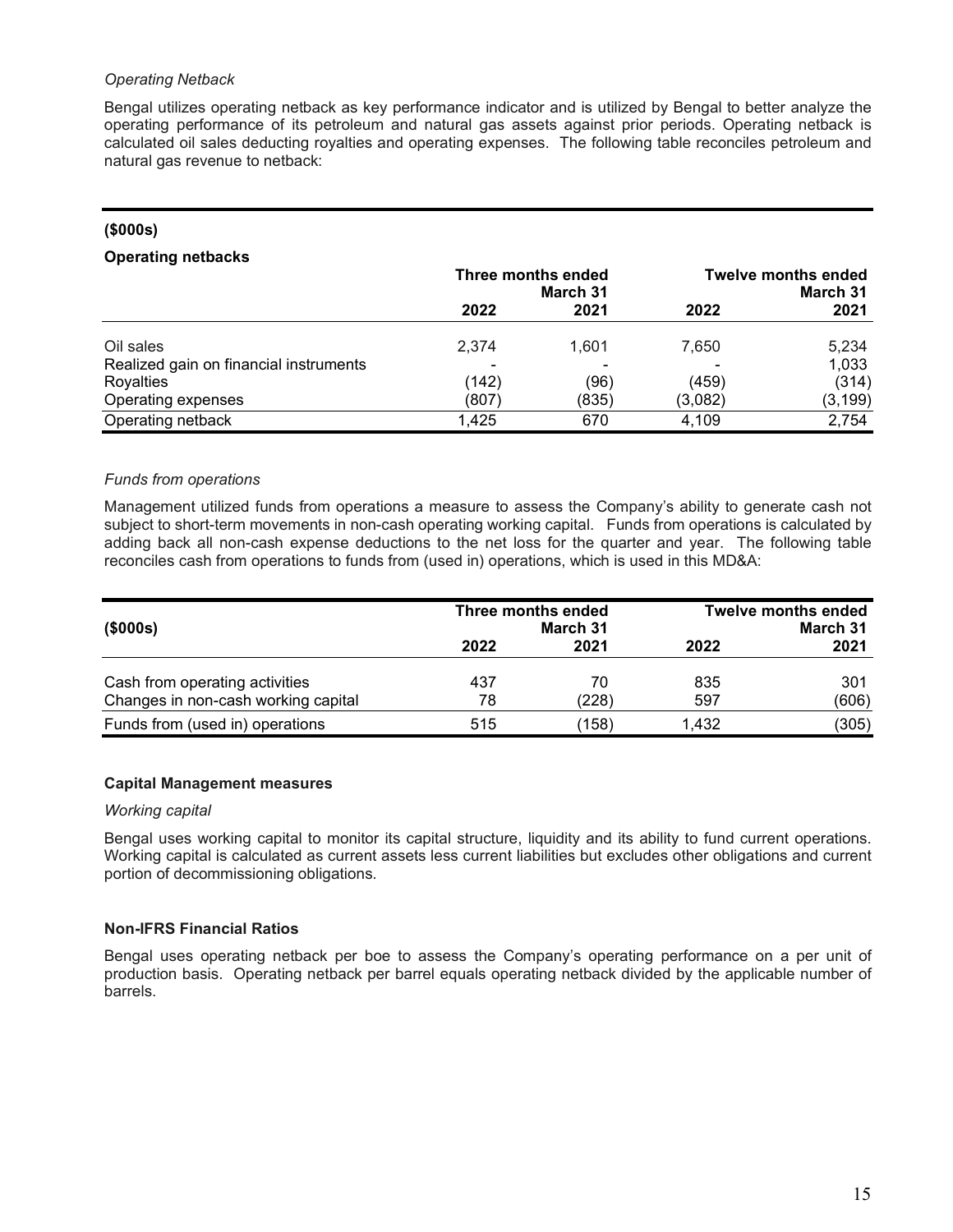*Operating Netback*

Bengal utilizes operating netback as key performance indicator and is utilized by Bengal to better analyze the operating performance of its petroleum and natural gas assets against prior periods. Operating netback is calculated oil sales deducting royalties and operating expenses. The following table reconciles petroleum and natural gas revenue to netback:

**($000s)**

**Operating netbacks**

| | Three months ended March 31 | | Twelve months ended March 31 | |
|---|---|---|---|---|
| | **2022** | **2021** | **2022** | **2021** |
| Oil sales | 2,374 | 1,601 | 7,650 | 5,234 |
| Realized gain on financial instruments | - | - | - | 1,033 |
| Royalties | (142) | (96) | (459) | (314) |
| Operating expenses | (807) | (835) | (3,082) | (3,199) |
| Operating netback | 1,425 | 670 | 4,109 | 2,754 |

*Funds from operations*

Management utilized funds from operations a measure to assess the Company's ability to generate cash not subject to short-term movements in non-cash operating working capital. Funds from operations is calculated by adding back all non-cash expense deductions to the net loss for the quarter and year. The following table reconciles cash from operations to funds from (used in) operations, which is used in this MD&A:

| ($000s) | Three months ended March 31 | | Twelve months ended March 31 | |
|---|---|---|---|---|
| | **2022** | **2021** | **2022** | **2021** |
| Cash from operating activities | 437 | 70 | 835 | 301 |
| Changes in non-cash working capital | 78 | (228) | 597 | (606) |
| Funds from (used in) operations | 515 | (158) | 1,432 | (305) |

**Capital Management measures**

*Working capital*

Bengal uses working capital to monitor its capital structure, liquidity and its ability to fund current operations. Working capital is calculated as current assets less current liabilities but excludes other obligations and current portion of decommissioning obligations.

**Non-IFRS Financial Ratios**

Bengal uses operating netback per boe to assess the Company's operating performance on a per unit of production basis. Operating netback per barrel equals operating netback divided by the applicable number of barrels.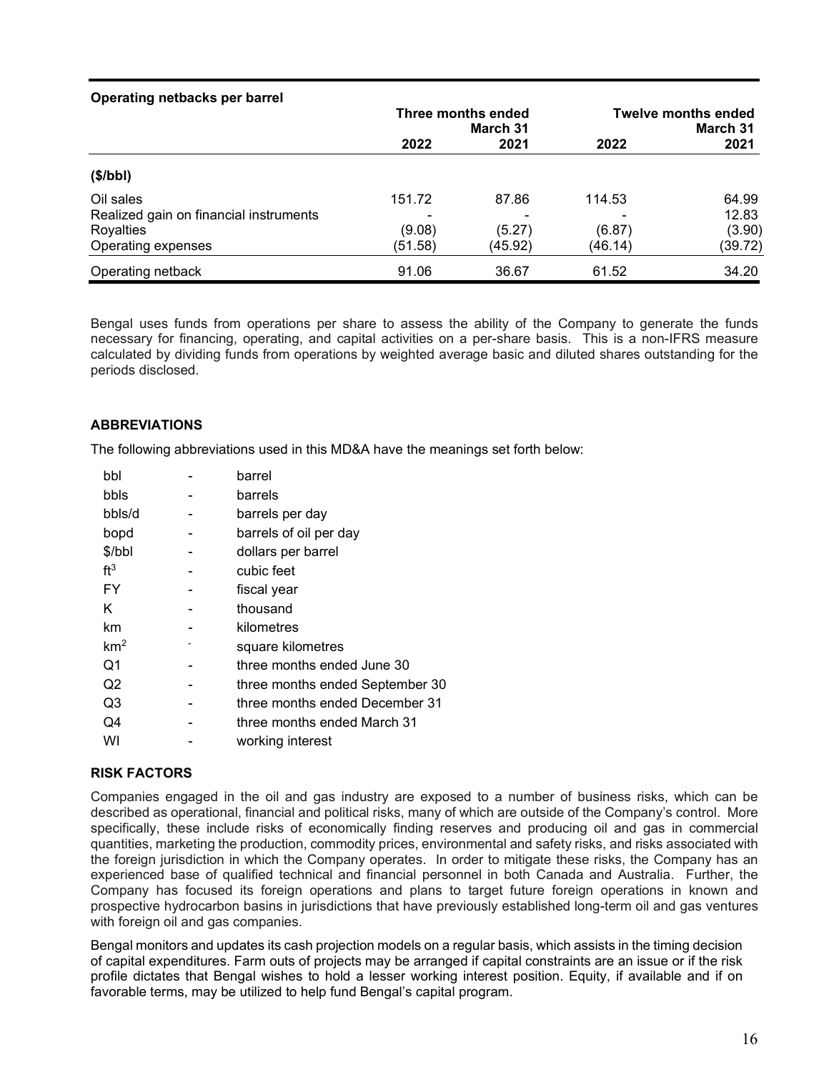| **Operating netbacks per barrel** | **Three months ended March 31** | | **Twelve months ended March 31** | |
|---|---|---|---|---|
| | **2022** | **2021** | **2022** | **2021** |
| **($/bbl)** | | | | |
| Oil sales | 151.72 | 87.86 | 114.53 | 64.99 |
| Realized gain on financial instruments | - | - | - | 12.83 |
| Royalties | (9.08) | (5.27) | (6.87) | (3.90) |
| Operating expenses | (51.58) | (45.92) | (46.14) | (39.72) |
| Operating netback | 91.06 | 36.67 | 61.52 | 34.20 |

Bengal uses funds from operations per share to assess the ability of the Company to generate the funds necessary for financing, operating, and capital activities on a per-share basis. This is a non-IFRS measure calculated by dividing funds from operations by weighted average basic and diluted shares outstanding for the periods disclosed.

## ABBREVIATIONS

The following abbreviations used in this MD&A have the meanings set forth below:

| | | |
|---|---|---|
| bbl | - | barrel |
| bbls | - | barrels |
| bbls/d | - | barrels per day |
| bopd | - | barrels of oil per day |
| $/bbl | - | dollars per barrel |
| $ft^3$ | - | cubic feet |
| FY | - | fiscal year |
| K | - | thousand |
| km | - | kilometres |
| $km^2$ | - | square kilometres |
| Q1 | - | three months ended June 30 |
| Q2 | - | three months ended September 30 |
| Q3 | - | three months ended December 31 |
| Q4 | - | three months ended March 31 |
| WI | - | working interest |

## RISK FACTORS

Companies engaged in the oil and gas industry are exposed to a number of business risks, which can be described as operational, financial and political risks, many of which are outside of the Company's control. More specifically, these include risks of economically finding reserves and producing oil and gas in commercial quantities, marketing the production, commodity prices, environmental and safety risks, and risks associated with the foreign jurisdiction in which the Company operates. In order to mitigate these risks, the Company has an experienced base of qualified technical and financial personnel in both Canada and Australia. Further, the Company has focused its foreign operations and plans to target future foreign operations in known and prospective hydrocarbon basins in jurisdictions that have previously established long-term oil and gas ventures with foreign oil and gas companies.

Bengal monitors and updates its cash projection models on a regular basis, which assists in the timing decision of capital expenditures. Farm outs of projects may be arranged if capital constraints are an issue or if the risk profile dictates that Bengal wishes to hold a lesser working interest position. Equity, if available and if on favorable terms, may be utilized to help fund Bengal's capital program.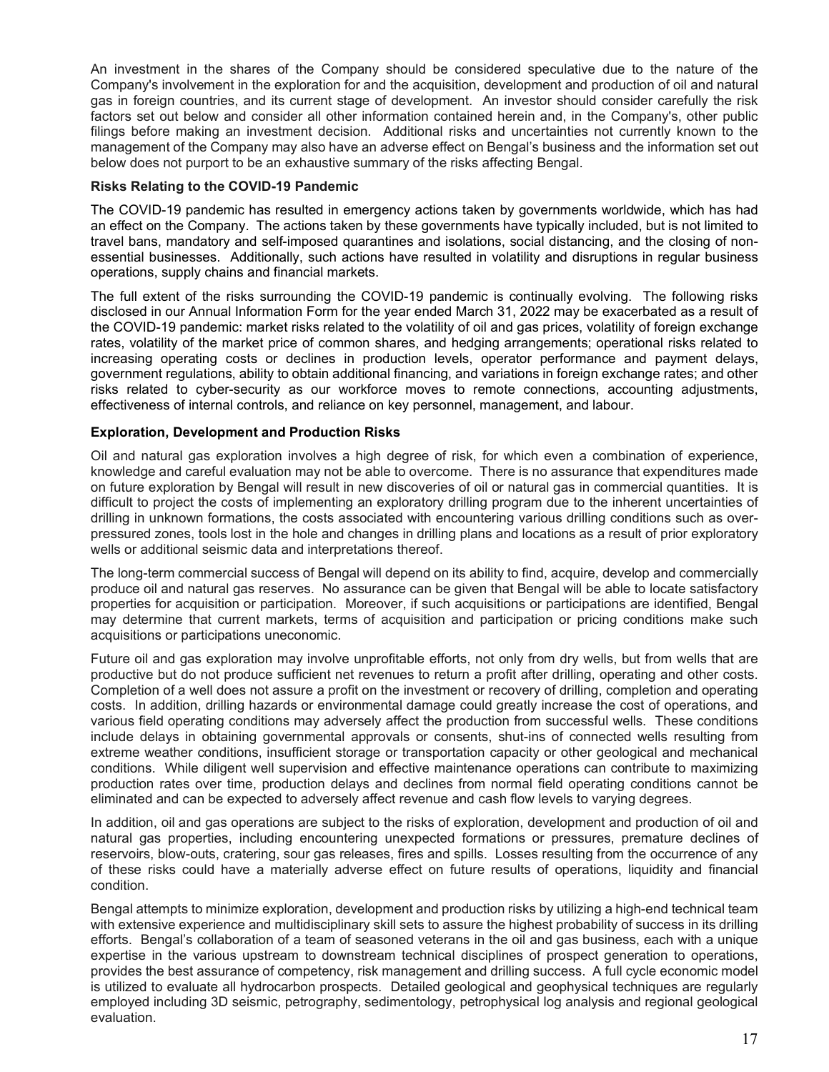An investment in the shares of the Company should be considered speculative due to the nature of the Company's involvement in the exploration for and the acquisition, development and production of oil and natural gas in foreign countries, and its current stage of development. An investor should consider carefully the risk factors set out below and consider all other information contained herein and, in the Company's, other public filings before making an investment decision. Additional risks and uncertainties not currently known to the management of the Company may also have an adverse effect on Bengal's business and the information set out below does not purport to be an exhaustive summary of the risks affecting Bengal.

**Risks Relating to the COVID-19 Pandemic**

The COVID-19 pandemic has resulted in emergency actions taken by governments worldwide, which has had an effect on the Company. The actions taken by these governments have typically included, but is not limited to travel bans, mandatory and self-imposed quarantines and isolations, social distancing, and the closing of non-essential businesses. Additionally, such actions have resulted in volatility and disruptions in regular business operations, supply chains and financial markets.

The full extent of the risks surrounding the COVID-19 pandemic is continually evolving. The following risks disclosed in our Annual Information Form for the year ended March 31, 2022 may be exacerbated as a result of the COVID-19 pandemic: market risks related to the volatility of oil and gas prices, volatility of foreign exchange rates, volatility of the market price of common shares, and hedging arrangements; operational risks related to increasing operating costs or declines in production levels, operator performance and payment delays, government regulations, ability to obtain additional financing, and variations in foreign exchange rates; and other risks related to cyber-security as our workforce moves to remote connections, accounting adjustments, effectiveness of internal controls, and reliance on key personnel, management, and labour.

**Exploration, Development and Production Risks**

Oil and natural gas exploration involves a high degree of risk, for which even a combination of experience, knowledge and careful evaluation may not be able to overcome. There is no assurance that expenditures made on future exploration by Bengal will result in new discoveries of oil or natural gas in commercial quantities. It is difficult to project the costs of implementing an exploratory drilling program due to the inherent uncertainties of drilling in unknown formations, the costs associated with encountering various drilling conditions such as over-pressured zones, tools lost in the hole and changes in drilling plans and locations as a result of prior exploratory wells or additional seismic data and interpretations thereof.

The long-term commercial success of Bengal will depend on its ability to find, acquire, develop and commercially produce oil and natural gas reserves. No assurance can be given that Bengal will be able to locate satisfactory properties for acquisition or participation. Moreover, if such acquisitions or participations are identified, Bengal may determine that current markets, terms of acquisition and participation or pricing conditions make such acquisitions or participations uneconomic.

Future oil and gas exploration may involve unprofitable efforts, not only from dry wells, but from wells that are productive but do not produce sufficient net revenues to return a profit after drilling, operating and other costs. Completion of a well does not assure a profit on the investment or recovery of drilling, completion and operating costs. In addition, drilling hazards or environmental damage could greatly increase the cost of operations, and various field operating conditions may adversely affect the production from successful wells. These conditions include delays in obtaining governmental approvals or consents, shut-ins of connected wells resulting from extreme weather conditions, insufficient storage or transportation capacity or other geological and mechanical conditions. While diligent well supervision and effective maintenance operations can contribute to maximizing production rates over time, production delays and declines from normal field operating conditions cannot be eliminated and can be expected to adversely affect revenue and cash flow levels to varying degrees.

In addition, oil and gas operations are subject to the risks of exploration, development and production of oil and natural gas properties, including encountering unexpected formations or pressures, premature declines of reservoirs, blow-outs, cratering, sour gas releases, fires and spills. Losses resulting from the occurrence of any of these risks could have a materially adverse effect on future results of operations, liquidity and financial condition.

Bengal attempts to minimize exploration, development and production risks by utilizing a high-end technical team with extensive experience and multidisciplinary skill sets to assure the highest probability of success in its drilling efforts. Bengal's collaboration of a team of seasoned veterans in the oil and gas business, each with a unique expertise in the various upstream to downstream technical disciplines of prospect generation to operations, provides the best assurance of competency, risk management and drilling success. A full cycle economic model is utilized to evaluate all hydrocarbon prospects. Detailed geological and geophysical techniques are regularly employed including 3D seismic, petrography, sedimentology, petrophysical log analysis and regional geological evaluation.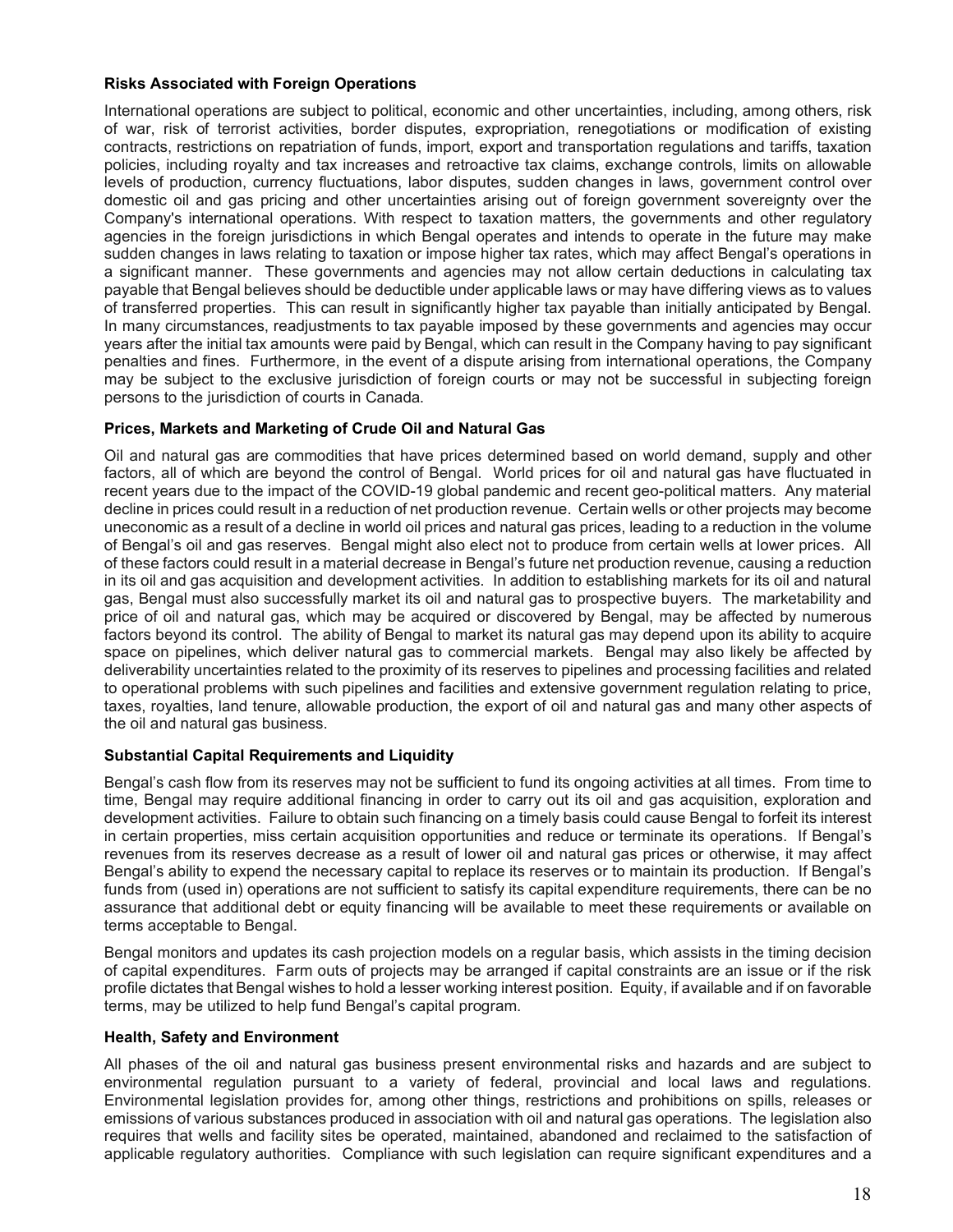**Risks Associated with Foreign Operations**

International operations are subject to political, economic and other uncertainties, including, among others, risk of war, risk of terrorist activities, border disputes, expropriation, renegotiations or modification of existing contracts, restrictions on repatriation of funds, import, export and transportation regulations and tariffs, taxation policies, including royalty and tax increases and retroactive tax claims, exchange controls, limits on allowable levels of production, currency fluctuations, labor disputes, sudden changes in laws, government control over domestic oil and gas pricing and other uncertainties arising out of foreign government sovereignty over the Company's international operations. With respect to taxation matters, the governments and other regulatory agencies in the foreign jurisdictions in which Bengal operates and intends to operate in the future may make sudden changes in laws relating to taxation or impose higher tax rates, which may affect Bengal's operations in a significant manner. These governments and agencies may not allow certain deductions in calculating tax payable that Bengal believes should be deductible under applicable laws or may have differing views as to values of transferred properties. This can result in significantly higher tax payable than initially anticipated by Bengal. In many circumstances, readjustments to tax payable imposed by these governments and agencies may occur years after the initial tax amounts were paid by Bengal, which can result in the Company having to pay significant penalties and fines. Furthermore, in the event of a dispute arising from international operations, the Company may be subject to the exclusive jurisdiction of foreign courts or may not be successful in subjecting foreign persons to the jurisdiction of courts in Canada.

**Prices, Markets and Marketing of Crude Oil and Natural Gas**

Oil and natural gas are commodities that have prices determined based on world demand, supply and other factors, all of which are beyond the control of Bengal. World prices for oil and natural gas have fluctuated in recent years due to the impact of the COVID-19 global pandemic and recent geo-political matters. Any material decline in prices could result in a reduction of net production revenue. Certain wells or other projects may become uneconomic as a result of a decline in world oil prices and natural gas prices, leading to a reduction in the volume of Bengal's oil and gas reserves. Bengal might also elect not to produce from certain wells at lower prices. All of these factors could result in a material decrease in Bengal's future net production revenue, causing a reduction in its oil and gas acquisition and development activities. In addition to establishing markets for its oil and natural gas, Bengal must also successfully market its oil and natural gas to prospective buyers. The marketability and price of oil and natural gas, which may be acquired or discovered by Bengal, may be affected by numerous factors beyond its control. The ability of Bengal to market its natural gas may depend upon its ability to acquire space on pipelines, which deliver natural gas to commercial markets. Bengal may also likely be affected by deliverability uncertainties related to the proximity of its reserves to pipelines and processing facilities and related to operational problems with such pipelines and facilities and extensive government regulation relating to price, taxes, royalties, land tenure, allowable production, the export of oil and natural gas and many other aspects of the oil and natural gas business.

**Substantial Capital Requirements and Liquidity**

Bengal's cash flow from its reserves may not be sufficient to fund its ongoing activities at all times. From time to time, Bengal may require additional financing in order to carry out its oil and gas acquisition, exploration and development activities. Failure to obtain such financing on a timely basis could cause Bengal to forfeit its interest in certain properties, miss certain acquisition opportunities and reduce or terminate its operations. If Bengal's revenues from its reserves decrease as a result of lower oil and natural gas prices or otherwise, it may affect Bengal's ability to expend the necessary capital to replace its reserves or to maintain its production. If Bengal's funds from (used in) operations are not sufficient to satisfy its capital expenditure requirements, there can be no assurance that additional debt or equity financing will be available to meet these requirements or available on terms acceptable to Bengal.

Bengal monitors and updates its cash projection models on a regular basis, which assists in the timing decision of capital expenditures. Farm outs of projects may be arranged if capital constraints are an issue or if the risk profile dictates that Bengal wishes to hold a lesser working interest position. Equity, if available and if on favorable terms, may be utilized to help fund Bengal's capital program.

**Health, Safety and Environment**

All phases of the oil and natural gas business present environmental risks and hazards and are subject to environmental regulation pursuant to a variety of federal, provincial and local laws and regulations. Environmental legislation provides for, among other things, restrictions and prohibitions on spills, releases or emissions of various substances produced in association with oil and natural gas operations. The legislation also requires that wells and facility sites be operated, maintained, abandoned and reclaimed to the satisfaction of applicable regulatory authorities. Compliance with such legislation can require significant expenditures and a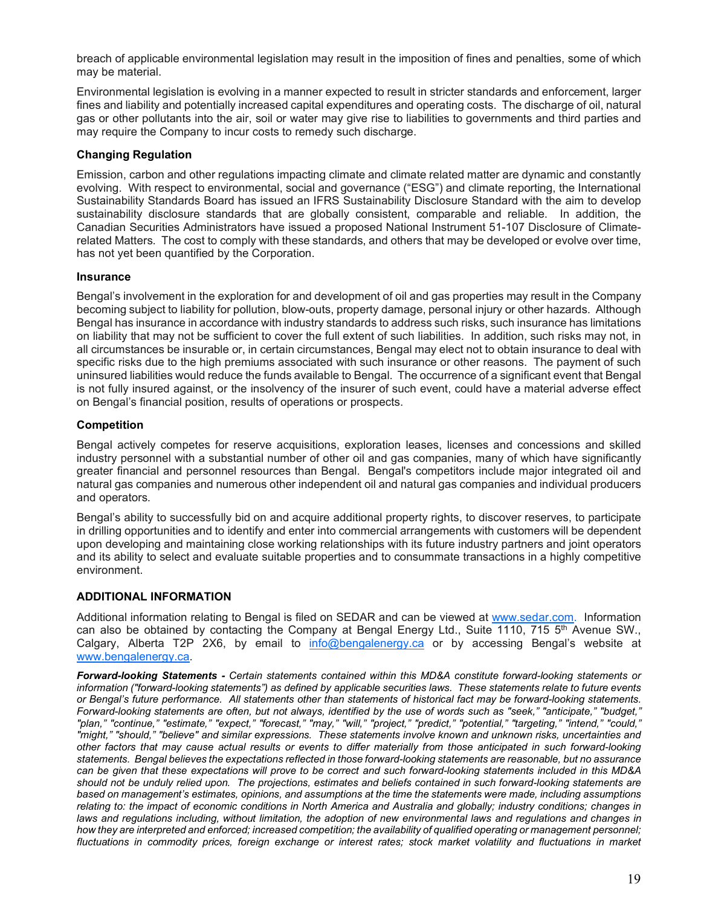breach of applicable environmental legislation may result in the imposition of fines and penalties, some of which may be material.

Environmental legislation is evolving in a manner expected to result in stricter standards and enforcement, larger fines and liability and potentially increased capital expenditures and operating costs. The discharge of oil, natural gas or other pollutants into the air, soil or water may give rise to liabilities to governments and third parties and may require the Company to incur costs to remedy such discharge.

### Changing Regulation

Emission, carbon and other regulations impacting climate and climate related matter are dynamic and constantly evolving. With respect to environmental, social and governance ("ESG") and climate reporting, the International Sustainability Standards Board has issued an IFRS Sustainability Disclosure Standard with the aim to develop sustainability disclosure standards that are globally consistent, comparable and reliable. In addition, the Canadian Securities Administrators have issued a proposed National Instrument 51-107 Disclosure of Climate-related Matters. The cost to comply with these standards, and others that may be developed or evolve over time, has not yet been quantified by the Corporation.

### Insurance

Bengal's involvement in the exploration for and development of oil and gas properties may result in the Company becoming subject to liability for pollution, blow-outs, property damage, personal injury or other hazards. Although Bengal has insurance in accordance with industry standards to address such risks, such insurance has limitations on liability that may not be sufficient to cover the full extent of such liabilities. In addition, such risks may not, in all circumstances be insurable or, in certain circumstances, Bengal may elect not to obtain insurance to deal with specific risks due to the high premiums associated with such insurance or other reasons. The payment of such uninsured liabilities would reduce the funds available to Bengal. The occurrence of a significant event that Bengal is not fully insured against, or the insolvency of the insurer of such event, could have a material adverse effect on Bengal's financial position, results of operations or prospects.

### Competition

Bengal actively competes for reserve acquisitions, exploration leases, licenses and concessions and skilled industry personnel with a substantial number of other oil and gas companies, many of which have significantly greater financial and personnel resources than Bengal. Bengal's competitors include major integrated oil and natural gas companies and numerous other independent oil and natural gas companies and individual producers and operators.

Bengal's ability to successfully bid on and acquire additional property rights, to discover reserves, to participate in drilling opportunities and to identify and enter into commercial arrangements with customers will be dependent upon developing and maintaining close working relationships with its future industry partners and joint operators and its ability to select and evaluate suitable properties and to consummate transactions in a highly competitive environment.

## ADDITIONAL INFORMATION

Additional information relating to Bengal is filed on SEDAR and can be viewed at www.sedar.com. Information can also be obtained by contacting the Company at Bengal Energy Ltd., Suite 1110, 715 5th Avenue SW., Calgary, Alberta T2P 2X6, by email to info@bengalenergy.ca or by accessing Bengal's website at www.bengalenergy.ca.

***Forward-looking Statements -*** *Certain statements contained within this MD&A constitute forward-looking statements or information ("forward-looking statements") as defined by applicable securities laws. These statements relate to future events or Bengal's future performance. All statements other than statements of historical fact may be forward-looking statements. Forward-looking statements are often, but not always, identified by the use of words such as "seek," "anticipate," "budget," "plan," "continue," "estimate," "expect," "forecast," "may," "will," "project," "predict," "potential," "targeting," "intend," "could," "might," "should," "believe" and similar expressions. These statements involve known and unknown risks, uncertainties and other factors that may cause actual results or events to differ materially from those anticipated in such forward-looking statements. Bengal believes the expectations reflected in those forward-looking statements are reasonable, but no assurance can be given that these expectations will prove to be correct and such forward-looking statements included in this MD&A should not be unduly relied upon. The projections, estimates and beliefs contained in such forward-looking statements are based on management's estimates, opinions, and assumptions at the time the statements were made, including assumptions relating to: the impact of economic conditions in North America and Australia and globally; industry conditions; changes in laws and regulations including, without limitation, the adoption of new environmental laws and regulations and changes in how they are interpreted and enforced; increased competition; the availability of qualified operating or management personnel; fluctuations in commodity prices, foreign exchange or interest rates; stock market volatility and fluctuations in market*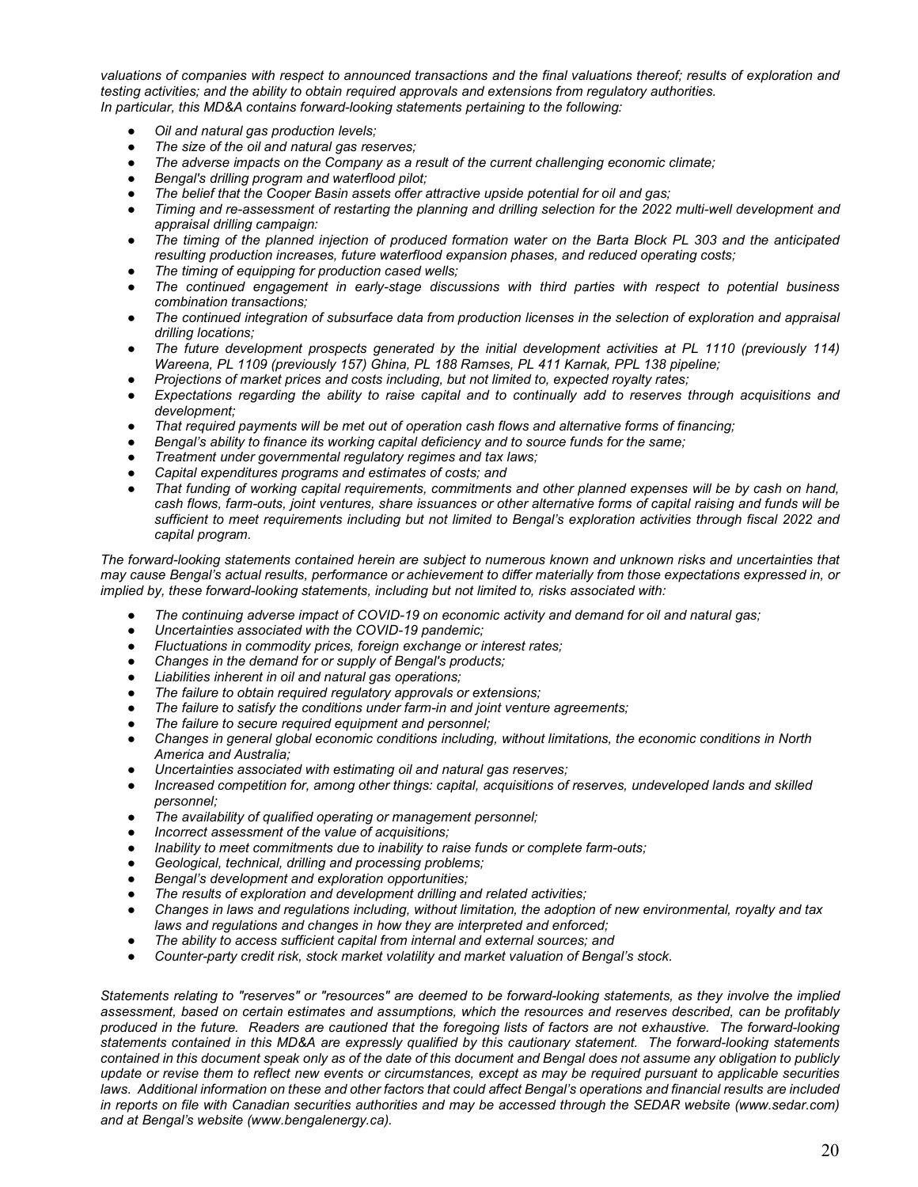*valuations of companies with respect to announced transactions and the final valuations thereof; results of exploration and testing activities; and the ability to obtain required approvals and extensions from regulatory authorities.*
*In particular, this MD&A contains forward-looking statements pertaining to the following:*

- *Oil and natural gas production levels;*
- *The size of the oil and natural gas reserves;*
- *The adverse impacts on the Company as a result of the current challenging economic climate;*
- *Bengal's drilling program and waterflood pilot;*
- *The belief that the Cooper Basin assets offer attractive upside potential for oil and gas;*
- *Timing and re-assessment of restarting the planning and drilling selection for the 2022 multi-well development and appraisal drilling campaign:*
- *The timing of the planned injection of produced formation water on the Barta Block PL 303 and the anticipated resulting production increases, future waterflood expansion phases, and reduced operating costs;*
- *The timing of equipping for production cased wells;*
- *The continued engagement in early-stage discussions with third parties with respect to potential business combination transactions;*
- *The continued integration of subsurface data from production licenses in the selection of exploration and appraisal drilling locations;*
- *The future development prospects generated by the initial development activities at PL 1110 (previously 114) Wareena, PL 1109 (previously 157) Ghina, PL 188 Ramses, PL 411 Karnak, PPL 138 pipeline;*
- *Projections of market prices and costs including, but not limited to, expected royalty rates;*
- *Expectations regarding the ability to raise capital and to continually add to reserves through acquisitions and development;*
- *That required payments will be met out of operation cash flows and alternative forms of financing;*
- *Bengal's ability to finance its working capital deficiency and to source funds for the same;*
- *Treatment under governmental regulatory regimes and tax laws;*
- *Capital expenditures programs and estimates of costs; and*
- *That funding of working capital requirements, commitments and other planned expenses will be by cash on hand, cash flows, farm-outs, joint ventures, share issuances or other alternative forms of capital raising and funds will be sufficient to meet requirements including but not limited to Bengal's exploration activities through fiscal 2022 and capital program.*

*The forward-looking statements contained herein are subject to numerous known and unknown risks and uncertainties that may cause Bengal's actual results, performance or achievement to differ materially from those expectations expressed in, or implied by, these forward-looking statements, including but not limited to, risks associated with:*

- *The continuing adverse impact of COVID-19 on economic activity and demand for oil and natural gas;*
- *Uncertainties associated with the COVID-19 pandemic;*
- *Fluctuations in commodity prices, foreign exchange or interest rates;*
- *Changes in the demand for or supply of Bengal's products;*
- *Liabilities inherent in oil and natural gas operations;*
- *The failure to obtain required regulatory approvals or extensions;*
- *The failure to satisfy the conditions under farm-in and joint venture agreements;*
- *The failure to secure required equipment and personnel;*
- *Changes in general global economic conditions including, without limitations, the economic conditions in North America and Australia;*
- *Uncertainties associated with estimating oil and natural gas reserves;*
- *Increased competition for, among other things: capital, acquisitions of reserves, undeveloped lands and skilled personnel;*
- *The availability of qualified operating or management personnel;*
- *Incorrect assessment of the value of acquisitions;*
- *Inability to meet commitments due to inability to raise funds or complete farm-outs;*
- *Geological, technical, drilling and processing problems;*
- *Bengal's development and exploration opportunities;*
- *The results of exploration and development drilling and related activities;*
- *Changes in laws and regulations including, without limitation, the adoption of new environmental, royalty and tax laws and regulations and changes in how they are interpreted and enforced;*
- *The ability to access sufficient capital from internal and external sources; and*
- *Counter-party credit risk, stock market volatility and market valuation of Bengal's stock.*

*Statements relating to "reserves" or "resources" are deemed to be forward-looking statements, as they involve the implied assessment, based on certain estimates and assumptions, which the resources and reserves described, can be profitably produced in the future. Readers are cautioned that the foregoing lists of factors are not exhaustive. The forward-looking statements contained in this MD&A are expressly qualified by this cautionary statement. The forward-looking statements contained in this document speak only as of the date of this document and Bengal does not assume any obligation to publicly update or revise them to reflect new events or circumstances, except as may be required pursuant to applicable securities laws. Additional information on these and other factors that could affect Bengal's operations and financial results are included in reports on file with Canadian securities authorities and may be accessed through the SEDAR website (www.sedar.com) and at Bengal's website (www.bengalenergy.ca).*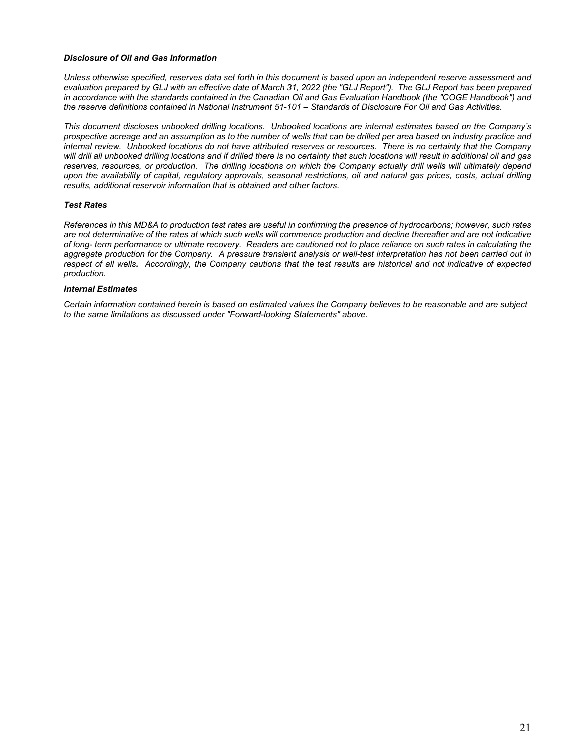***Disclosure of Oil and Gas Information***

*Unless otherwise specified, reserves data set forth in this document is based upon an independent reserve assessment and evaluation prepared by GLJ with an effective date of March 31, 2022 (the "GLJ Report"). The GLJ Report has been prepared in accordance with the standards contained in the Canadian Oil and Gas Evaluation Handbook (the "COGE Handbook") and the reserve definitions contained in National Instrument 51-101 – Standards of Disclosure For Oil and Gas Activities.*

*This document discloses unbooked drilling locations. Unbooked locations are internal estimates based on the Company's prospective acreage and an assumption as to the number of wells that can be drilled per area based on industry practice and internal review. Unbooked locations do not have attributed reserves or resources. There is no certainty that the Company will drill all unbooked drilling locations and if drilled there is no certainty that such locations will result in additional oil and gas reserves, resources, or production. The drilling locations on which the Company actually drill wells will ultimately depend upon the availability of capital, regulatory approvals, seasonal restrictions, oil and natural gas prices, costs, actual drilling results, additional reservoir information that is obtained and other factors.*

***Test Rates***

*References in this MD&A to production test rates are useful in confirming the presence of hydrocarbons; however, such rates are not determinative of the rates at which such wells will commence production and decline thereafter and are not indicative of long- term performance or ultimate recovery. Readers are cautioned not to place reliance on such rates in calculating the aggregate production for the Company. A pressure transient analysis or well-test interpretation has not been carried out in respect of all wells. Accordingly, the Company cautions that the test results are historical and not indicative of expected production.*

***Internal Estimates***

*Certain information contained herein is based on estimated values the Company believes to be reasonable and are subject to the same limitations as discussed under "Forward-looking Statements" above.*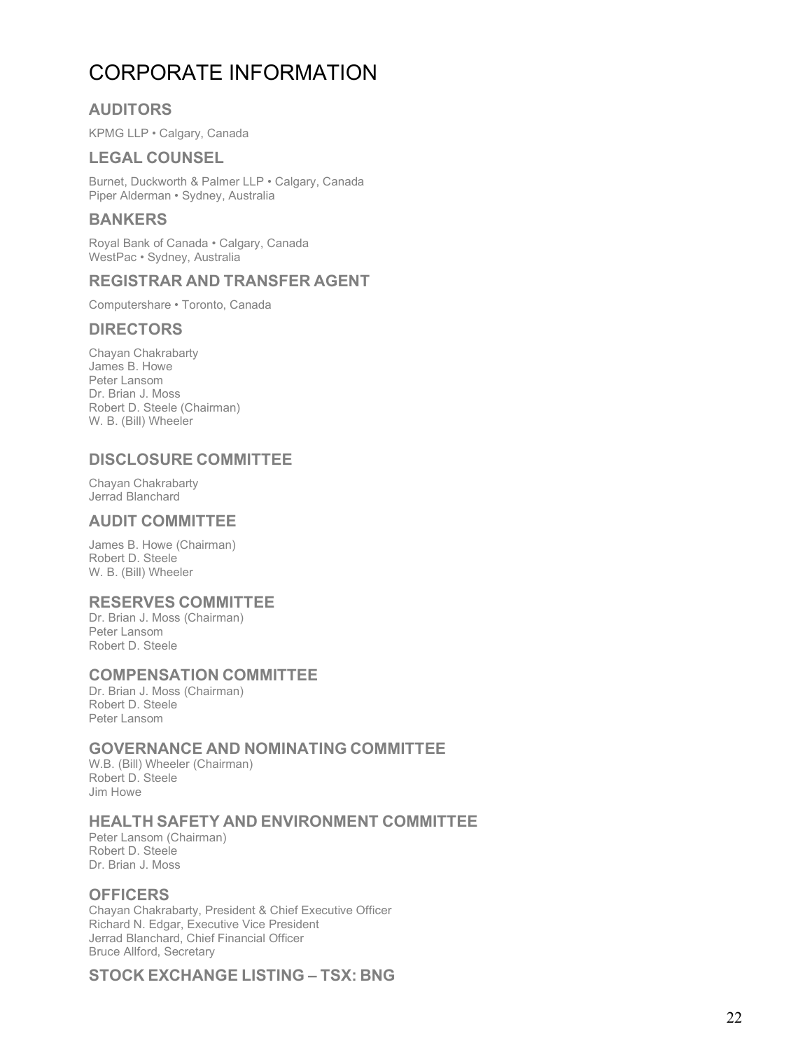# CORPORATE INFORMATION

## AUDITORS

KPMG LLP • Calgary, Canada

## LEGAL COUNSEL

Burnet, Duckworth & Palmer LLP • Calgary, Canada
Piper Alderman • Sydney, Australia

## BANKERS

Royal Bank of Canada • Calgary, Canada
WestPac • Sydney, Australia

## REGISTRAR AND TRANSFER AGENT

Computershare • Toronto, Canada

## DIRECTORS

Chayan Chakrabarty
James B. Howe
Peter Lansom
Dr. Brian J. Moss
Robert D. Steele (Chairman)
W. B. (Bill) Wheeler

## DISCLOSURE COMMITTEE

Chayan Chakrabarty
Jerrad Blanchard

## AUDIT COMMITTEE

James B. Howe (Chairman)
Robert D. Steele
W. B. (Bill) Wheeler

## RESERVES COMMITTEE

Dr. Brian J. Moss (Chairman)
Peter Lansom
Robert D. Steele

## COMPENSATION COMMITTEE

Dr. Brian J. Moss (Chairman)
Robert D. Steele
Peter Lansom

## GOVERNANCE AND NOMINATING COMMITTEE

W.B. (Bill) Wheeler (Chairman)
Robert D. Steele
Jim Howe

## HEALTH SAFETY AND ENVIRONMENT COMMITTEE

Peter Lansom (Chairman)
Robert D. Steele
Dr. Brian J. Moss

## OFFICERS

Chayan Chakrabarty, President & Chief Executive Officer
Richard N. Edgar, Executive Vice President
Jerrad Blanchard, Chief Financial Officer
Bruce Allford, Secretary

## STOCK EXCHANGE LISTING – TSX: BNG